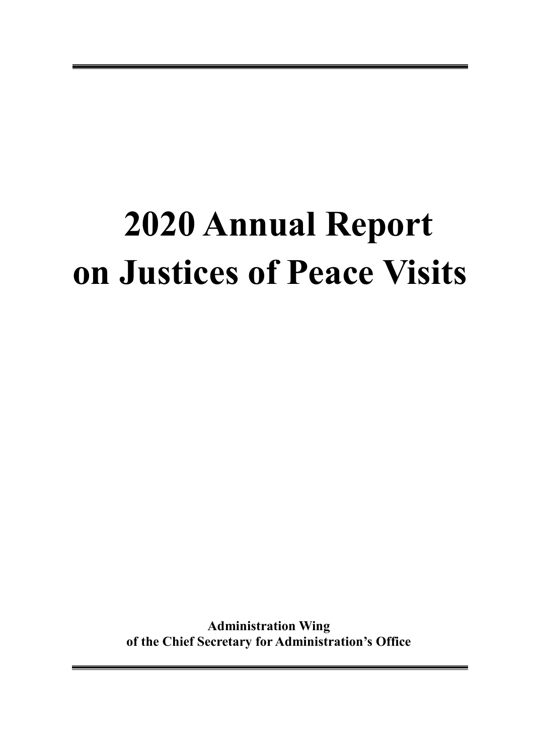# 2020 Annual Report on Justices of Peace Visits

**Administration Wing**
**of the Chief Secretary for Administration's Office**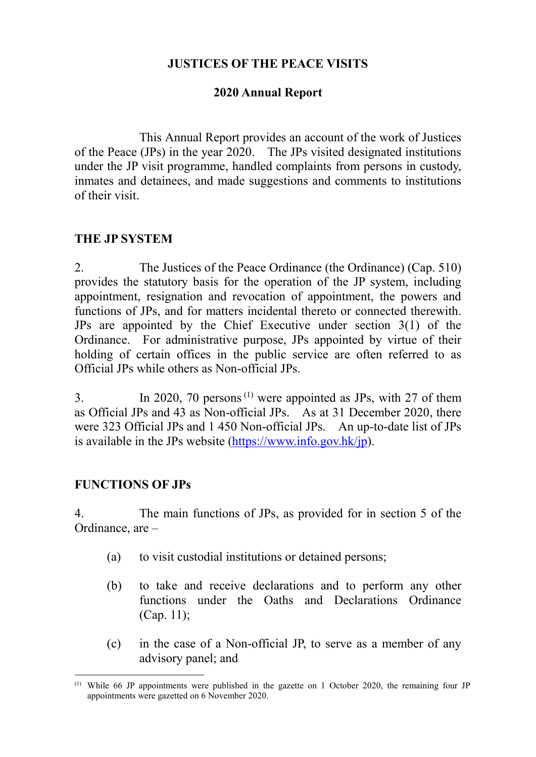# JUSTICES OF THE PEACE VISITS

## 2020 Annual Report

This Annual Report provides an account of the work of Justices of the Peace (JPs) in the year 2020. The JPs visited designated institutions under the JP visit programme, handled complaints from persons in custody, inmates and detainees, and made suggestions and comments to institutions of their visit.

## THE JP SYSTEM

2. The Justices of the Peace Ordinance (the Ordinance) (Cap. 510) provides the statutory basis for the operation of the JP system, including appointment, resignation and revocation of appointment, the powers and functions of JPs, and for matters incidental thereto or connected therewith. JPs are appointed by the Chief Executive under section 3(1) of the Ordinance. For administrative purpose, JPs appointed by virtue of their holding of certain offices in the public service are often referred to as Official JPs while others as Non-official JPs.

3. In 2020, 70 persons [1] were appointed as JPs, with 27 of them as Official JPs and 43 as Non-official JPs. As at 31 December 2020, there were 323 Official JPs and 1 450 Non-official JPs. An up-to-date list of JPs is available in the JPs website (https://www.info.gov.hk/jp).

## FUNCTIONS OF JPs

4. The main functions of JPs, as provided for in section 5 of the Ordinance, are –

(a) to visit custodial institutions or detained persons;

(b) to take and receive declarations and to perform any other functions under the Oaths and Declarations Ordinance (Cap. 11);

(c) in the case of a Non-official JP, to serve as a member of any advisory panel; and

---

[1] While 66 JP appointments were published in the gazette on 1 October 2020, the remaining four JP appointments were gazetted on 6 November 2020.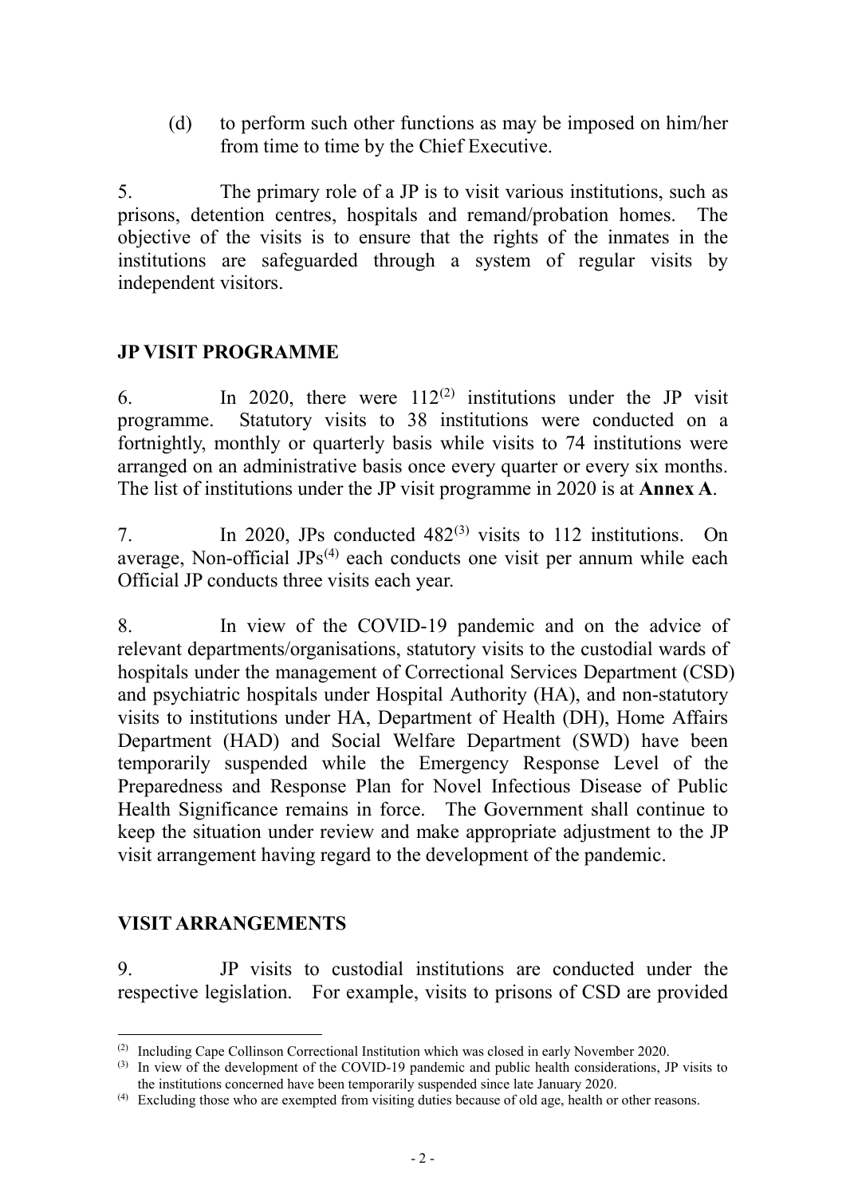(d) to perform such other functions as may be imposed on him/her from time to time by the Chief Executive.

5. The primary role of a JP is to visit various institutions, such as prisons, detention centres, hospitals and remand/probation homes. The objective of the visits is to ensure that the rights of the inmates in the institutions are safeguarded through a system of regular visits by independent visitors.

## JP VISIT PROGRAMME

6. In 2020, there were 112[(2)] institutions under the JP visit programme. Statutory visits to 38 institutions were conducted on a fortnightly, monthly or quarterly basis while visits to 74 institutions were arranged on an administrative basis once every quarter or every six months. The list of institutions under the JP visit programme in 2020 is at **Annex A**.

7. In 2020, JPs conducted 482[(3)] visits to 112 institutions. On average, Non-official JPs[(4)] each conducts one visit per annum while each Official JP conducts three visits each year.

8. In view of the COVID-19 pandemic and on the advice of relevant departments/organisations, statutory visits to the custodial wards of hospitals under the management of Correctional Services Department (CSD) and psychiatric hospitals under Hospital Authority (HA), and non-statutory visits to institutions under HA, Department of Health (DH), Home Affairs Department (HAD) and Social Welfare Department (SWD) have been temporarily suspended while the Emergency Response Level of the Preparedness and Response Plan for Novel Infectious Disease of Public Health Significance remains in force. The Government shall continue to keep the situation under review and make appropriate adjustment to the JP visit arrangement having regard to the development of the pandemic.

## VISIT ARRANGEMENTS

9. JP visits to custodial institutions are conducted under the respective legislation. For example, visits to prisons of CSD are provided

---

(2) Including Cape Collinson Correctional Institution which was closed in early November 2020.

(3) In view of the development of the COVID-19 pandemic and public health considerations, JP visits to the institutions concerned have been temporarily suspended since late January 2020.

(4) Excluding those who are exempted from visiting duties because of old age, health or other reasons.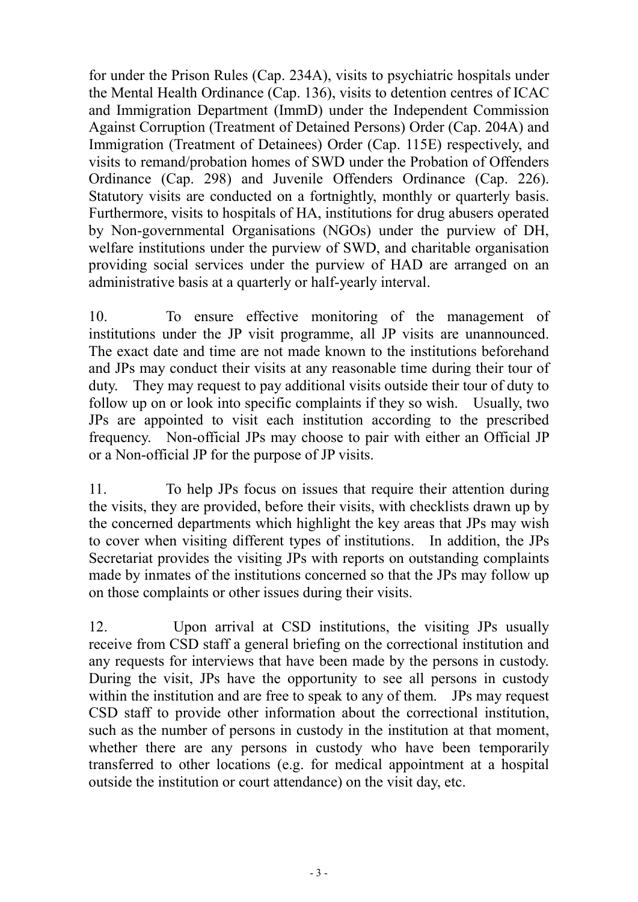for under the Prison Rules (Cap. 234A), visits to psychiatric hospitals under the Mental Health Ordinance (Cap. 136), visits to detention centres of ICAC and Immigration Department (ImmD) under the Independent Commission Against Corruption (Treatment of Detained Persons) Order (Cap. 204A) and Immigration (Treatment of Detainees) Order (Cap. 115E) respectively, and visits to remand/probation homes of SWD under the Probation of Offenders Ordinance (Cap. 298) and Juvenile Offenders Ordinance (Cap. 226). Statutory visits are conducted on a fortnightly, monthly or quarterly basis. Furthermore, visits to hospitals of HA, institutions for drug abusers operated by Non-governmental Organisations (NGOs) under the purview of DH, welfare institutions under the purview of SWD, and charitable organisation providing social services under the purview of HAD are arranged on an administrative basis at a quarterly or half-yearly interval.

10. To ensure effective monitoring of the management of institutions under the JP visit programme, all JP visits are unannounced. The exact date and time are not made known to the institutions beforehand and JPs may conduct their visits at any reasonable time during their tour of duty. They may request to pay additional visits outside their tour of duty to follow up on or look into specific complaints if they so wish. Usually, two JPs are appointed to visit each institution according to the prescribed frequency. Non-official JPs may choose to pair with either an Official JP or a Non-official JP for the purpose of JP visits.

11. To help JPs focus on issues that require their attention during the visits, they are provided, before their visits, with checklists drawn up by the concerned departments which highlight the key areas that JPs may wish to cover when visiting different types of institutions. In addition, the JPs Secretariat provides the visiting JPs with reports on outstanding complaints made by inmates of the institutions concerned so that the JPs may follow up on those complaints or other issues during their visits.

12. Upon arrival at CSD institutions, the visiting JPs usually receive from CSD staff a general briefing on the correctional institution and any requests for interviews that have been made by the persons in custody. During the visit, JPs have the opportunity to see all persons in custody within the institution and are free to speak to any of them. JPs may request CSD staff to provide other information about the correctional institution, such as the number of persons in custody in the institution at that moment, whether there are any persons in custody who have been temporarily transferred to other locations (e.g. for medical appointment at a hospital outside the institution or court attendance) on the visit day, etc.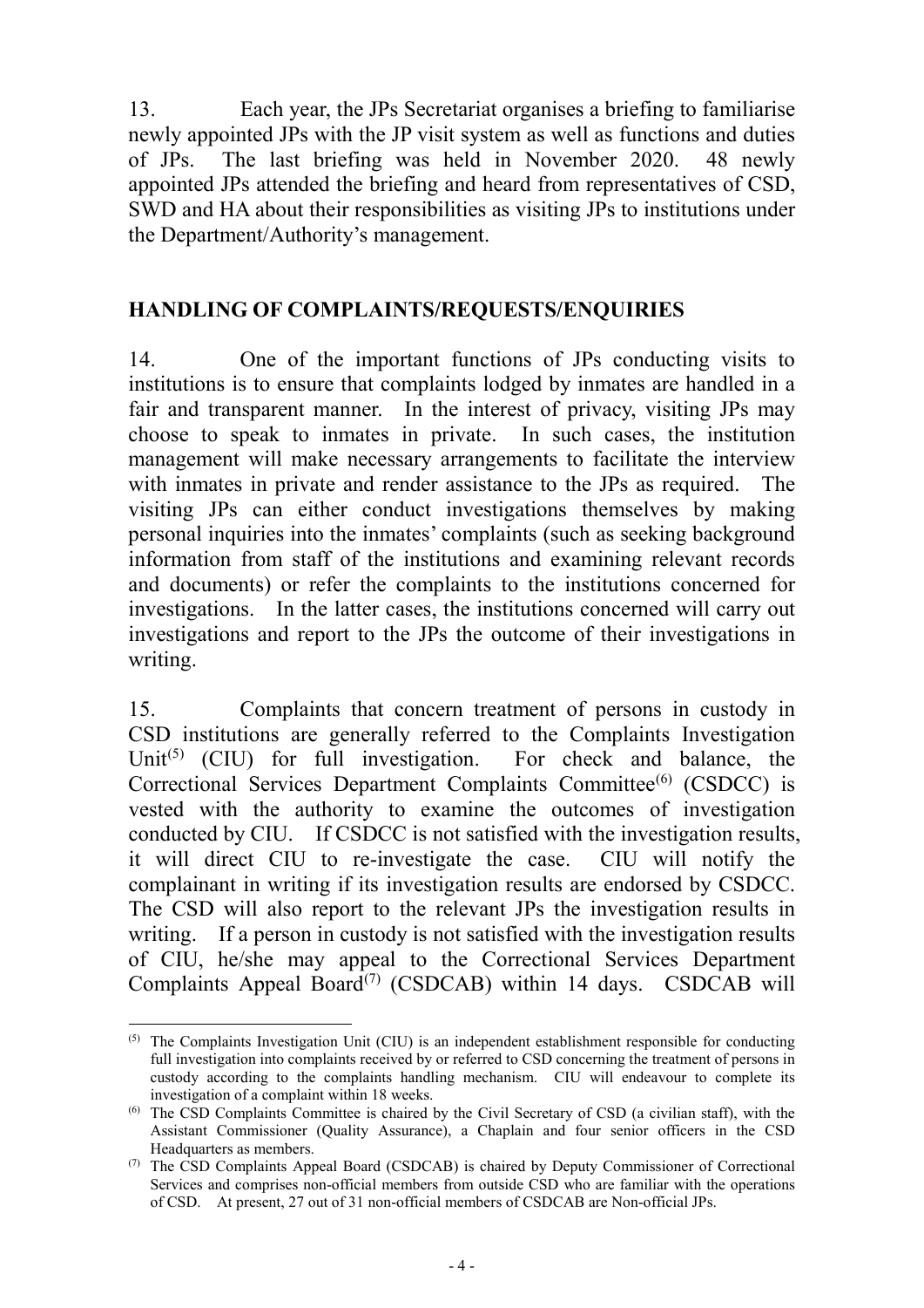13. Each year, the JPs Secretariat organises a briefing to familiarise newly appointed JPs with the JP visit system as well as functions and duties of JPs. The last briefing was held in November 2020. 48 newly appointed JPs attended the briefing and heard from representatives of CSD, SWD and HA about their responsibilities as visiting JPs to institutions under the Department/Authority's management.

## HANDLING OF COMPLAINTS/REQUESTS/ENQUIRIES

14. One of the important functions of JPs conducting visits to institutions is to ensure that complaints lodged by inmates are handled in a fair and transparent manner. In the interest of privacy, visiting JPs may choose to speak to inmates in private. In such cases, the institution management will make necessary arrangements to facilitate the interview with inmates in private and render assistance to the JPs as required. The visiting JPs can either conduct investigations themselves by making personal inquiries into the inmates' complaints (such as seeking background information from staff of the institutions and examining relevant records and documents) or refer the complaints to the institutions concerned for investigations. In the latter cases, the institutions concerned will carry out investigations and report to the JPs the outcome of their investigations in writing.

15. Complaints that concern treatment of persons in custody in CSD institutions are generally referred to the Complaints Investigation Unit(5) (CIU) for full investigation. For check and balance, the Correctional Services Department Complaints Committee(6) (CSDCC) is vested with the authority to examine the outcomes of investigation conducted by CIU. If CSDCC is not satisfied with the investigation results, it will direct CIU to re-investigate the case. CIU will notify the complainant in writing if its investigation results are endorsed by CSDCC. The CSD will also report to the relevant JPs the investigation results in writing. If a person in custody is not satisfied with the investigation results of CIU, he/she may appeal to the Correctional Services Department Complaints Appeal Board(7) (CSDCAB) within 14 days. CSDCAB will

---

(5) The Complaints Investigation Unit (CIU) is an independent establishment responsible for conducting full investigation into complaints received by or referred to CSD concerning the treatment of persons in custody according to the complaints handling mechanism. CIU will endeavour to complete its investigation of a complaint within 18 weeks.

(6) The CSD Complaints Committee is chaired by the Civil Secretary of CSD (a civilian staff), with the Assistant Commissioner (Quality Assurance), a Chaplain and four senior officers in the CSD Headquarters as members.

(7) The CSD Complaints Appeal Board (CSDCAB) is chaired by Deputy Commissioner of Correctional Services and comprises non-official members from outside CSD who are familiar with the operations of CSD. At present, 27 out of 31 non-official members of CSDCAB are Non-official JPs.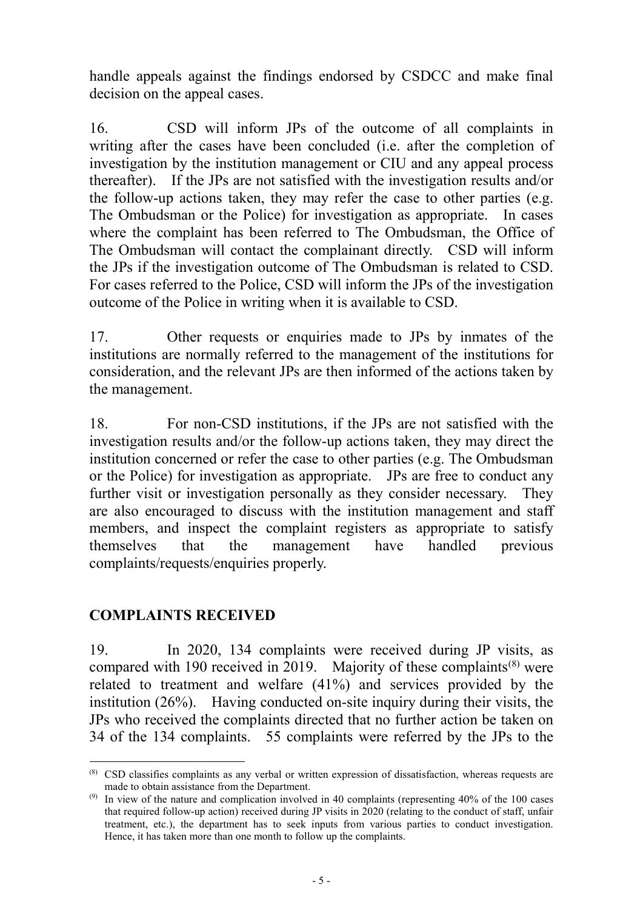handle appeals against the findings endorsed by CSDCC and make final decision on the appeal cases.

16. CSD will inform JPs of the outcome of all complaints in writing after the cases have been concluded (i.e. after the completion of investigation by the institution management or CIU and any appeal process thereafter). If the JPs are not satisfied with the investigation results and/or the follow-up actions taken, they may refer the case to other parties (e.g. The Ombudsman or the Police) for investigation as appropriate. In cases where the complaint has been referred to The Ombudsman, the Office of The Ombudsman will contact the complainant directly. CSD will inform the JPs if the investigation outcome of The Ombudsman is related to CSD. For cases referred to the Police, CSD will inform the JPs of the investigation outcome of the Police in writing when it is available to CSD.

17. Other requests or enquiries made to JPs by inmates of the institutions are normally referred to the management of the institutions for consideration, and the relevant JPs are then informed of the actions taken by the management.

18. For non-CSD institutions, if the JPs are not satisfied with the investigation results and/or the follow-up actions taken, they may direct the institution concerned or refer the case to other parties (e.g. The Ombudsman or the Police) for investigation as appropriate. JPs are free to conduct any further visit or investigation personally as they consider necessary. They are also encouraged to discuss with the institution management and staff members, and inspect the complaint registers as appropriate to satisfy themselves that the management have handled previous complaints/requests/enquiries properly.

## COMPLAINTS RECEIVED

19. In 2020, 134 complaints were received during JP visits, as compared with 190 received in 2019. Majority of these complaints[(8)] were related to treatment and welfare (41%) and services provided by the institution (26%). Having conducted on-site inquiry during their visits, the JPs who received the complaints directed that no further action be taken on 34 of the 134 complaints. 55 complaints were referred by the JPs to the

---

[(8)] CSD classifies complaints as any verbal or written expression of dissatisfaction, whereas requests are made to obtain assistance from the Department.

[(9)] In view of the nature and complication involved in 40 complaints (representing 40% of the 100 cases that required follow-up action) received during JP visits in 2020 (relating to the conduct of staff, unfair treatment, etc.), the department has to seek inputs from various parties to conduct investigation. Hence, it has taken more than one month to follow up the complaints.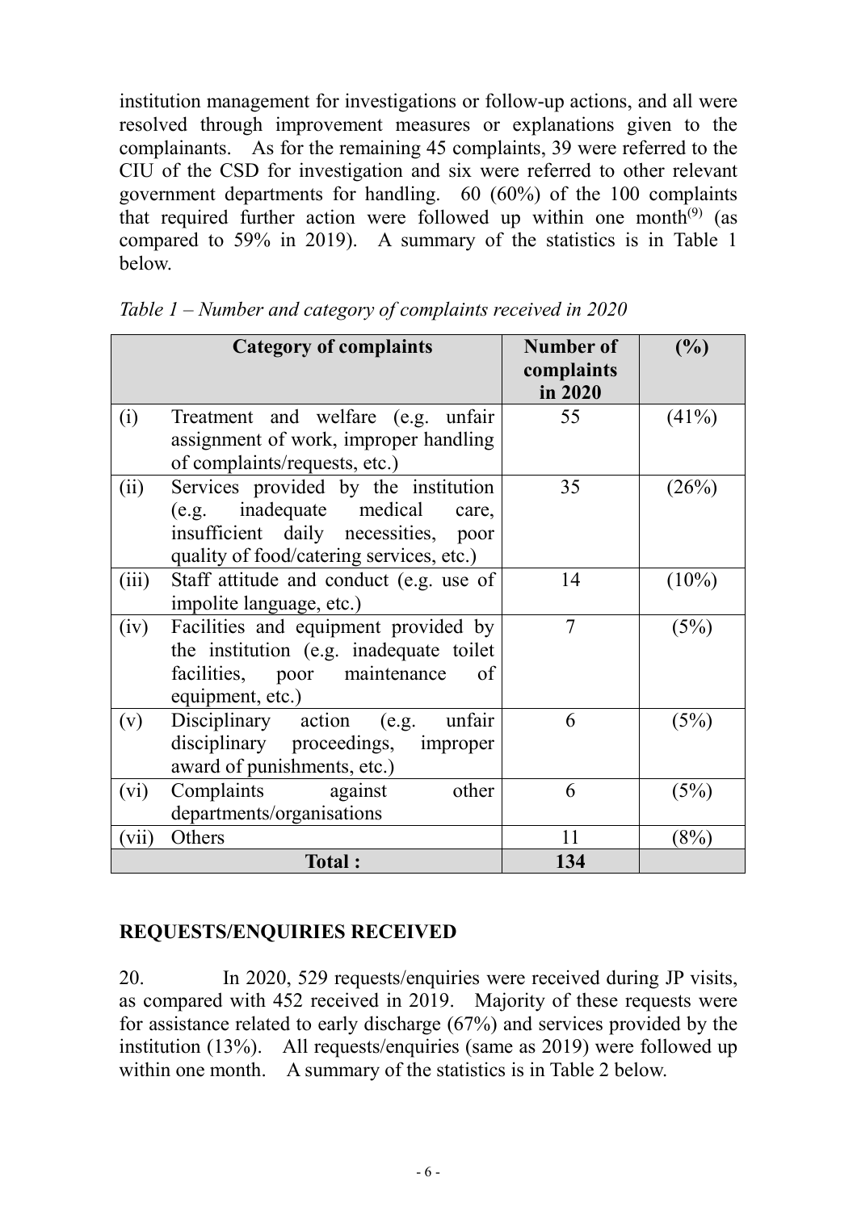institution management for investigations or follow-up actions, and all were resolved through improvement measures or explanations given to the complainants. As for the remaining 45 complaints, 39 were referred to the CIU of the CSD for investigation and six were referred to other relevant government departments for handling. 60 (60%) of the 100 complaints that required further action were followed up within one month[(9)] (as compared to 59% in 2019). A summary of the statistics is in Table 1 below.

*Table 1 – Number and category of complaints received in 2020*

| | Category of complaints | Number of complaints in 2020 | (%) |
|---|---|---|---|
| (i) | Treatment and welfare (e.g. unfair assignment of work, improper handling of complaints/requests, etc.) | 55 | (41%) |
| (ii) | Services provided by the institution (e.g. inadequate medical care, insufficient daily necessities, poor quality of food/catering services, etc.) | 35 | (26%) |
| (iii) | Staff attitude and conduct (e.g. use of impolite language, etc.) | 14 | (10%) |
| (iv) | Facilities and equipment provided by the institution (e.g. inadequate toilet facilities, poor maintenance of equipment, etc.) | 7 | (5%) |
| (v) | Disciplinary action (e.g. unfair disciplinary proceedings, improper award of punishments, etc.) | 6 | (5%) |
| (vi) | Complaints against other departments/organisations | 6 | (5%) |
| (vii) | Others | 11 | (8%) |
| | **Total :** | **134** | |

## REQUESTS/ENQUIRIES RECEIVED

20. In 2020, 529 requests/enquiries were received during JP visits, as compared with 452 received in 2019. Majority of these requests were for assistance related to early discharge (67%) and services provided by the institution (13%). All requests/enquiries (same as 2019) were followed up within one month. A summary of the statistics is in Table 2 below.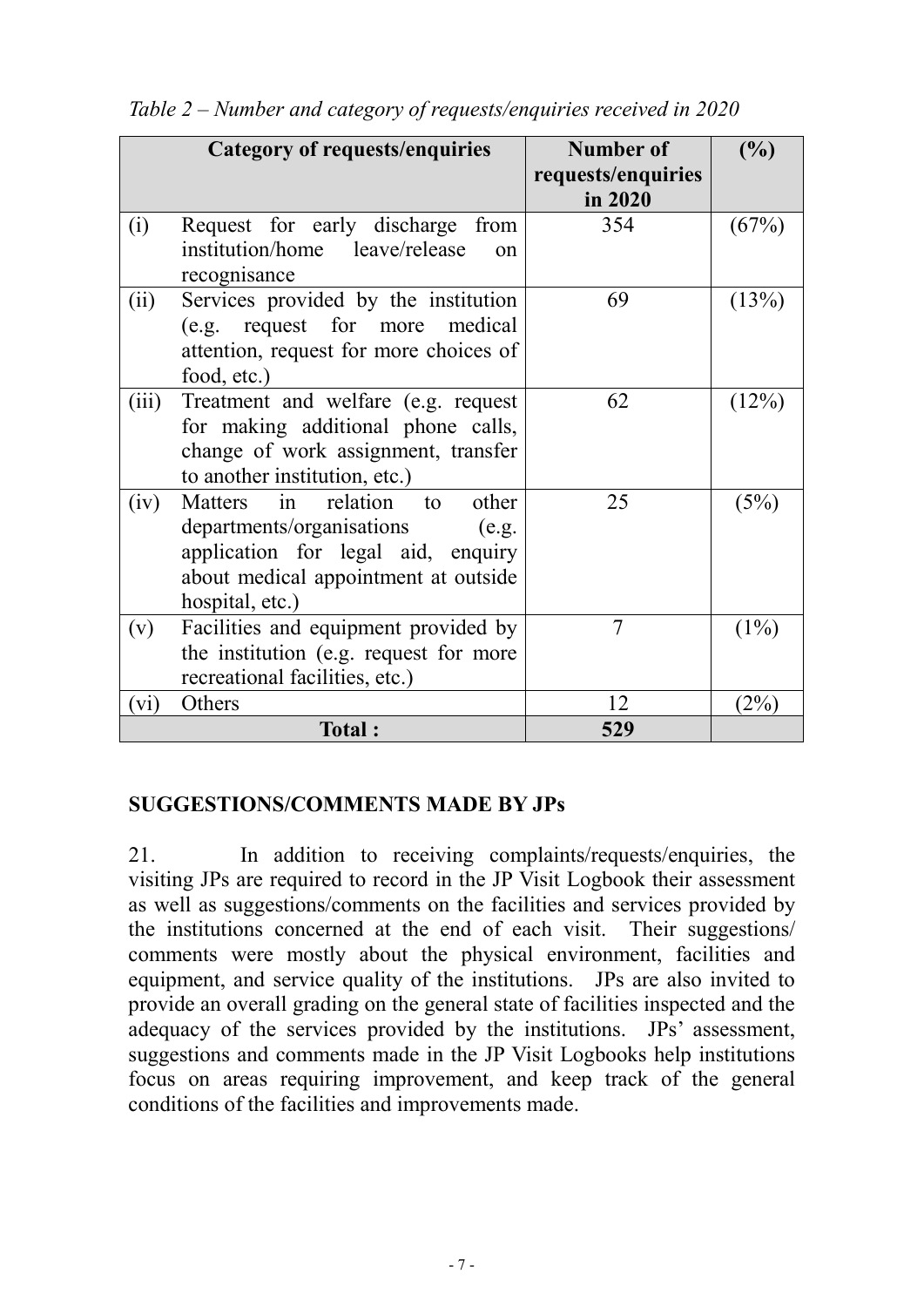*Table 2 – Number and category of requests/enquiries received in 2020*

| | Category of requests/enquiries | Number of requests/enquiries in 2020 | (%) |
|---|---|---|---|
| (i) | Request for early discharge from institution/home leave/release on recognisance | 354 | (67%) |
| (ii) | Services provided by the institution (e.g. request for more medical attention, request for more choices of food, etc.) | 69 | (13%) |
| (iii) | Treatment and welfare (e.g. request for making additional phone calls, change of work assignment, transfer to another institution, etc.) | 62 | (12%) |
| (iv) | Matters in relation to other departments/organisations (e.g. application for legal aid, enquiry about medical appointment at outside hospital, etc.) | 25 | (5%) |
| (v) | Facilities and equipment provided by the institution (e.g. request for more recreational facilities, etc.) | 7 | (1%) |
| (vi) | Others | 12 | (2%) |
| | **Total :** | **529** | |

**SUGGESTIONS/COMMENTS MADE BY JPs**

21. In addition to receiving complaints/requests/enquiries, the visiting JPs are required to record in the JP Visit Logbook their assessment as well as suggestions/comments on the facilities and services provided by the institutions concerned at the end of each visit. Their suggestions/ comments were mostly about the physical environment, facilities and equipment, and service quality of the institutions. JPs are also invited to provide an overall grading on the general state of facilities inspected and the adequacy of the services provided by the institutions. JPs' assessment, suggestions and comments made in the JP Visit Logbooks help institutions focus on areas requiring improvement, and keep track of the general conditions of the facilities and improvements made.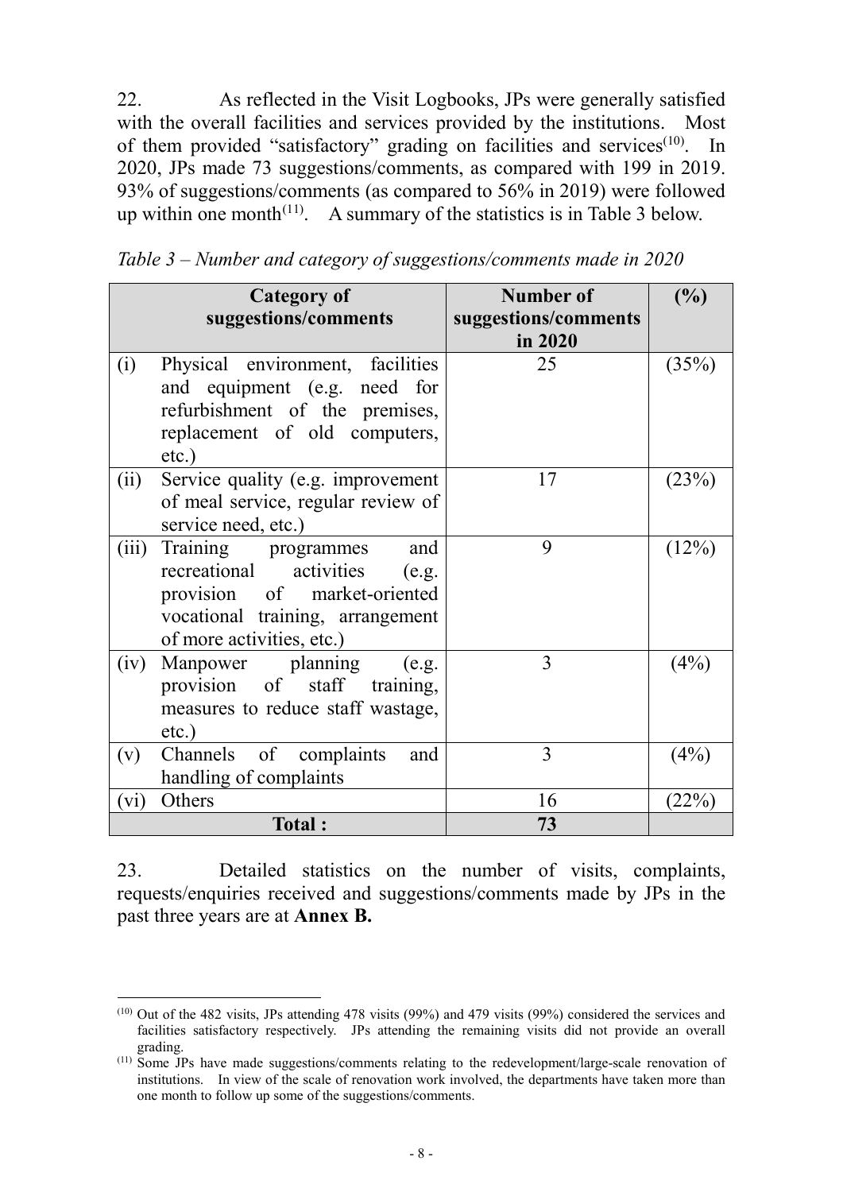22. As reflected in the Visit Logbooks, JPs were generally satisfied with the overall facilities and services provided by the institutions. Most of them provided "satisfactory" grading on facilities and services[(10)]. In 2020, JPs made 73 suggestions/comments, as compared with 199 in 2019. 93% of suggestions/comments (as compared to 56% in 2019) were followed up within one month[(11)]. A summary of the statistics is in Table 3 below.

*Table 3 – Number and category of suggestions/comments made in 2020*

| | Category of suggestions/comments | Number of suggestions/comments in 2020 | (%) |
|---|---|---|---|
| (i) | Physical environment, facilities and equipment (e.g. need for refurbishment of the premises, replacement of old computers, etc.) | 25 | (35%) |
| (ii) | Service quality (e.g. improvement of meal service, regular review of service need, etc.) | 17 | (23%) |
| (iii) | Training programmes and recreational activities (e.g. provision of market-oriented vocational training, arrangement of more activities, etc.) | 9 | (12%) |
| (iv) | Manpower planning (e.g. provision of staff training, measures to reduce staff wastage, etc.) | 3 | (4%) |
| (v) | Channels of complaints and handling of complaints | 3 | (4%) |
| (vi) | Others | 16 | (22%) |
| | **Total :** | **73** | |

23. Detailed statistics on the number of visits, complaints, requests/enquiries received and suggestions/comments made by JPs in the past three years are at **Annex B.**

---

(10) Out of the 482 visits, JPs attending 478 visits (99%) and 479 visits (99%) considered the services and facilities satisfactory respectively. JPs attending the remaining visits did not provide an overall grading.

(11) Some JPs have made suggestions/comments relating to the redevelopment/large-scale renovation of institutions. In view of the scale of renovation work involved, the departments have taken more than one month to follow up some of the suggestions/comments.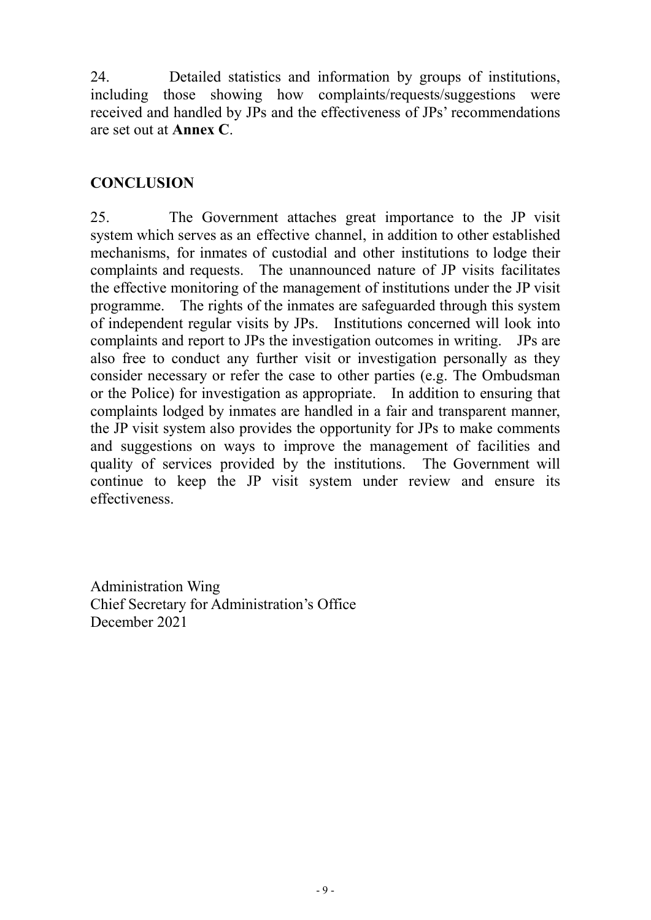24. Detailed statistics and information by groups of institutions, including those showing how complaints/requests/suggestions were received and handled by JPs and the effectiveness of JPs' recommendations are set out at **Annex C**.

## CONCLUSION

25. The Government attaches great importance to the JP visit system which serves as an effective channel, in addition to other established mechanisms, for inmates of custodial and other institutions to lodge their complaints and requests. The unannounced nature of JP visits facilitates the effective monitoring of the management of institutions under the JP visit programme. The rights of the inmates are safeguarded through this system of independent regular visits by JPs. Institutions concerned will look into complaints and report to JPs the investigation outcomes in writing. JPs are also free to conduct any further visit or investigation personally as they consider necessary or refer the case to other parties (e.g. The Ombudsman or the Police) for investigation as appropriate. In addition to ensuring that complaints lodged by inmates are handled in a fair and transparent manner, the JP visit system also provides the opportunity for JPs to make comments and suggestions on ways to improve the management of facilities and quality of services provided by the institutions. The Government will continue to keep the JP visit system under review and ensure its effectiveness.

Administration Wing
Chief Secretary for Administration's Office
December 2021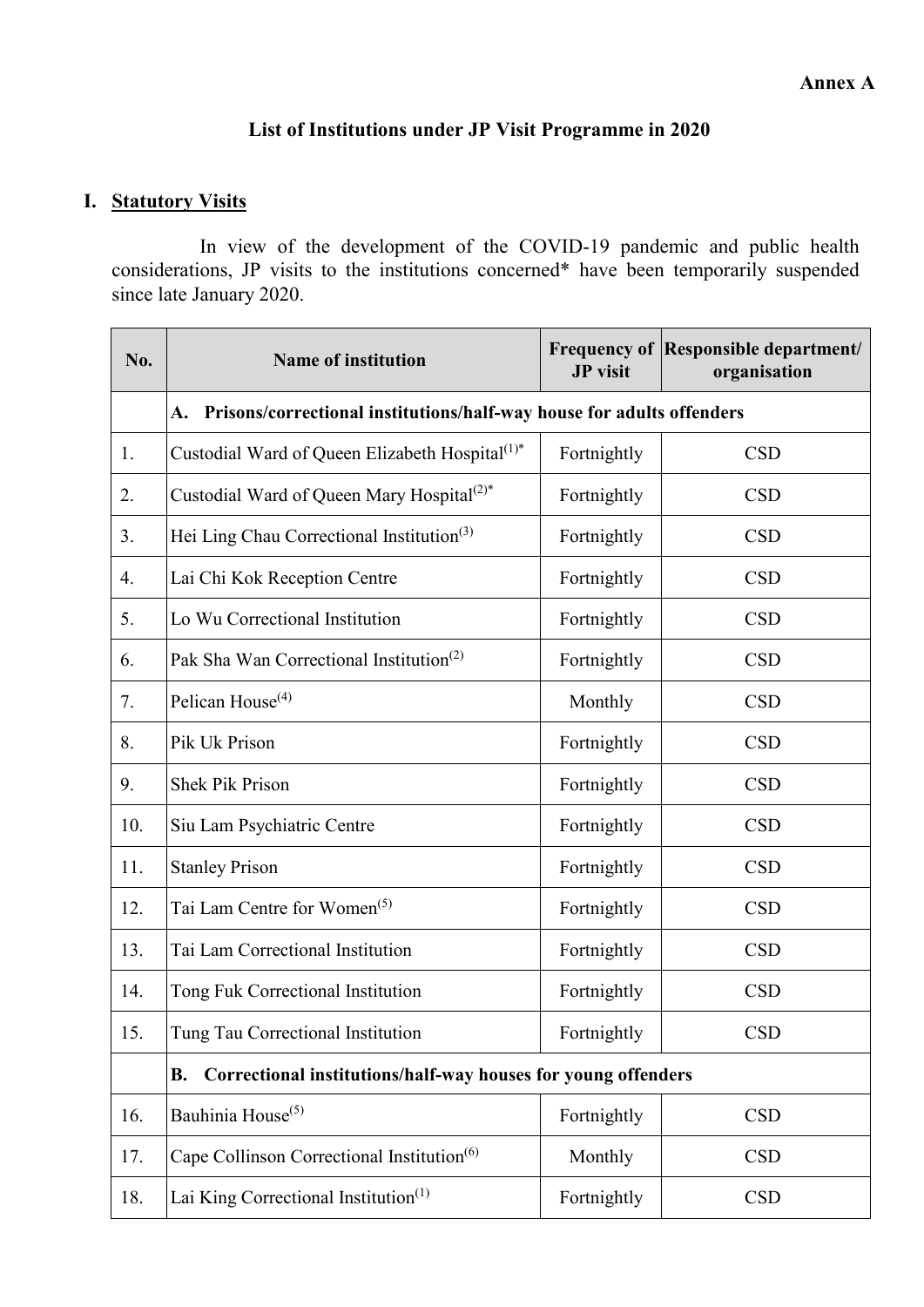**Annex A**

## List of Institutions under JP Visit Programme in 2020

## I. Statutory Visits

In view of the development of the COVID-19 pandemic and public health considerations, JP visits to the institutions concerned* have been temporarily suspended since late January 2020.

| No. | Name of institution | Frequency of JP visit | Responsible department/ organisation |
|---|---|---|---|
| | **A. Prisons/correctional institutions/half-way house for adults offenders** | | |
| 1. | Custodial Ward of Queen Elizabeth Hospital(1)* | Fortnightly | CSD |
| 2. | Custodial Ward of Queen Mary Hospital(2)* | Fortnightly | CSD |
| 3. | Hei Ling Chau Correctional Institution(3) | Fortnightly | CSD |
| 4. | Lai Chi Kok Reception Centre | Fortnightly | CSD |
| 5. | Lo Wu Correctional Institution | Fortnightly | CSD |
| 6. | Pak Sha Wan Correctional Institution(2) | Fortnightly | CSD |
| 7. | Pelican House(4) | Monthly | CSD |
| 8. | Pik Uk Prison | Fortnightly | CSD |
| 9. | Shek Pik Prison | Fortnightly | CSD |
| 10. | Siu Lam Psychiatric Centre | Fortnightly | CSD |
| 11. | Stanley Prison | Fortnightly | CSD |
| 12. | Tai Lam Centre for Women(5) | Fortnightly | CSD |
| 13. | Tai Lam Correctional Institution | Fortnightly | CSD |
| 14. | Tong Fuk Correctional Institution | Fortnightly | CSD |
| 15. | Tung Tau Correctional Institution | Fortnightly | CSD |
| | **B. Correctional institutions/half-way houses for young offenders** | | |
| 16. | Bauhinia House(5) | Fortnightly | CSD |
| 17. | Cape Collinson Correctional Institution(6) | Monthly | CSD |
| 18. | Lai King Correctional Institution(1) | Fortnightly | CSD |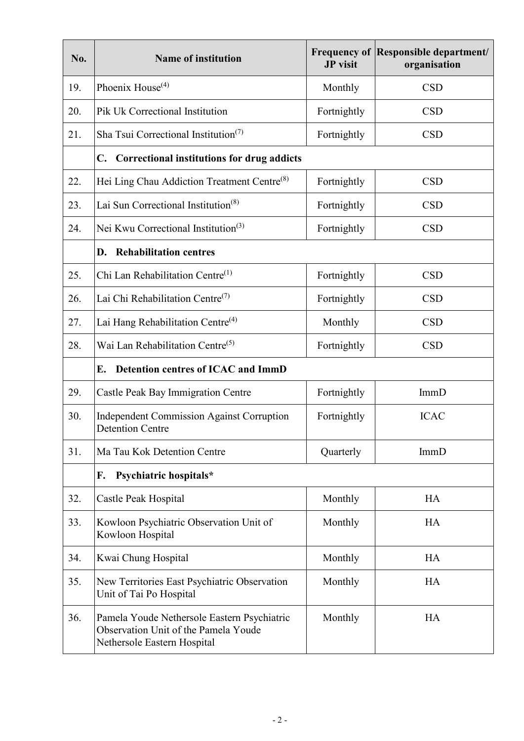| No. | Name of institution | Frequency of JP visit | Responsible department/ organisation |
|---|---|---|---|
| 19. | Phoenix House[(4)] | Monthly | CSD |
| 20. | Pik Uk Correctional Institution | Fortnightly | CSD |
| 21. | Sha Tsui Correctional Institution[(7)] | Fortnightly | CSD |
| | **C. Correctional institutions for drug addicts** | | |
| 22. | Hei Ling Chau Addiction Treatment Centre[(8)] | Fortnightly | CSD |
| 23. | Lai Sun Correctional Institution[(8)] | Fortnightly | CSD |
| 24. | Nei Kwu Correctional Institution[(3)] | Fortnightly | CSD |
| | **D. Rehabilitation centres** | | |
| 25. | Chi Lan Rehabilitation Centre[(1)] | Fortnightly | CSD |
| 26. | Lai Chi Rehabilitation Centre[(7)] | Fortnightly | CSD |
| 27. | Lai Hang Rehabilitation Centre[(4)] | Monthly | CSD |
| 28. | Wai Lan Rehabilitation Centre[(5)] | Fortnightly | CSD |
| | **E. Detention centres of ICAC and ImmD** | | |
| 29. | Castle Peak Bay Immigration Centre | Fortnightly | ImmD |
| 30. | Independent Commission Against Corruption Detention Centre | Fortnightly | ICAC |
| 31. | Ma Tau Kok Detention Centre | Quarterly | ImmD |
| | **F. Psychiatric hospitals*** | | |
| 32. | Castle Peak Hospital | Monthly | HA |
| 33. | Kowloon Psychiatric Observation Unit of Kowloon Hospital | Monthly | HA |
| 34. | Kwai Chung Hospital | Monthly | HA |
| 35. | New Territories East Psychiatric Observation Unit of Tai Po Hospital | Monthly | HA |
| 36. | Pamela Youde Nethersole Eastern Psychiatric Observation Unit of the Pamela Youde Nethersole Eastern Hospital | Monthly | HA |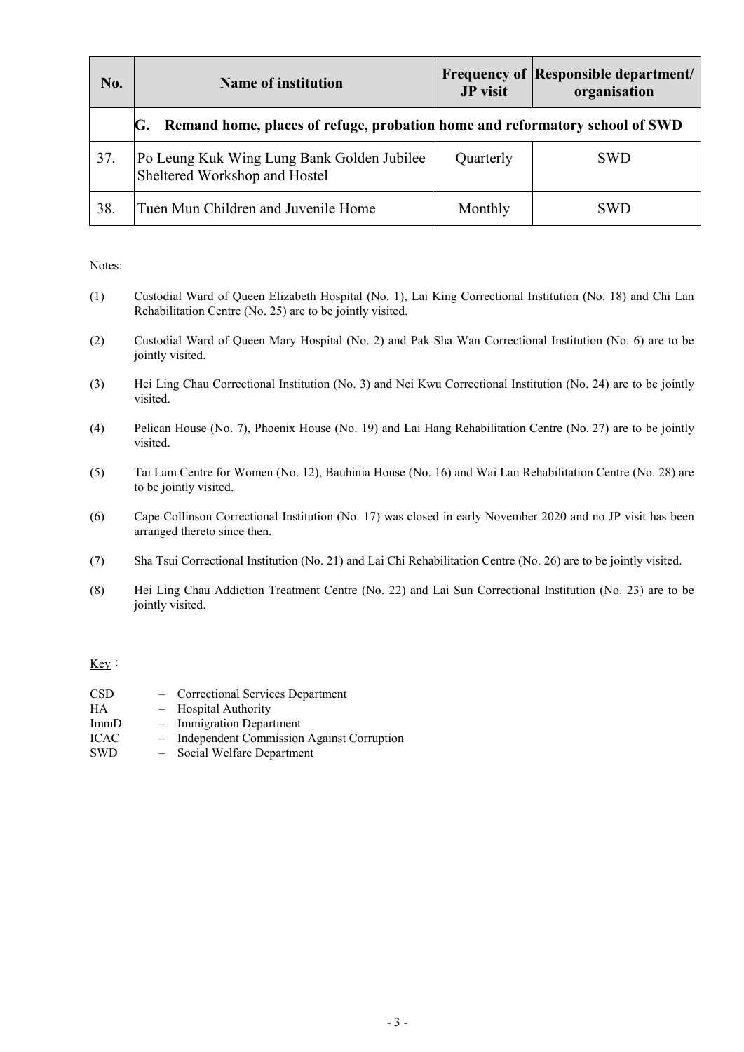| No. | Name of institution | Frequency of JP visit | Responsible department/ organisation |
|---|---|---|---|
| | **G. Remand home, places of refuge, probation home and reformatory school of SWD** | | |
| 37. | Po Leung Kuk Wing Lung Bank Golden Jubilee Sheltered Workshop and Hostel | Quarterly | SWD |
| 38. | Tuen Mun Children and Juvenile Home | Monthly | SWD |

Notes:

(1) Custodial Ward of Queen Elizabeth Hospital (No. 1), Lai King Correctional Institution (No. 18) and Chi Lan Rehabilitation Centre (No. 25) are to be jointly visited.

(2) Custodial Ward of Queen Mary Hospital (No. 2) and Pak Sha Wan Correctional Institution (No. 6) are to be jointly visited.

(3) Hei Ling Chau Correctional Institution (No. 3) and Nei Kwu Correctional Institution (No. 24) are to be jointly visited.

(4) Pelican House (No. 7), Phoenix House (No. 19) and Lai Hang Rehabilitation Centre (No. 27) are to be jointly visited.

(5) Tai Lam Centre for Women (No. 12), Bauhinia House (No. 16) and Wai Lan Rehabilitation Centre (No. 28) are to be jointly visited.

(6) Cape Collinson Correctional Institution (No. 17) was closed in early November 2020 and no JP visit has been arranged thereto since then.

(7) Sha Tsui Correctional Institution (No. 21) and Lai Chi Rehabilitation Centre (No. 26) are to be jointly visited.

(8) Hei Ling Chau Addiction Treatment Centre (No. 22) and Lai Sun Correctional Institution (No. 23) are to be jointly visited.

Key：

CSD – Correctional Services Department
HA – Hospital Authority
ImmD – Immigration Department
ICAC – Independent Commission Against Corruption
SWD – Social Welfare Department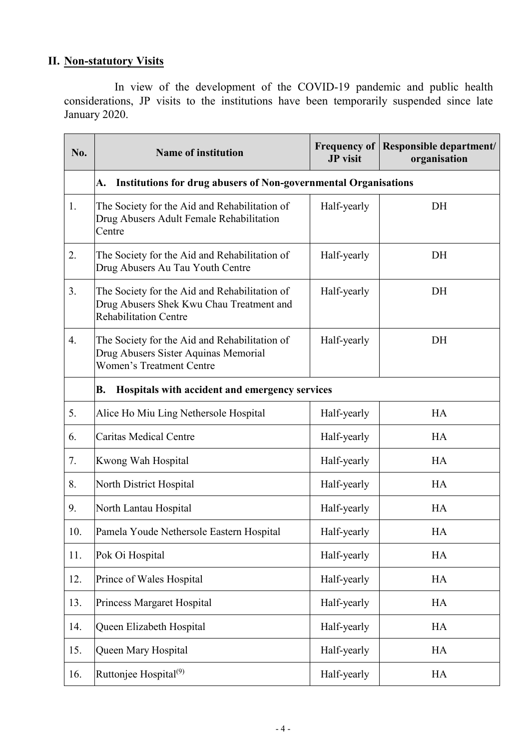## II. Non-statutory Visits

In view of the development of the COVID-19 pandemic and public health considerations, JP visits to the institutions have been temporarily suspended since late January 2020.

| No. | Name of institution | Frequency of JP visit | Responsible department/ organisation |
|---|---|---|---|
| | **A. Institutions for drug abusers of Non-governmental Organisations** | | |
| 1. | The Society for the Aid and Rehabilitation of Drug Abusers Adult Female Rehabilitation Centre | Half-yearly | DH |
| 2. | The Society for the Aid and Rehabilitation of Drug Abusers Au Tau Youth Centre | Half-yearly | DH |
| 3. | The Society for the Aid and Rehabilitation of Drug Abusers Shek Kwu Chau Treatment and Rehabilitation Centre | Half-yearly | DH |
| 4. | The Society for the Aid and Rehabilitation of Drug Abusers Sister Aquinas Memorial Women's Treatment Centre | Half-yearly | DH |
| | **B. Hospitals with accident and emergency services** | | |
| 5. | Alice Ho Miu Ling Nethersole Hospital | Half-yearly | HA |
| 6. | Caritas Medical Centre | Half-yearly | HA |
| 7. | Kwong Wah Hospital | Half-yearly | HA |
| 8. | North District Hospital | Half-yearly | HA |
| 9. | North Lantau Hospital | Half-yearly | HA |
| 10. | Pamela Youde Nethersole Eastern Hospital | Half-yearly | HA |
| 11. | Pok Oi Hospital | Half-yearly | HA |
| 12. | Prince of Wales Hospital | Half-yearly | HA |
| 13. | Princess Margaret Hospital | Half-yearly | HA |
| 14. | Queen Elizabeth Hospital | Half-yearly | HA |
| 15. | Queen Mary Hospital | Half-yearly | HA |
| 16. | Ruttonjee Hospital(9) | Half-yearly | HA |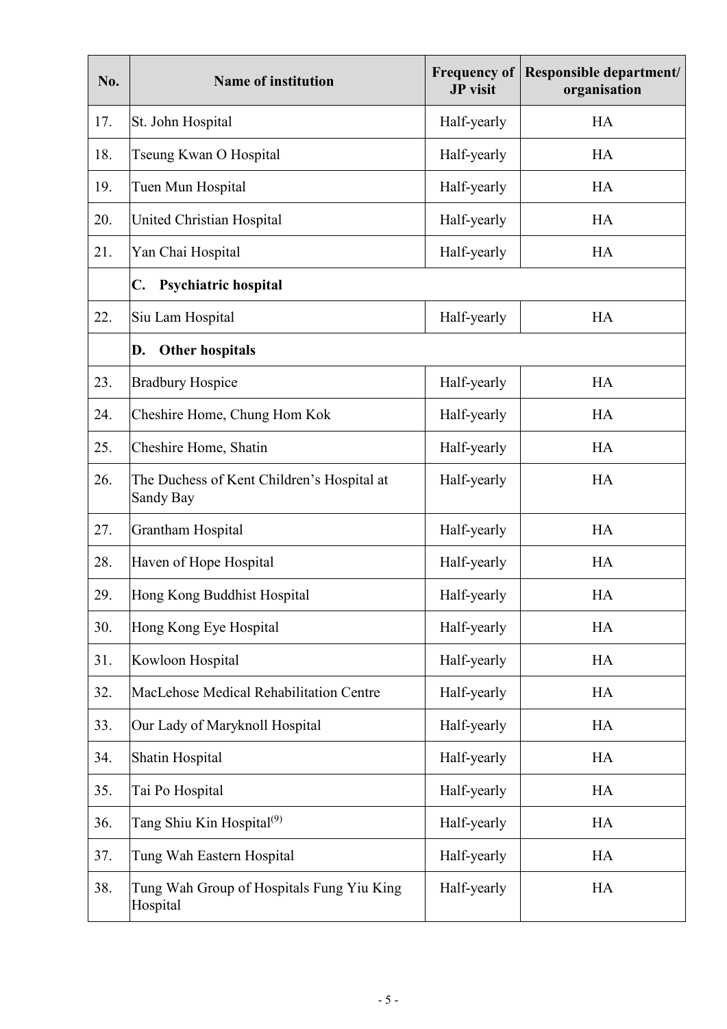| No. | Name of institution | Frequency of JP visit | Responsible department/ organisation |
| --- | --- | --- | --- |
| 17. | St. John Hospital | Half-yearly | HA |
| 18. | Tseung Kwan O Hospital | Half-yearly | HA |
| 19. | Tuen Mun Hospital | Half-yearly | HA |
| 20. | United Christian Hospital | Half-yearly | HA |
| 21. | Yan Chai Hospital | Half-yearly | HA |
| | **C. Psychiatric hospital** | | |
| 22. | Siu Lam Hospital | Half-yearly | HA |
| | **D. Other hospitals** | | |
| 23. | Bradbury Hospice | Half-yearly | HA |
| 24. | Cheshire Home, Chung Hom Kok | Half-yearly | HA |
| 25. | Cheshire Home, Shatin | Half-yearly | HA |
| 26. | The Duchess of Kent Children's Hospital at Sandy Bay | Half-yearly | HA |
| 27. | Grantham Hospital | Half-yearly | HA |
| 28. | Haven of Hope Hospital | Half-yearly | HA |
| 29. | Hong Kong Buddhist Hospital | Half-yearly | HA |
| 30. | Hong Kong Eye Hospital | Half-yearly | HA |
| 31. | Kowloon Hospital | Half-yearly | HA |
| 32. | MacLehose Medical Rehabilitation Centre | Half-yearly | HA |
| 33. | Our Lady of Maryknoll Hospital | Half-yearly | HA |
| 34. | Shatin Hospital | Half-yearly | HA |
| 35. | Tai Po Hospital | Half-yearly | HA |
| 36. | Tang Shiu Kin Hospital[(9)] | Half-yearly | HA |
| 37. | Tung Wah Eastern Hospital | Half-yearly | HA |
| 38. | Tung Wah Group of Hospitals Fung Yiu King Hospital | Half-yearly | HA |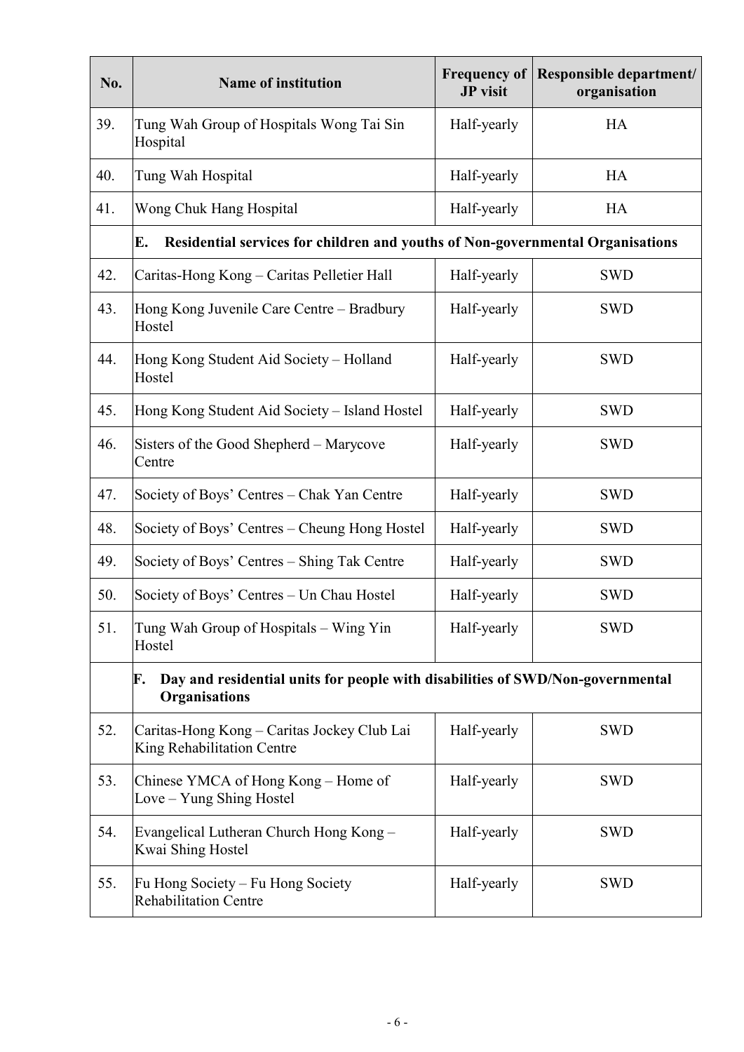| No. | Name of institution | Frequency of JP visit | Responsible department/ organisation |
|---|---|---|---|
| 39. | Tung Wah Group of Hospitals Wong Tai Sin Hospital | Half-yearly | HA |
| 40. | Tung Wah Hospital | Half-yearly | HA |
| 41. | Wong Chuk Hang Hospital | Half-yearly | HA |
| | **E. Residential services for children and youths of Non-governmental Organisations** | | |
| 42. | Caritas-Hong Kong – Caritas Pelletier Hall | Half-yearly | SWD |
| 43. | Hong Kong Juvenile Care Centre – Bradbury Hostel | Half-yearly | SWD |
| 44. | Hong Kong Student Aid Society – Holland Hostel | Half-yearly | SWD |
| 45. | Hong Kong Student Aid Society – Island Hostel | Half-yearly | SWD |
| 46. | Sisters of the Good Shepherd – Marycove Centre | Half-yearly | SWD |
| 47. | Society of Boys' Centres – Chak Yan Centre | Half-yearly | SWD |
| 48. | Society of Boys' Centres – Cheung Hong Hostel | Half-yearly | SWD |
| 49. | Society of Boys' Centres – Shing Tak Centre | Half-yearly | SWD |
| 50. | Society of Boys' Centres – Un Chau Hostel | Half-yearly | SWD |
| 51. | Tung Wah Group of Hospitals – Wing Yin Hostel | Half-yearly | SWD |
| | **F. Day and residential units for people with disabilities of SWD/Non-governmental Organisations** | | |
| 52. | Caritas-Hong Kong – Caritas Jockey Club Lai King Rehabilitation Centre | Half-yearly | SWD |
| 53. | Chinese YMCA of Hong Kong – Home of Love – Yung Shing Hostel | Half-yearly | SWD |
| 54. | Evangelical Lutheran Church Hong Kong – Kwai Shing Hostel | Half-yearly | SWD |
| 55. | Fu Hong Society – Fu Hong Society Rehabilitation Centre | Half-yearly | SWD |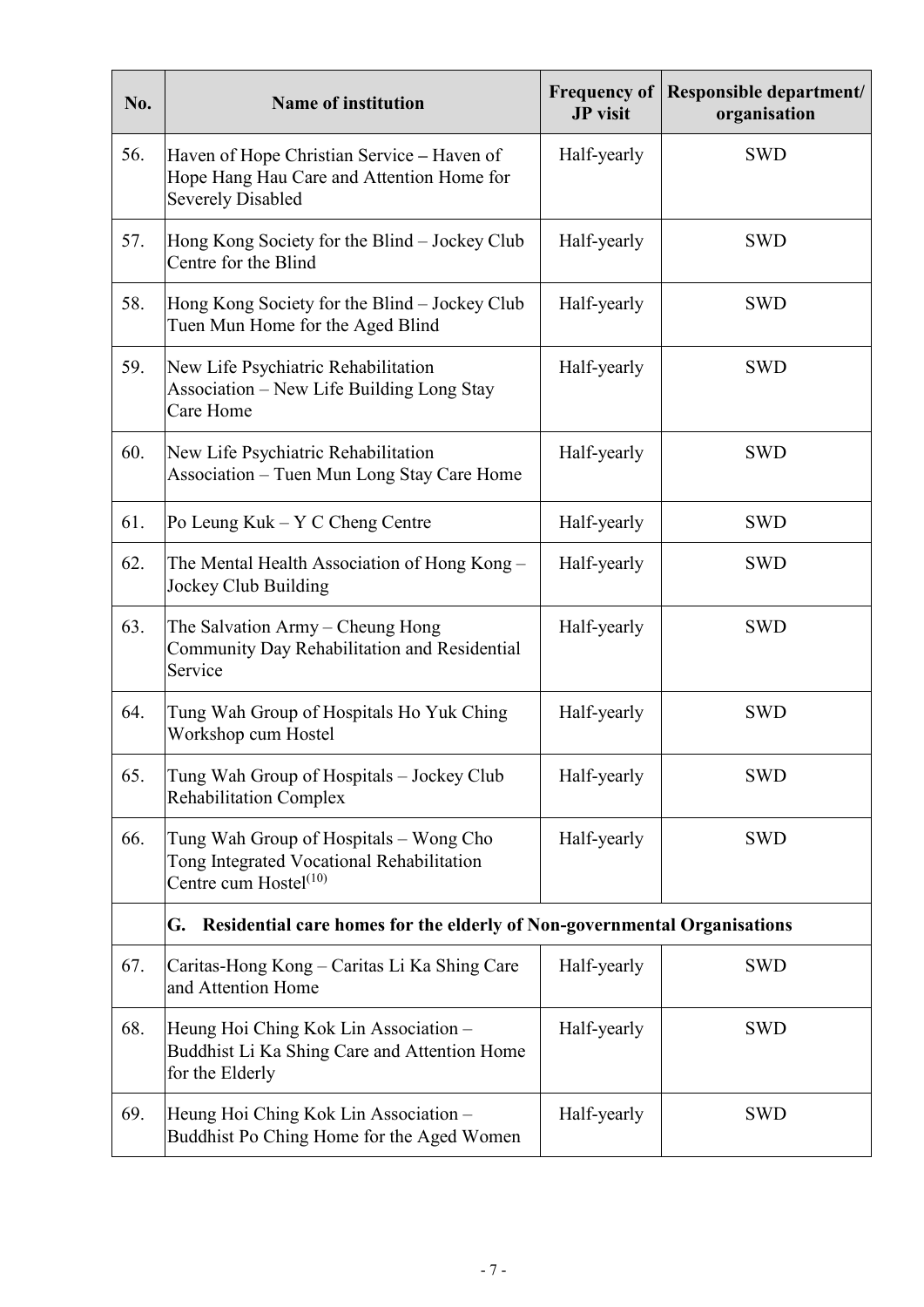| No. | Name of institution | Frequency of JP visit | Responsible department/ organisation |
|---|---|---|---|
| 56. | Haven of Hope Christian Service – Haven of Hope Hang Hau Care and Attention Home for Severely Disabled | Half-yearly | SWD |
| 57. | Hong Kong Society for the Blind – Jockey Club Centre for the Blind | Half-yearly | SWD |
| 58. | Hong Kong Society for the Blind – Jockey Club Tuen Mun Home for the Aged Blind | Half-yearly | SWD |
| 59. | New Life Psychiatric Rehabilitation Association – New Life Building Long Stay Care Home | Half-yearly | SWD |
| 60. | New Life Psychiatric Rehabilitation Association – Tuen Mun Long Stay Care Home | Half-yearly | SWD |
| 61. | Po Leung Kuk – Y C Cheng Centre | Half-yearly | SWD |
| 62. | The Mental Health Association of Hong Kong – Jockey Club Building | Half-yearly | SWD |
| 63. | The Salvation Army – Cheung Hong Community Day Rehabilitation and Residential Service | Half-yearly | SWD |
| 64. | Tung Wah Group of Hospitals Ho Yuk Ching Workshop cum Hostel | Half-yearly | SWD |
| 65. | Tung Wah Group of Hospitals – Jockey Club Rehabilitation Complex | Half-yearly | SWD |
| 66. | Tung Wah Group of Hospitals – Wong Cho Tong Integrated Vocational Rehabilitation Centre cum Hostel[10] | Half-yearly | SWD |
| | **G. Residential care homes for the elderly of Non-governmental Organisations** | | |
| 67. | Caritas-Hong Kong – Caritas Li Ka Shing Care and Attention Home | Half-yearly | SWD |
| 68. | Heung Hoi Ching Kok Lin Association – Buddhist Li Ka Shing Care and Attention Home for the Elderly | Half-yearly | SWD |
| 69. | Heung Hoi Ching Kok Lin Association – Buddhist Po Ching Home for the Aged Women | Half-yearly | SWD |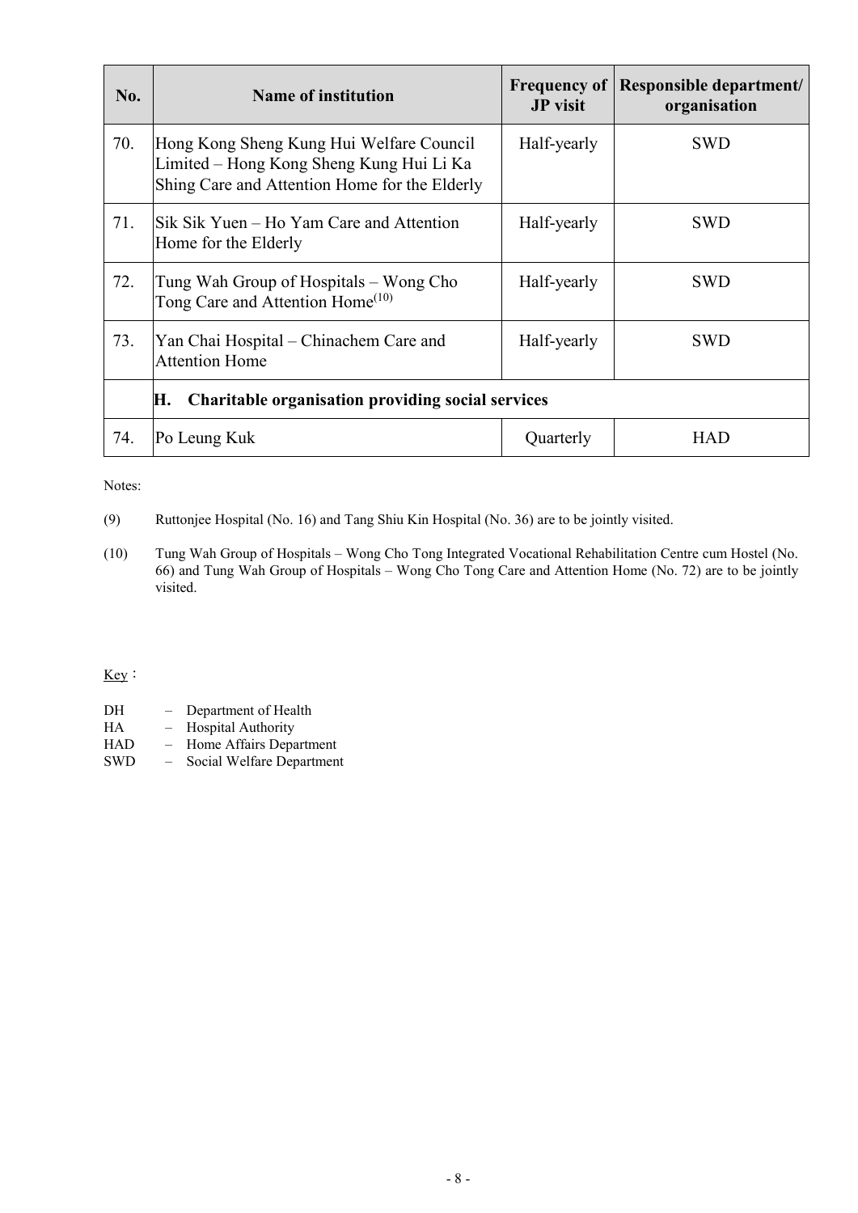| No. | Name of institution | Frequency of JP visit | Responsible department/ organisation |
|---|---|---|---|
| 70. | Hong Kong Sheng Kung Hui Welfare Council Limited – Hong Kong Sheng Kung Hui Li Ka Shing Care and Attention Home for the Elderly | Half-yearly | SWD |
| 71. | Sik Sik Yuen – Ho Yam Care and Attention Home for the Elderly | Half-yearly | SWD |
| 72. | Tung Wah Group of Hospitals – Wong Cho Tong Care and Attention Home(10) | Half-yearly | SWD |
| 73. | Yan Chai Hospital – Chinachem Care and Attention Home | Half-yearly | SWD |
| | **H. Charitable organisation providing social services** | | |
| 74. | Po Leung Kuk | Quarterly | HAD |

Notes:

(9) Ruttonjee Hospital (No. 16) and Tang Shiu Kin Hospital (No. 36) are to be jointly visited.

(10) Tung Wah Group of Hospitals – Wong Cho Tong Integrated Vocational Rehabilitation Centre cum Hostel (No. 66) and Tung Wah Group of Hospitals – Wong Cho Tong Care and Attention Home (No. 72) are to be jointly visited.

Key：

DH – Department of Health
HA – Hospital Authority
HAD – Home Affairs Department
SWD – Social Welfare Department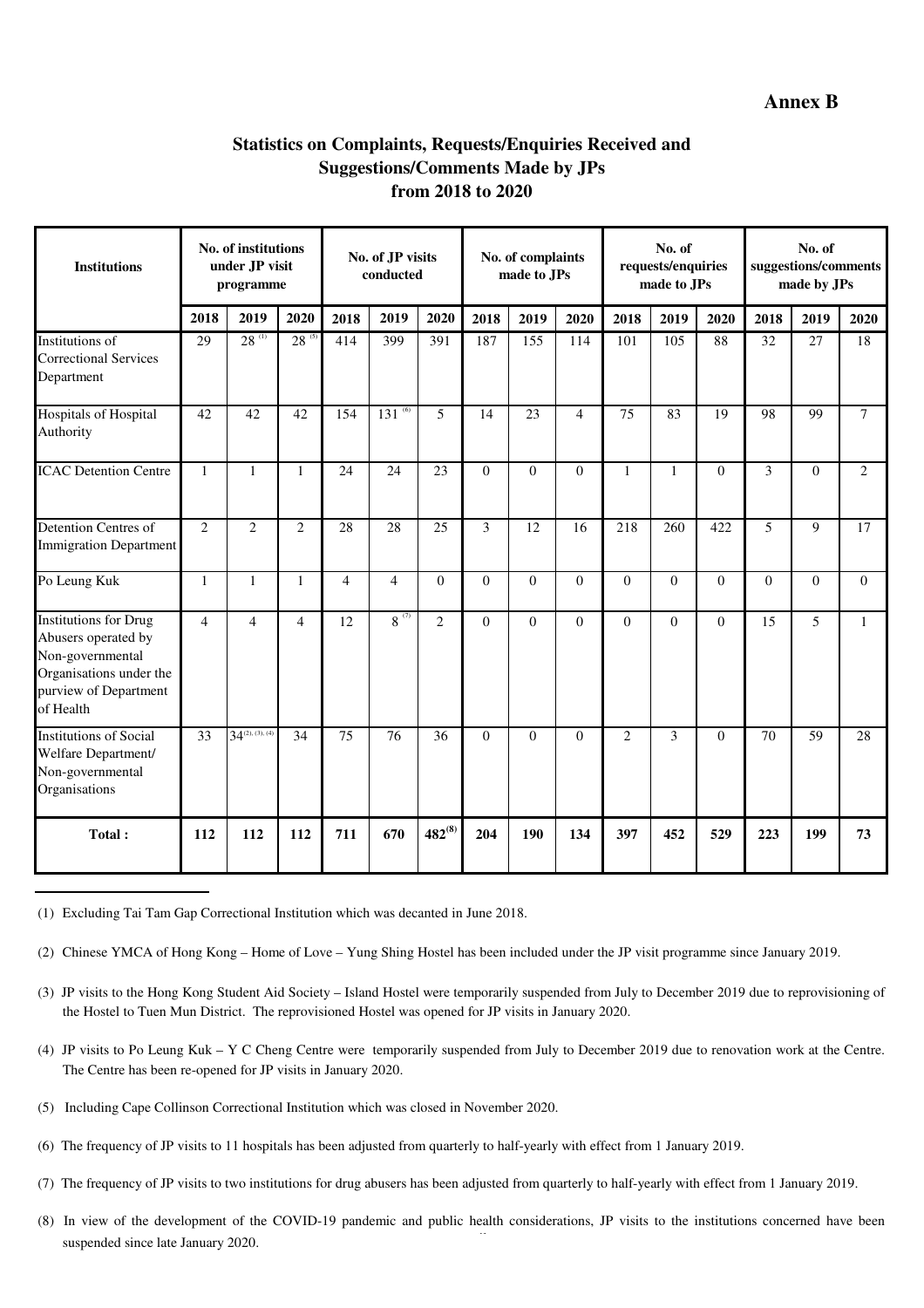**Annex B**

## Statistics on Complaints, Requests/Enquiries Received and Suggestions/Comments Made by JPs from 2018 to 2020

| Institutions | No. of institutions under JP visit programme | | | No. of JP visits conducted | | | No. of complaints made to JPs | | | No. of requests/enquiries made to JPs | | | No. of suggestions/comments made by JPs | | |
|---|---|---|---|---|---|---|---|---|---|---|---|---|---|---|---|
| | 2018 | 2019 | 2020 | 2018 | 2019 | 2020 | 2018 | 2019 | 2020 | 2018 | 2019 | 2020 | 2018 | 2019 | 2020 |
| Institutions of Correctional Services Department | 29 | 28 [(1)] | 28 [(5)] | 414 | 399 | 391 | 187 | 155 | 114 | 101 | 105 | 88 | 32 | 27 | 18 |
| Hospitals of Hospital Authority | 42 | 42 | 42 | 154 | 131 [(6)] | 5 | 14 | 23 | 4 | 75 | 83 | 19 | 98 | 99 | 7 |
| ICAC Detention Centre | 1 | 1 | 1 | 24 | 24 | 23 | 0 | 0 | 0 | 1 | 1 | 0 | 3 | 0 | 2 |
| Detention Centres of Immigration Department | 2 | 2 | 2 | 28 | 28 | 25 | 3 | 12 | 16 | 218 | 260 | 422 | 5 | 9 | 17 |
| Po Leung Kuk | 1 | 1 | 1 | 4 | 4 | 0 | 0 | 0 | 0 | 0 | 0 | 0 | 0 | 0 | 0 |
| Institutions for Drug Abusers operated by Non-governmental Organisations under the purview of Department of Health | 4 | 4 | 4 | 12 | 8 [(7)] | 2 | 0 | 0 | 0 | 0 | 0 | 0 | 15 | 5 | 1 |
| Institutions of Social Welfare Department/ Non-governmental Organisations | 33 | 34 [(2), (3), (4)] | 34 | 75 | 76 | 36 | 0 | 0 | 0 | 2 | 3 | 0 | 70 | 59 | 28 |
| **Total :** | **112** | **112** | **112** | **711** | **670** | **482 [(8)]** | **204** | **190** | **134** | **397** | **452** | **529** | **223** | **199** | **73** |

(1) Excluding Tai Tam Gap Correctional Institution which was decanted in June 2018.

(2) Chinese YMCA of Hong Kong – Home of Love – Yung Shing Hostel has been included under the JP visit programme since January 2019.

(3) JP visits to the Hong Kong Student Aid Society – Island Hostel were temporarily suspended from July to December 2019 due to reprovisioning of the Hostel to Tuen Mun District. The reprovisioned Hostel was opened for JP visits in January 2020.

(4) JP visits to Po Leung Kuk – Y C Cheng Centre were temporarily suspended from July to December 2019 due to renovation work at the Centre. The Centre has been re-opened for JP visits in January 2020.

(5) Including Cape Collinson Correctional Institution which was closed in November 2020.

(6) The frequency of JP visits to 11 hospitals has been adjusted from quarterly to half-yearly with effect from 1 January 2019.

(7) The frequency of JP visits to two institutions for drug abusers has been adjusted from quarterly to half-yearly with effect from 1 January 2019.

(8) In view of the development of the COVID-19 pandemic and public health considerations, JP visits to the institutions concerned have been suspended since late January 2020.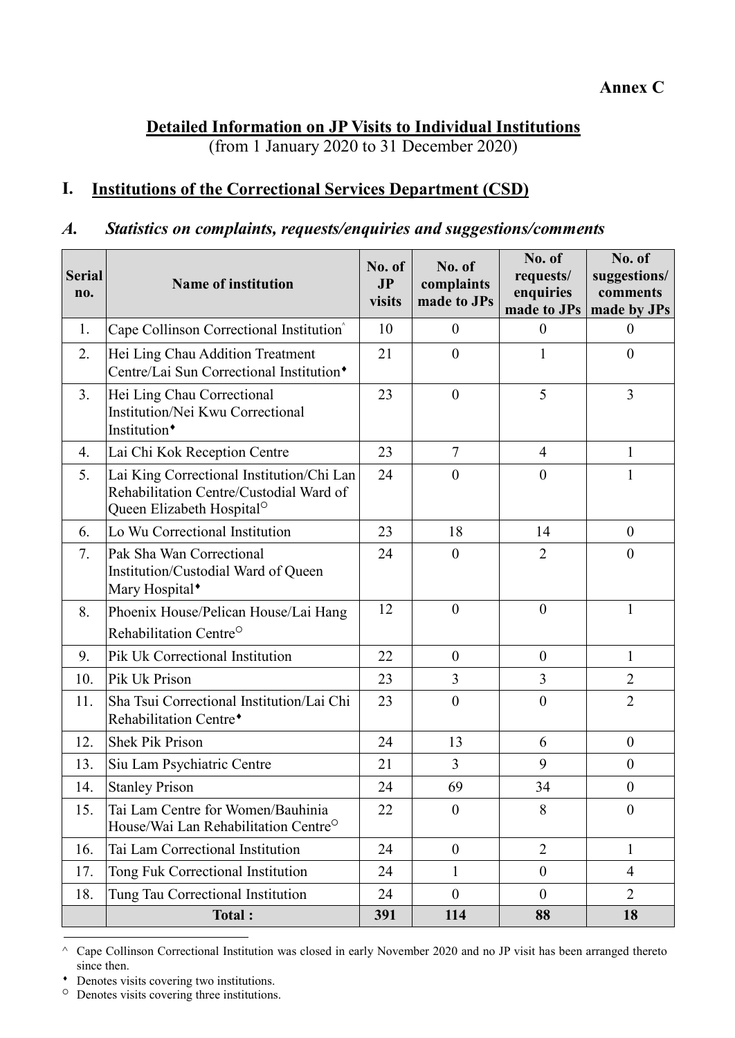**Annex C**

## Detailed Information on JP Visits to Individual Institutions

(from 1 January 2020 to 31 December 2020)

## I. Institutions of the Correctional Services Department (CSD)

### *A. Statistics on complaints, requests/enquiries and suggestions/comments*

| Serial no. | Name of institution | No. of JP visits | No. of complaints made to JPs | No. of requests/ enquiries made to JPs | No. of suggestions/ comments made by JPs |
|---|---|---|---|---|---|
| 1. | Cape Collinson Correctional Institution^ | 10 | 0 | 0 | 0 |
| 2. | Hei Ling Chau Addition Treatment Centre/Lai Sun Correctional Institution♦ | 21 | 0 | 1 | 0 |
| 3. | Hei Ling Chau Correctional Institution/Nei Kwu Correctional Institution♦ | 23 | 0 | 5 | 3 |
| 4. | Lai Chi Kok Reception Centre | 23 | 7 | 4 | 1 |
| 5. | Lai King Correctional Institution/Chi Lan Rehabilitation Centre/Custodial Ward of Queen Elizabeth Hospital○ | 24 | 0 | 0 | 1 |
| 6. | Lo Wu Correctional Institution | 23 | 18 | 14 | 0 |
| 7. | Pak Sha Wan Correctional Institution/Custodial Ward of Queen Mary Hospital♦ | 24 | 0 | 2 | 0 |
| 8. | Phoenix House/Pelican House/Lai Hang Rehabilitation Centre○ | 12 | 0 | 0 | 1 |
| 9. | Pik Uk Correctional Institution | 22 | 0 | 0 | 1 |
| 10. | Pik Uk Prison | 23 | 3 | 3 | 2 |
| 11. | Sha Tsui Correctional Institution/Lai Chi Rehabilitation Centre♦ | 23 | 0 | 0 | 2 |
| 12. | Shek Pik Prison | 24 | 13 | 6 | 0 |
| 13. | Siu Lam Psychiatric Centre | 21 | 3 | 9 | 0 |
| 14. | Stanley Prison | 24 | 69 | 34 | 0 |
| 15. | Tai Lam Centre for Women/Bauhinia House/Wai Lan Rehabilitation Centre○ | 22 | 0 | 8 | 0 |
| 16. | Tai Lam Correctional Institution | 24 | 0 | 2 | 1 |
| 17. | Tong Fuk Correctional Institution | 24 | 1 | 0 | 4 |
| 18. | Tung Tau Correctional Institution | 24 | 0 | 0 | 2 |
| | **Total :** | **391** | **114** | **88** | **18** |

^ Cape Collinson Correctional Institution was closed in early November 2020 and no JP visit has been arranged thereto since then.

♦ Denotes visits covering two institutions.

○ Denotes visits covering three institutions.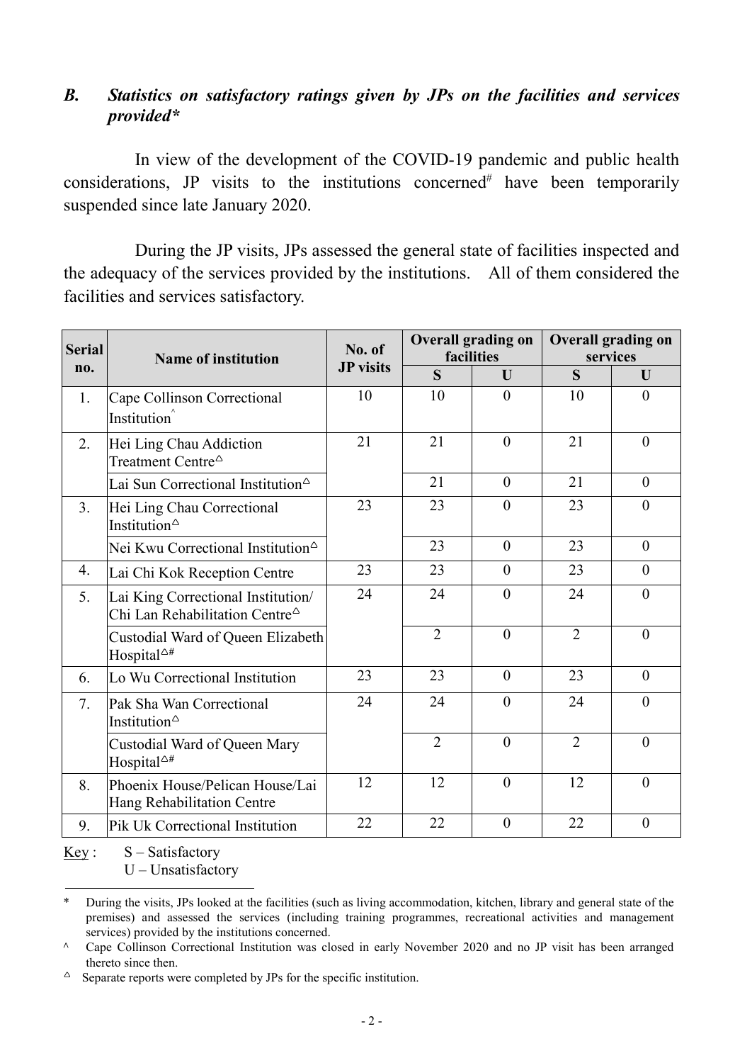## *B. Statistics on satisfactory ratings given by JPs on the facilities and services provided**

In view of the development of the COVID-19 pandemic and public health considerations, JP visits to the institutions concerned[#] have been temporarily suspended since late January 2020.

During the JP visits, JPs assessed the general state of facilities inspected and the adequacy of the services provided by the institutions. All of them considered the facilities and services satisfactory.

| Serial no. | Name of institution | No. of JP visits | Overall grading on facilities | | Overall grading on services | |
|---|---|---|---|---|---|---|
| | | | S | U | S | U |
| 1. | Cape Collinson Correctional Institution[^] | 10 | 10 | 0 | 10 | 0 |
| 2. | Hei Ling Chau Addiction Treatment Centre[△] | 21 | 21 | 0 | 21 | 0 |
| | Lai Sun Correctional Institution[△] | | 21 | 0 | 21 | 0 |
| 3. | Hei Ling Chau Correctional Institution[△] | 23 | 23 | 0 | 23 | 0 |
| | Nei Kwu Correctional Institution[△] | | 23 | 0 | 23 | 0 |
| 4. | Lai Chi Kok Reception Centre | 23 | 23 | 0 | 23 | 0 |
| 5. | Lai King Correctional Institution/ Chi Lan Rehabilitation Centre[△] | 24 | 24 | 0 | 24 | 0 |
| | Custodial Ward of Queen Elizabeth Hospital[△#] | | 2 | 0 | 2 | 0 |
| 6. | Lo Wu Correctional Institution | 23 | 23 | 0 | 23 | 0 |
| 7. | Pak Sha Wan Correctional Institution[△] | 24 | 24 | 0 | 24 | 0 |
| | Custodial Ward of Queen Mary Hospital[△#] | | 2 | 0 | 2 | 0 |
| 8. | Phoenix House/Pelican House/Lai Hang Rehabilitation Centre | 12 | 12 | 0 | 12 | 0 |
| 9. | Pik Uk Correctional Institution | 22 | 22 | 0 | 22 | 0 |

Key : S – Satisfactory
U – Unsatisfactory

---

* During the visits, JPs looked at the facilities (such as living accommodation, kitchen, library and general state of the premises) and assessed the services (including training programmes, recreational activities and management services) provided by the institutions concerned.

^ Cape Collinson Correctional Institution was closed in early November 2020 and no JP visit has been arranged thereto since then.

△ Separate reports were completed by JPs for the specific institution.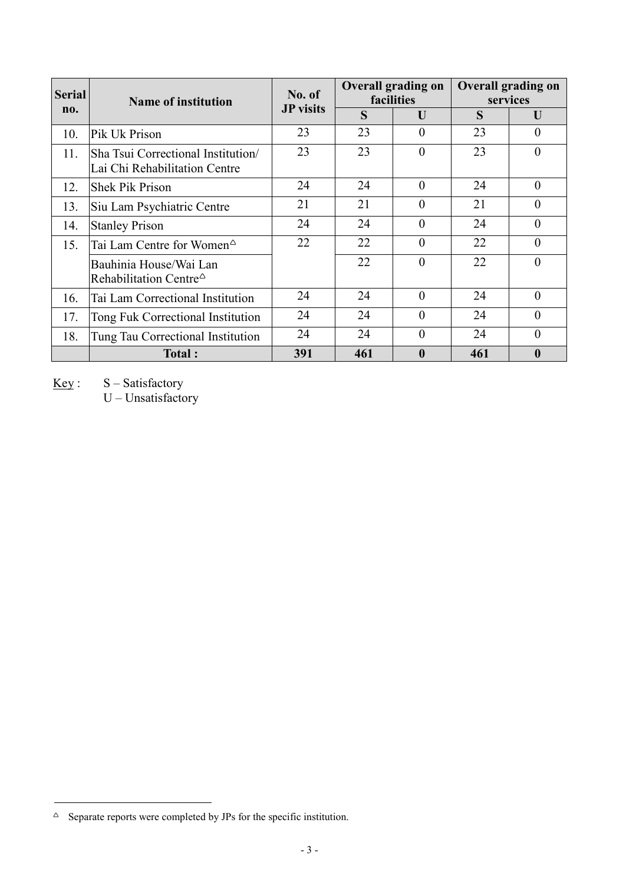| Serial no. | Name of institution | No. of JP visits | Overall grading on facilities | | Overall grading on services | |
|---|---|---|---|---|---|---|
| | | | S | U | S | U |
| 10. | Pik Uk Prison | 23 | 23 | 0 | 23 | 0 |
| 11. | Sha Tsui Correctional Institution/ Lai Chi Rehabilitation Centre | 23 | 23 | 0 | 23 | 0 |
| 12. | Shek Pik Prison | 24 | 24 | 0 | 24 | 0 |
| 13. | Siu Lam Psychiatric Centre | 21 | 21 | 0 | 21 | 0 |
| 14. | Stanley Prison | 24 | 24 | 0 | 24 | 0 |
| 15. | Tai Lam Centre for Women△ | 22 | 22 | 0 | 22 | 0 |
| | Bauhinia House/Wai Lan Rehabilitation Centre△ | | 22 | 0 | 22 | 0 |
| 16. | Tai Lam Correctional Institution | 24 | 24 | 0 | 24 | 0 |
| 17. | Tong Fuk Correctional Institution | 24 | 24 | 0 | 24 | 0 |
| 18. | Tung Tau Correctional Institution | 24 | 24 | 0 | 24 | 0 |
| | **Total :** | **391** | **461** | **0** | **461** | **0** |

Key : S – Satisfactory
U – Unsatisfactory

△ Separate reports were completed by JPs for the specific institution.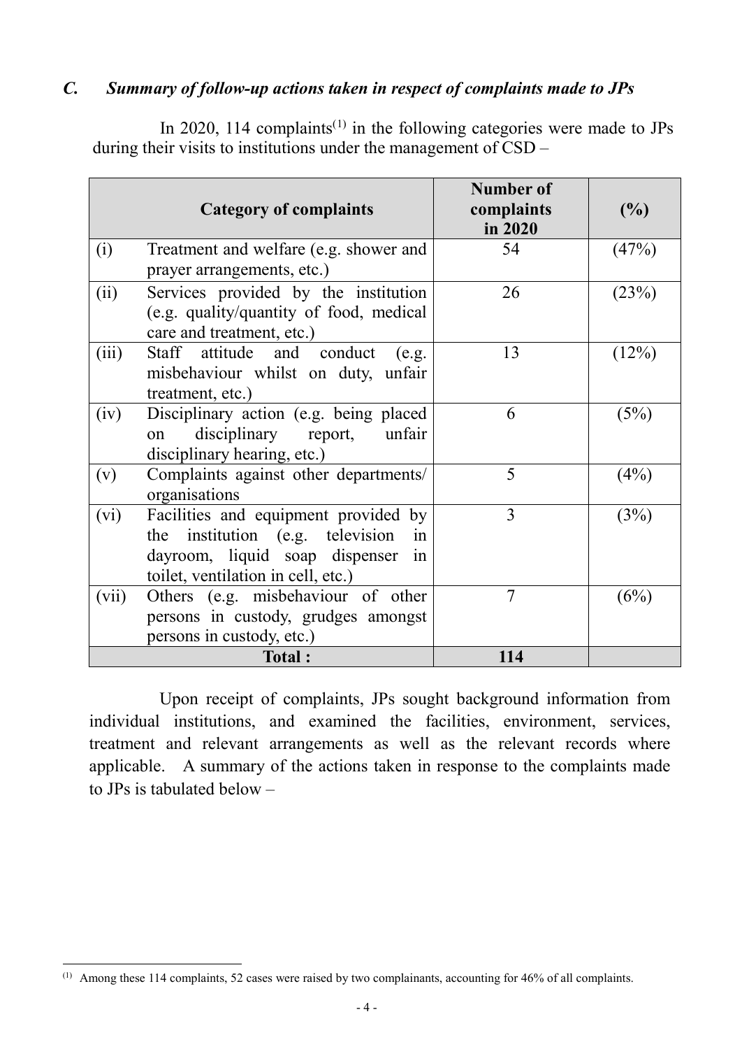### *C. Summary of follow-up actions taken in respect of complaints made to JPs*

In 2020, 114 complaints[(1)] in the following categories were made to JPs during their visits to institutions under the management of CSD –

| | Category of complaints | Number of complaints in 2020 | (%) |
|---|---|---|---|
| (i) | Treatment and welfare (e.g. shower and prayer arrangements, etc.) | 54 | (47%) |
| (ii) | Services provided by the institution (e.g. quality/quantity of food, medical care and treatment, etc.) | 26 | (23%) |
| (iii) | Staff attitude and conduct (e.g. misbehaviour whilst on duty, unfair treatment, etc.) | 13 | (12%) |
| (iv) | Disciplinary action (e.g. being placed on disciplinary report, unfair disciplinary hearing, etc.) | 6 | (5%) |
| (v) | Complaints against other departments/ organisations | 5 | (4%) |
| (vi) | Facilities and equipment provided by the institution (e.g. television in dayroom, liquid soap dispenser in toilet, ventilation in cell, etc.) | 3 | (3%) |
| (vii) | Others (e.g. misbehaviour of other persons in custody, grudges amongst persons in custody, etc.) | 7 | (6%) |
| | **Total :** | **114** | |

Upon receipt of complaints, JPs sought background information from individual institutions, and examined the facilities, environment, services, treatment and relevant arrangements as well as the relevant records where applicable. A summary of the actions taken in response to the complaints made to JPs is tabulated below –

---

(1) Among these 114 complaints, 52 cases were raised by two complainants, accounting for 46% of all complaints.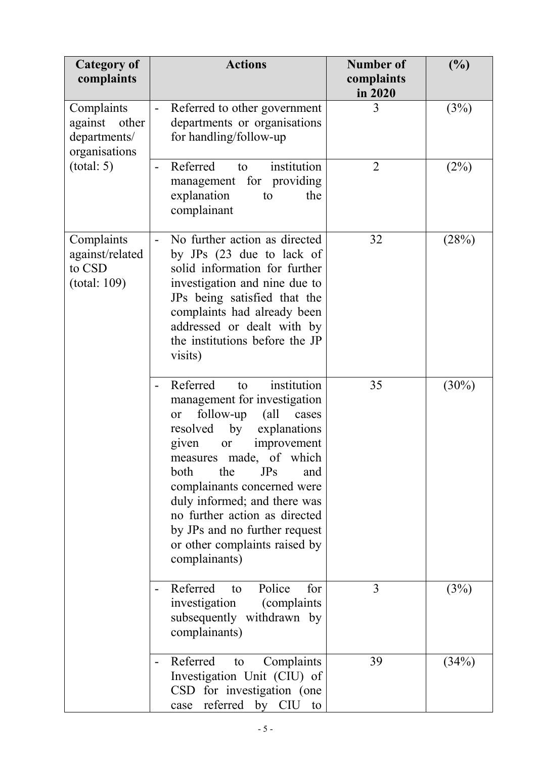| Category of complaints | Actions | Number of complaints in 2020 | (%) |
|---|---|---|---|
| Complaints against other departments/ organisations (total: 5) | - Referred to other government departments or organisations for handling/follow-up | 3 | (3%) |
| | - Referred to institution management for providing explanation to the complainant | 2 | (2%) |
| Complaints against/related to CSD (total: 109) | - No further action as directed by JPs (23 due to lack of solid information for further investigation and nine due to JPs being satisfied that the complaints had already been addressed or dealt with by the institutions before the JP visits) | 32 | (28%) |
| | - Referred to institution management for investigation or follow-up (all cases resolved by explanations given or improvement measures made, of which both the JPs and complainants concerned were duly informed; and there was no further action as directed by JPs and no further request or other complaints raised by complainants) | 35 | (30%) |
| | - Referred to Police for investigation (complaints subsequently withdrawn by complainants) | 3 | (3%) |
| | - Referred to Complaints Investigation Unit (CIU) of CSD for investigation (one case referred by CIU to | 39 | (34%) |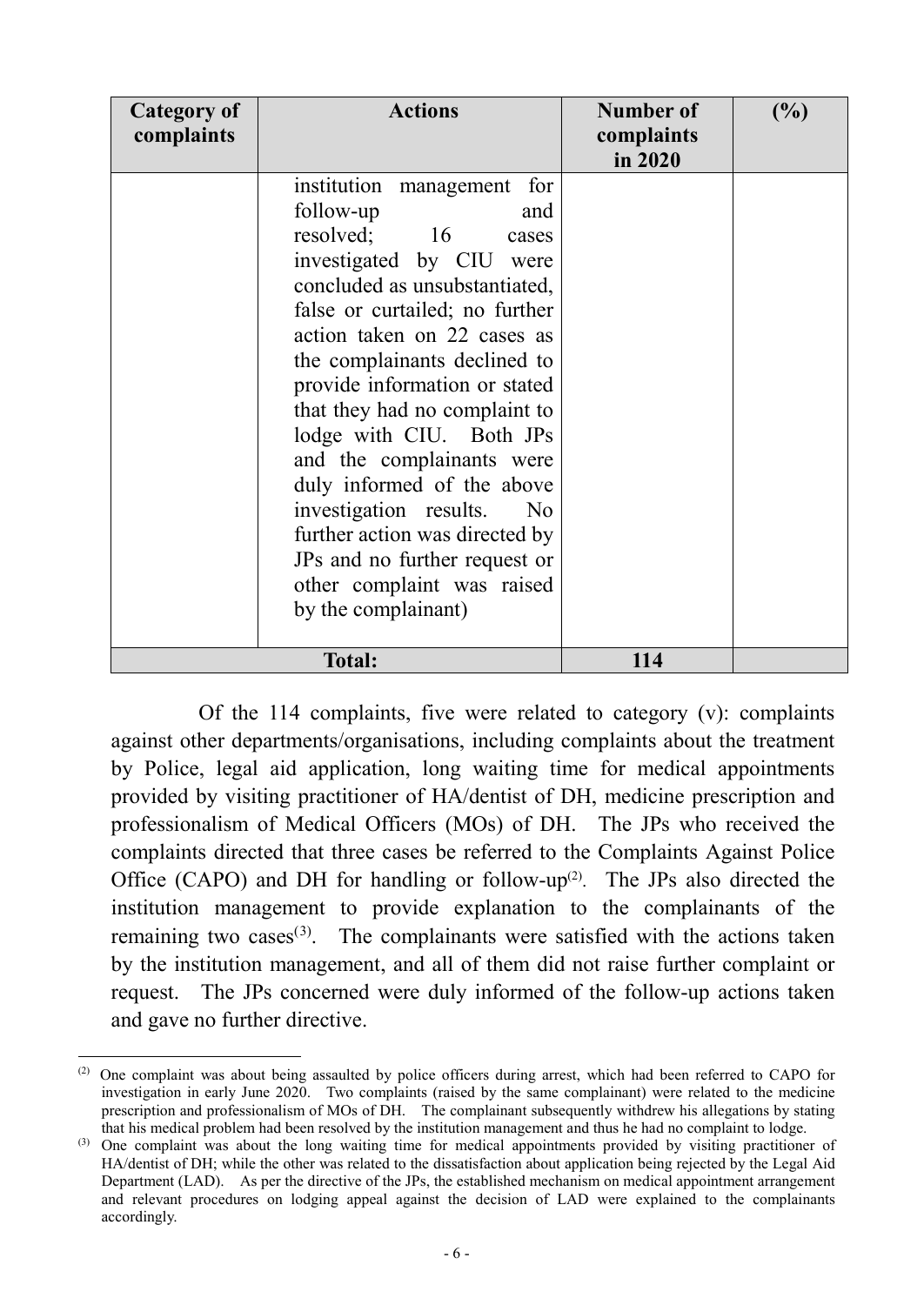| Category of complaints | Actions | Number of complaints in 2020 | (%) |
|---|---|---|---|
| | institution management for follow-up and resolved; 16 cases investigated by CIU were concluded as unsubstantiated, false or curtailed; no further action taken on 22 cases as the complainants declined to provide information or stated that they had no complaint to lodge with CIU. Both JPs and the complainants were duly informed of the above investigation results. No further action was directed by JPs and no further request or other complaint was raised by the complainant) | | |
| **Total:** | | **114** | |

Of the 114 complaints, five were related to category (v): complaints against other departments/organisations, including complaints about the treatment by Police, legal aid application, long waiting time for medical appointments provided by visiting practitioner of HA/dentist of DH, medicine prescription and professionalism of Medical Officers (MOs) of DH. The JPs who received the complaints directed that three cases be referred to the Complaints Against Police Office (CAPO) and DH for handling or follow-up[(2)]. The JPs also directed the institution management to provide explanation to the complainants of the remaining two cases[(3)]. The complainants were satisfied with the actions taken by the institution management, and all of them did not raise further complaint or request. The JPs concerned were duly informed of the follow-up actions taken and gave no further directive.

---

(2) One complaint was about being assaulted by police officers during arrest, which had been referred to CAPO for investigation in early June 2020. Two complaints (raised by the same complainant) were related to the medicine prescription and professionalism of MOs of DH. The complainant subsequently withdrew his allegations by stating that his medical problem had been resolved by the institution management and thus he had no complaint to lodge.

(3) One complaint was about the long waiting time for medical appointments provided by visiting practitioner of HA/dentist of DH; while the other was related to the dissatisfaction about application being rejected by the Legal Aid Department (LAD). As per the directive of the JPs, the established mechanism on medical appointment arrangement and relevant procedures on lodging appeal against the decision of LAD were explained to the complainants accordingly.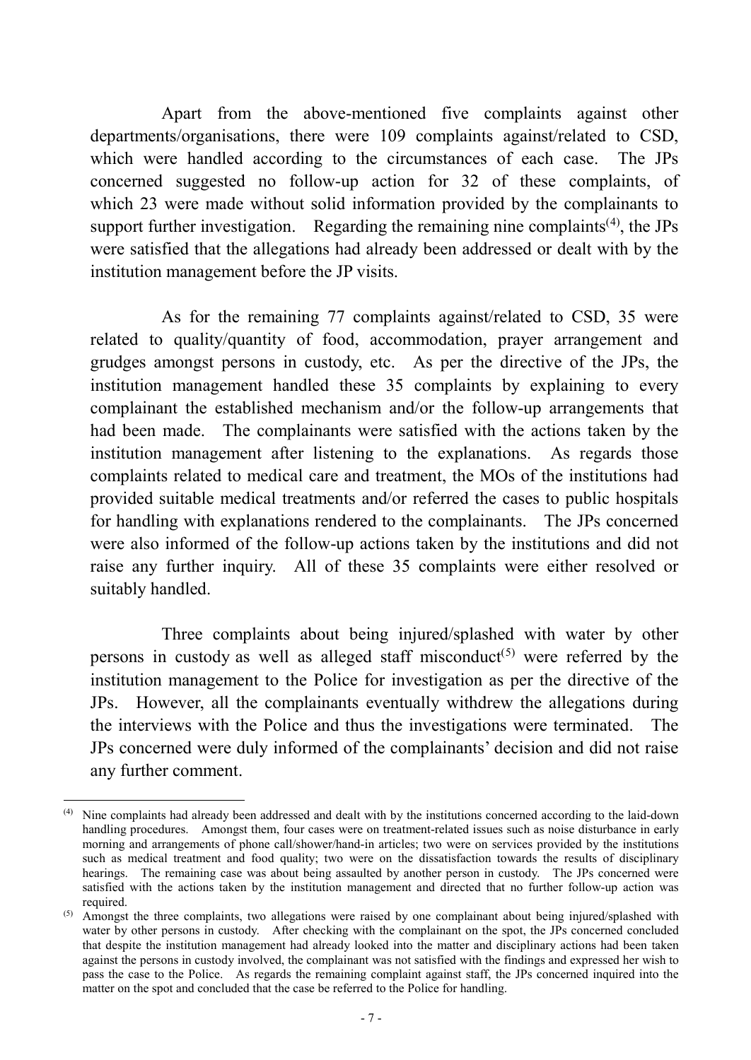Apart from the above-mentioned five complaints against other departments/organisations, there were 109 complaints against/related to CSD, which were handled according to the circumstances of each case. The JPs concerned suggested no follow-up action for 32 of these complaints, of which 23 were made without solid information provided by the complainants to support further investigation. Regarding the remaining nine complaints[4], the JPs were satisfied that the allegations had already been addressed or dealt with by the institution management before the JP visits.

As for the remaining 77 complaints against/related to CSD, 35 were related to quality/quantity of food, accommodation, prayer arrangement and grudges amongst persons in custody, etc. As per the directive of the JPs, the institution management handled these 35 complaints by explaining to every complainant the established mechanism and/or the follow-up arrangements that had been made. The complainants were satisfied with the actions taken by the institution management after listening to the explanations. As regards those complaints related to medical care and treatment, the MOs of the institutions had provided suitable medical treatments and/or referred the cases to public hospitals for handling with explanations rendered to the complainants. The JPs concerned were also informed of the follow-up actions taken by the institutions and did not raise any further inquiry. All of these 35 complaints were either resolved or suitably handled.

Three complaints about being injured/splashed with water by other persons in custody as well as alleged staff misconduct[5] were referred by the institution management to the Police for investigation as per the directive of the JPs. However, all the complainants eventually withdrew the allegations during the interviews with the Police and thus the investigations were terminated. The JPs concerned were duly informed of the complainants' decision and did not raise any further comment.

---

[4] Nine complaints had already been addressed and dealt with by the institutions concerned according to the laid-down handling procedures. Amongst them, four cases were on treatment-related issues such as noise disturbance in early morning and arrangements of phone call/shower/hand-in articles; two were on services provided by the institutions such as medical treatment and food quality; two were on the dissatisfaction towards the results of disciplinary hearings. The remaining case was about being assaulted by another person in custody. The JPs concerned were satisfied with the actions taken by the institution management and directed that no further follow-up action was required.

[5] Amongst the three complaints, two allegations were raised by one complainant about being injured/splashed with water by other persons in custody. After checking with the complainant on the spot, the JPs concerned concluded that despite the institution management had already looked into the matter and disciplinary actions had been taken against the persons in custody involved, the complainant was not satisfied with the findings and expressed her wish to pass the case to the Police. As regards the remaining complaint against staff, the JPs concerned inquired into the matter on the spot and concluded that the case be referred to the Police for handling.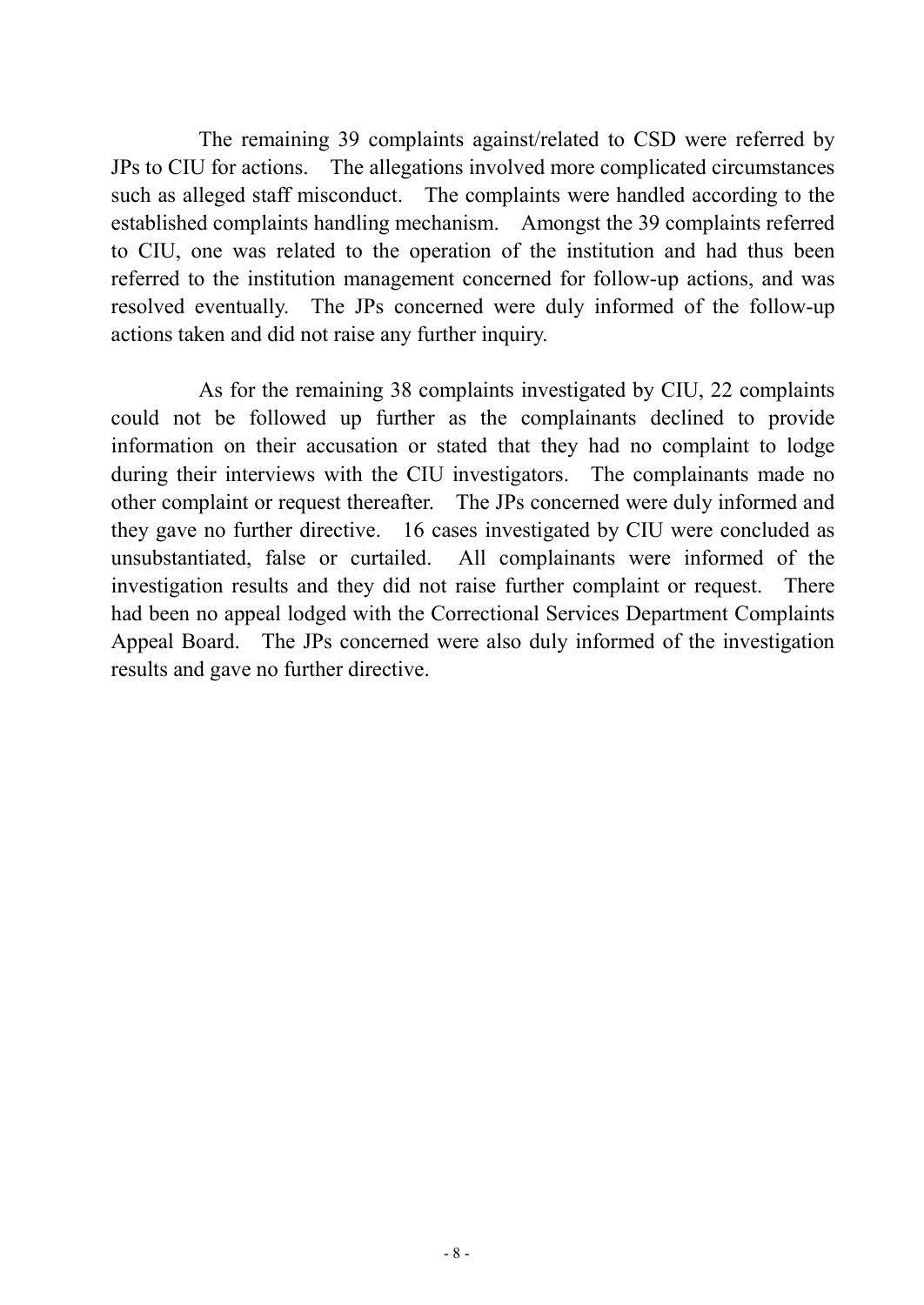The remaining 39 complaints against/related to CSD were referred by JPs to CIU for actions. The allegations involved more complicated circumstances such as alleged staff misconduct. The complaints were handled according to the established complaints handling mechanism. Amongst the 39 complaints referred to CIU, one was related to the operation of the institution and had thus been referred to the institution management concerned for follow-up actions, and was resolved eventually. The JPs concerned were duly informed of the follow-up actions taken and did not raise any further inquiry.

As for the remaining 38 complaints investigated by CIU, 22 complaints could not be followed up further as the complainants declined to provide information on their accusation or stated that they had no complaint to lodge during their interviews with the CIU investigators. The complainants made no other complaint or request thereafter. The JPs concerned were duly informed and they gave no further directive. 16 cases investigated by CIU were concluded as unsubstantiated, false or curtailed. All complainants were informed of the investigation results and they did not raise further complaint or request. There had been no appeal lodged with the Correctional Services Department Complaints Appeal Board. The JPs concerned were also duly informed of the investigation results and gave no further directive.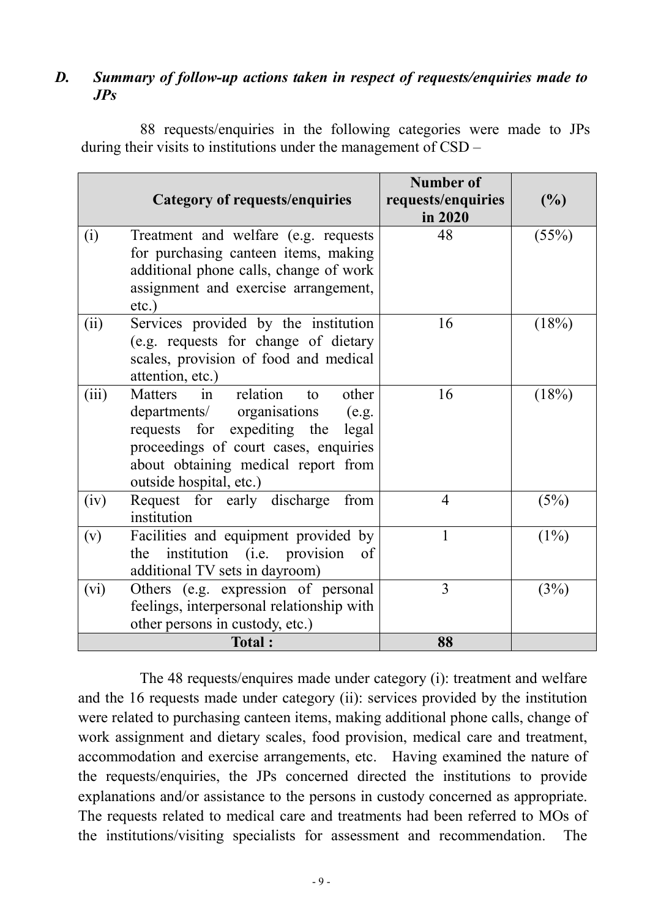## *D. Summary of follow-up actions taken in respect of requests/enquiries made to JPs*

88 requests/enquiries in the following categories were made to JPs during their visits to institutions under the management of CSD –

| | Category of requests/enquiries | Number of requests/enquiries in 2020 | (%) |
|---|---|---|---|
| (i) | Treatment and welfare (e.g. requests for purchasing canteen items, making additional phone calls, change of work assignment and exercise arrangement, etc.) | 48 | (55%) |
| (ii) | Services provided by the institution (e.g. requests for change of dietary scales, provision of food and medical attention, etc.) | 16 | (18%) |
| (iii) | Matters in relation to other departments/ organisations (e.g. requests for expediting the legal proceedings of court cases, enquiries about obtaining medical report from outside hospital, etc.) | 16 | (18%) |
| (iv) | Request for early discharge from institution | 4 | (5%) |
| (v) | Facilities and equipment provided by the institution (i.e. provision of additional TV sets in dayroom) | 1 | (1%) |
| (vi) | Others (e.g. expression of personal feelings, interpersonal relationship with other persons in custody, etc.) | 3 | (3%) |
| **Total :** | | **88** | |

The 48 requests/enquires made under category (i): treatment and welfare and the 16 requests made under category (ii): services provided by the institution were related to purchasing canteen items, making additional phone calls, change of work assignment and dietary scales, food provision, medical care and treatment, accommodation and exercise arrangements, etc. Having examined the nature of the requests/enquiries, the JPs concerned directed the institutions to provide explanations and/or assistance to the persons in custody concerned as appropriate. The requests related to medical care and treatments had been referred to MOs of the institutions/visiting specialists for assessment and recommendation. The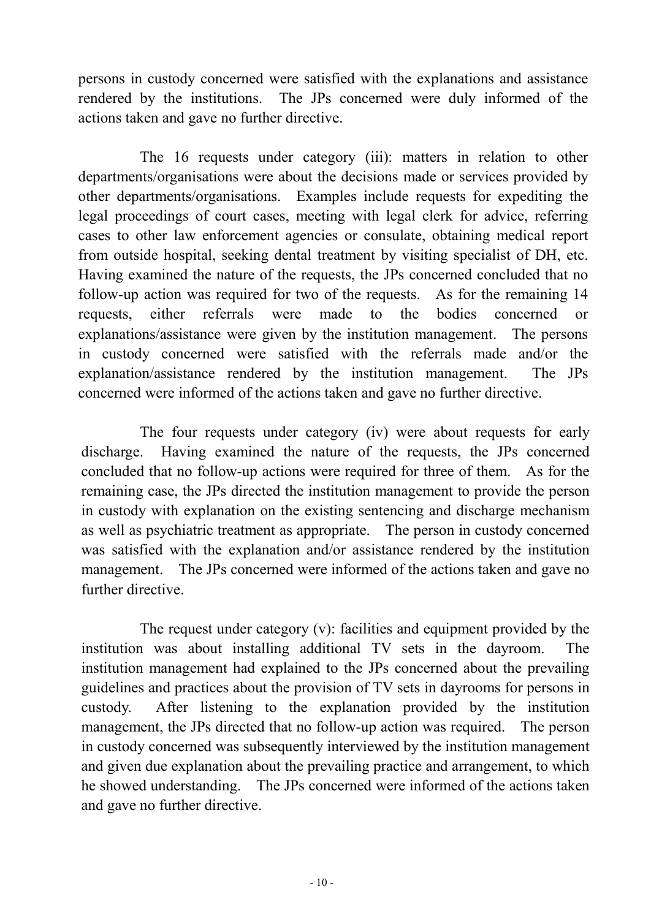persons in custody concerned were satisfied with the explanations and assistance rendered by the institutions. The JPs concerned were duly informed of the actions taken and gave no further directive.

The 16 requests under category (iii): matters in relation to other departments/organisations were about the decisions made or services provided by other departments/organisations. Examples include requests for expediting the legal proceedings of court cases, meeting with legal clerk for advice, referring cases to other law enforcement agencies or consulate, obtaining medical report from outside hospital, seeking dental treatment by visiting specialist of DH, etc. Having examined the nature of the requests, the JPs concerned concluded that no follow-up action was required for two of the requests. As for the remaining 14 requests, either referrals were made to the bodies concerned or explanations/assistance were given by the institution management. The persons in custody concerned were satisfied with the referrals made and/or the explanation/assistance rendered by the institution management. The JPs concerned were informed of the actions taken and gave no further directive.

The four requests under category (iv) were about requests for early discharge. Having examined the nature of the requests, the JPs concerned concluded that no follow-up actions were required for three of them. As for the remaining case, the JPs directed the institution management to provide the person in custody with explanation on the existing sentencing and discharge mechanism as well as psychiatric treatment as appropriate. The person in custody concerned was satisfied with the explanation and/or assistance rendered by the institution management. The JPs concerned were informed of the actions taken and gave no further directive.

The request under category (v): facilities and equipment provided by the institution was about installing additional TV sets in the dayroom. The institution management had explained to the JPs concerned about the prevailing guidelines and practices about the provision of TV sets in dayrooms for persons in custody. After listening to the explanation provided by the institution management, the JPs directed that no follow-up action was required. The person in custody concerned was subsequently interviewed by the institution management and given due explanation about the prevailing practice and arrangement, to which he showed understanding. The JPs concerned were informed of the actions taken and gave no further directive.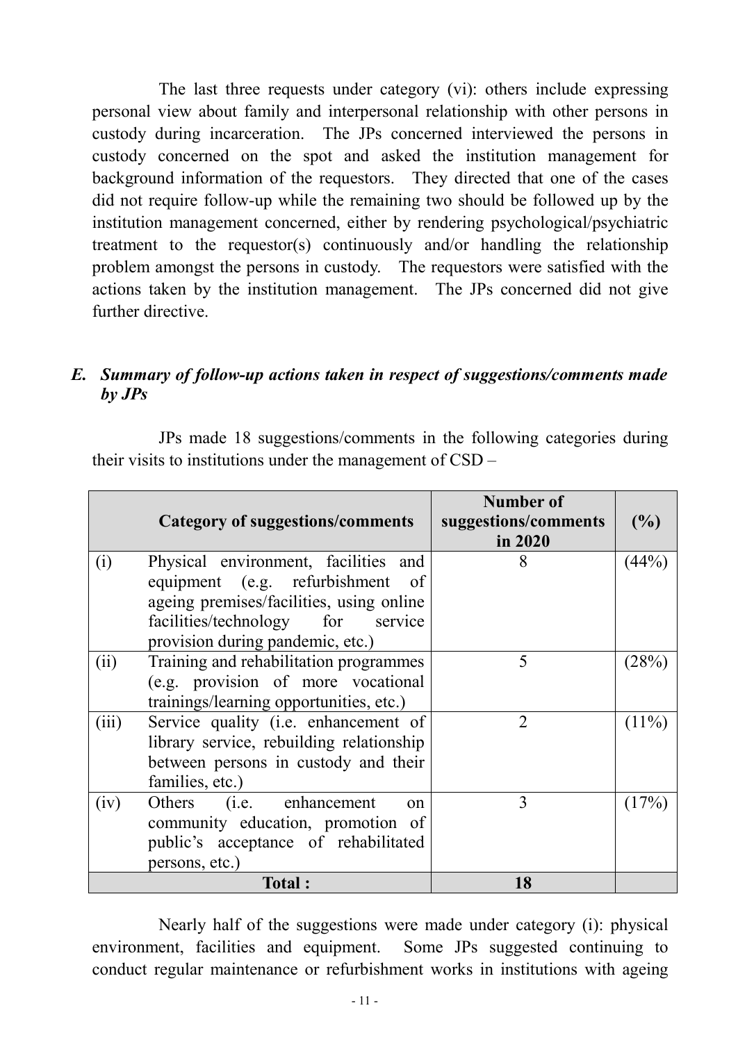The last three requests under category (vi): others include expressing personal view about family and interpersonal relationship with other persons in custody during incarceration. The JPs concerned interviewed the persons in custody concerned on the spot and asked the institution management for background information of the requestors. They directed that one of the cases did not require follow-up while the remaining two should be followed up by the institution management concerned, either by rendering psychological/psychiatric treatment to the requestor(s) continuously and/or handling the relationship problem amongst the persons in custody. The requestors were satisfied with the actions taken by the institution management. The JPs concerned did not give further directive.

### *E. Summary of follow-up actions taken in respect of suggestions/comments made by JPs*

JPs made 18 suggestions/comments in the following categories during their visits to institutions under the management of CSD –

| | Category of suggestions/comments | Number of suggestions/comments in 2020 | (%) |
|---|---|---|---|
| (i) | Physical environment, facilities and equipment (e.g. refurbishment of ageing premises/facilities, using online facilities/technology for service provision during pandemic, etc.) | 8 | (44%) |
| (ii) | Training and rehabilitation programmes (e.g. provision of more vocational trainings/learning opportunities, etc.) | 5 | (28%) |
| (iii) | Service quality (i.e. enhancement of library service, rebuilding relationship between persons in custody and their families, etc.) | 2 | (11%) |
| (iv) | Others (i.e. enhancement on community education, promotion of public's acceptance of rehabilitated persons, etc.) | 3 | (17%) |
| | **Total :** | **18** | |

Nearly half of the suggestions were made under category (i): physical environment, facilities and equipment. Some JPs suggested continuing to conduct regular maintenance or refurbishment works in institutions with ageing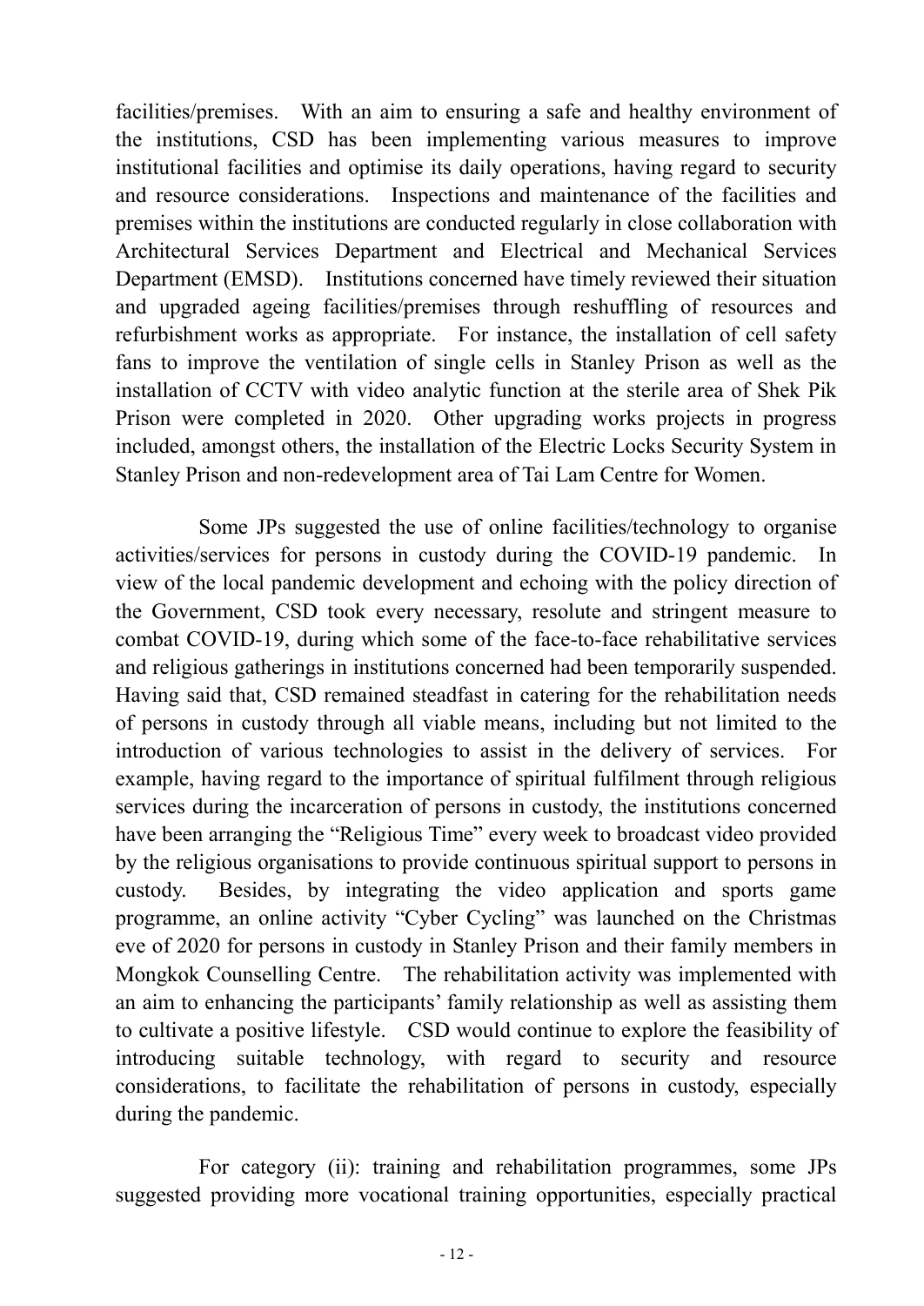facilities/premises. With an aim to ensuring a safe and healthy environment of the institutions, CSD has been implementing various measures to improve institutional facilities and optimise its daily operations, having regard to security and resource considerations. Inspections and maintenance of the facilities and premises within the institutions are conducted regularly in close collaboration with Architectural Services Department and Electrical and Mechanical Services Department (EMSD). Institutions concerned have timely reviewed their situation and upgraded ageing facilities/premises through reshuffling of resources and refurbishment works as appropriate. For instance, the installation of cell safety fans to improve the ventilation of single cells in Stanley Prison as well as the installation of CCTV with video analytic function at the sterile area of Shek Pik Prison were completed in 2020. Other upgrading works projects in progress included, amongst others, the installation of the Electric Locks Security System in Stanley Prison and non-redevelopment area of Tai Lam Centre for Women.

Some JPs suggested the use of online facilities/technology to organise activities/services for persons in custody during the COVID-19 pandemic. In view of the local pandemic development and echoing with the policy direction of the Government, CSD took every necessary, resolute and stringent measure to combat COVID-19, during which some of the face-to-face rehabilitative services and religious gatherings in institutions concerned had been temporarily suspended. Having said that, CSD remained steadfast in catering for the rehabilitation needs of persons in custody through all viable means, including but not limited to the introduction of various technologies to assist in the delivery of services. For example, having regard to the importance of spiritual fulfilment through religious services during the incarceration of persons in custody, the institutions concerned have been arranging the "Religious Time" every week to broadcast video provided by the religious organisations to provide continuous spiritual support to persons in custody. Besides, by integrating the video application and sports game programme, an online activity "Cyber Cycling" was launched on the Christmas eve of 2020 for persons in custody in Stanley Prison and their family members in Mongkok Counselling Centre. The rehabilitation activity was implemented with an aim to enhancing the participants' family relationship as well as assisting them to cultivate a positive lifestyle. CSD would continue to explore the feasibility of introducing suitable technology, with regard to security and resource considerations, to facilitate the rehabilitation of persons in custody, especially during the pandemic.

For category (ii): training and rehabilitation programmes, some JPs suggested providing more vocational training opportunities, especially practical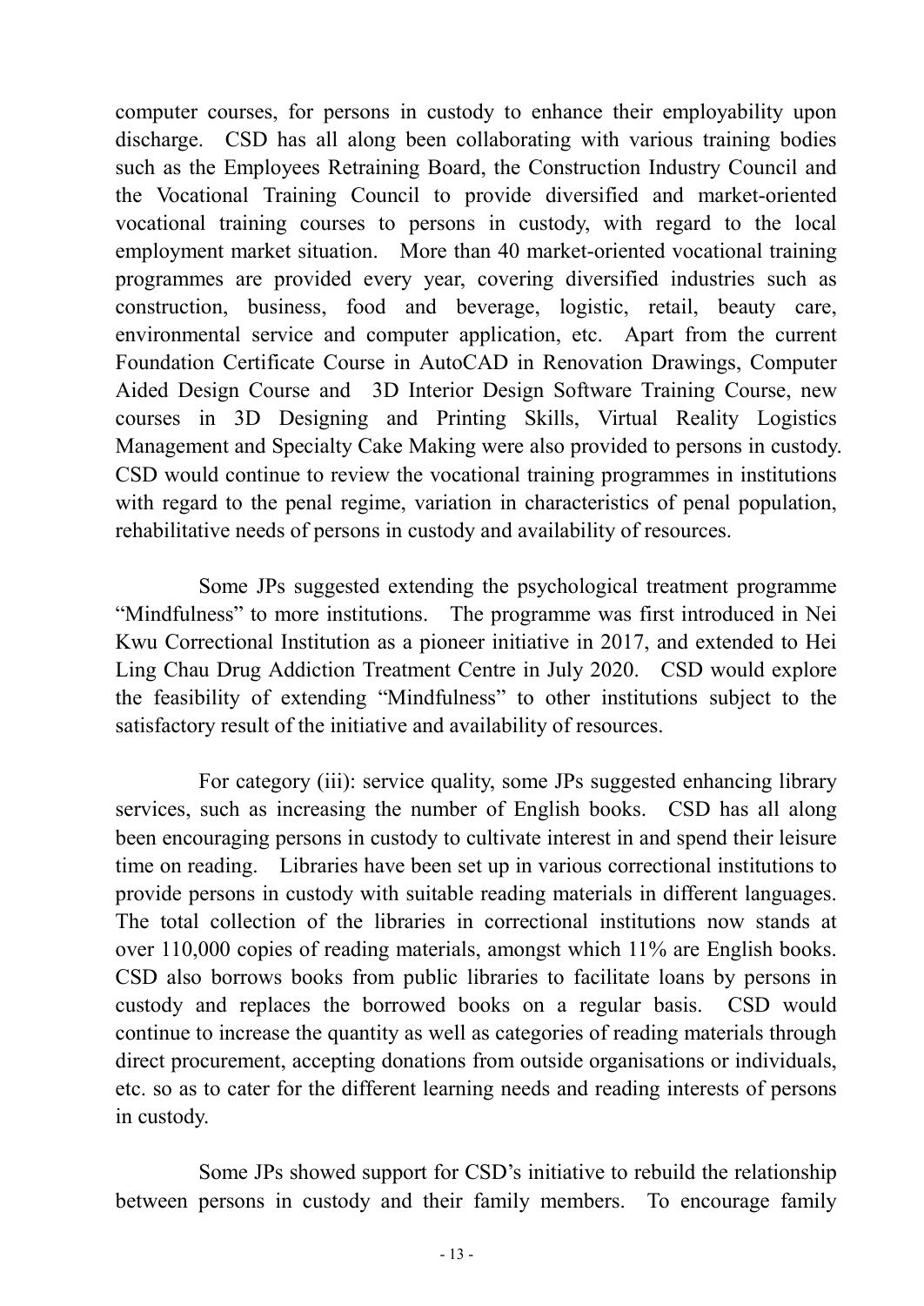computer courses, for persons in custody to enhance their employability upon discharge. CSD has all along been collaborating with various training bodies such as the Employees Retraining Board, the Construction Industry Council and the Vocational Training Council to provide diversified and market-oriented vocational training courses to persons in custody, with regard to the local employment market situation. More than 40 market-oriented vocational training programmes are provided every year, covering diversified industries such as construction, business, food and beverage, logistic, retail, beauty care, environmental service and computer application, etc. Apart from the current Foundation Certificate Course in AutoCAD in Renovation Drawings, Computer Aided Design Course and 3D Interior Design Software Training Course, new courses in 3D Designing and Printing Skills, Virtual Reality Logistics Management and Specialty Cake Making were also provided to persons in custody. CSD would continue to review the vocational training programmes in institutions with regard to the penal regime, variation in characteristics of penal population, rehabilitative needs of persons in custody and availability of resources.

Some JPs suggested extending the psychological treatment programme "Mindfulness" to more institutions. The programme was first introduced in Nei Kwu Correctional Institution as a pioneer initiative in 2017, and extended to Hei Ling Chau Drug Addiction Treatment Centre in July 2020. CSD would explore the feasibility of extending "Mindfulness" to other institutions subject to the satisfactory result of the initiative and availability of resources.

For category (iii): service quality, some JPs suggested enhancing library services, such as increasing the number of English books. CSD has all along been encouraging persons in custody to cultivate interest in and spend their leisure time on reading. Libraries have been set up in various correctional institutions to provide persons in custody with suitable reading materials in different languages. The total collection of the libraries in correctional institutions now stands at over 110,000 copies of reading materials, amongst which 11% are English books. CSD also borrows books from public libraries to facilitate loans by persons in custody and replaces the borrowed books on a regular basis. CSD would continue to increase the quantity as well as categories of reading materials through direct procurement, accepting donations from outside organisations or individuals, etc. so as to cater for the different learning needs and reading interests of persons in custody.

Some JPs showed support for CSD's initiative to rebuild the relationship between persons in custody and their family members. To encourage family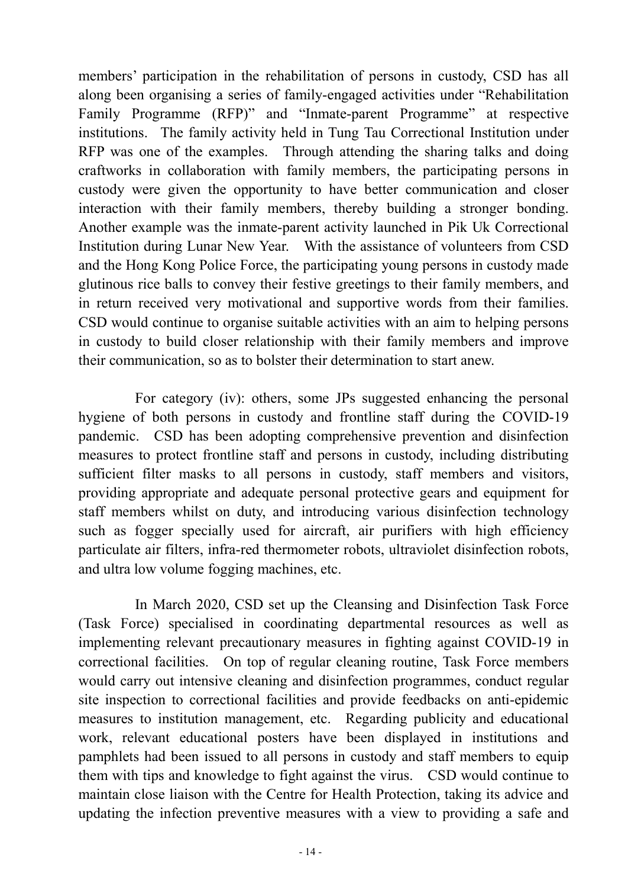members' participation in the rehabilitation of persons in custody, CSD has all along been organising a series of family-engaged activities under "Rehabilitation Family Programme (RFP)" and "Inmate-parent Programme" at respective institutions. The family activity held in Tung Tau Correctional Institution under RFP was one of the examples. Through attending the sharing talks and doing craftworks in collaboration with family members, the participating persons in custody were given the opportunity to have better communication and closer interaction with their family members, thereby building a stronger bonding. Another example was the inmate-parent activity launched in Pik Uk Correctional Institution during Lunar New Year. With the assistance of volunteers from CSD and the Hong Kong Police Force, the participating young persons in custody made glutinous rice balls to convey their festive greetings to their family members, and in return received very motivational and supportive words from their families. CSD would continue to organise suitable activities with an aim to helping persons in custody to build closer relationship with their family members and improve their communication, so as to bolster their determination to start anew.

For category (iv): others, some JPs suggested enhancing the personal hygiene of both persons in custody and frontline staff during the COVID-19 pandemic. CSD has been adopting comprehensive prevention and disinfection measures to protect frontline staff and persons in custody, including distributing sufficient filter masks to all persons in custody, staff members and visitors, providing appropriate and adequate personal protective gears and equipment for staff members whilst on duty, and introducing various disinfection technology such as fogger specially used for aircraft, air purifiers with high efficiency particulate air filters, infra-red thermometer robots, ultraviolet disinfection robots, and ultra low volume fogging machines, etc.

In March 2020, CSD set up the Cleansing and Disinfection Task Force (Task Force) specialised in coordinating departmental resources as well as implementing relevant precautionary measures in fighting against COVID-19 in correctional facilities. On top of regular cleaning routine, Task Force members would carry out intensive cleaning and disinfection programmes, conduct regular site inspection to correctional facilities and provide feedbacks on anti-epidemic measures to institution management, etc. Regarding publicity and educational work, relevant educational posters have been displayed in institutions and pamphlets had been issued to all persons in custody and staff members to equip them with tips and knowledge to fight against the virus. CSD would continue to maintain close liaison with the Centre for Health Protection, taking its advice and updating the infection preventive measures with a view to providing a safe and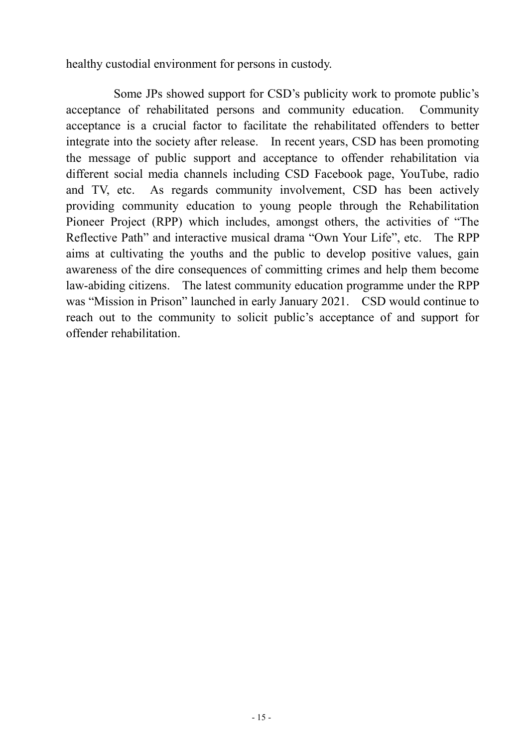healthy custodial environment for persons in custody.

Some JPs showed support for CSD's publicity work to promote public's acceptance of rehabilitated persons and community education. Community acceptance is a crucial factor to facilitate the rehabilitated offenders to better integrate into the society after release. In recent years, CSD has been promoting the message of public support and acceptance to offender rehabilitation via different social media channels including CSD Facebook page, YouTube, radio and TV, etc. As regards community involvement, CSD has been actively providing community education to young people through the Rehabilitation Pioneer Project (RPP) which includes, amongst others, the activities of "The Reflective Path" and interactive musical drama "Own Your Life", etc. The RPP aims at cultivating the youths and the public to develop positive values, gain awareness of the dire consequences of committing crimes and help them become law-abiding citizens. The latest community education programme under the RPP was "Mission in Prison" launched in early January 2021. CSD would continue to reach out to the community to solicit public's acceptance of and support for offender rehabilitation.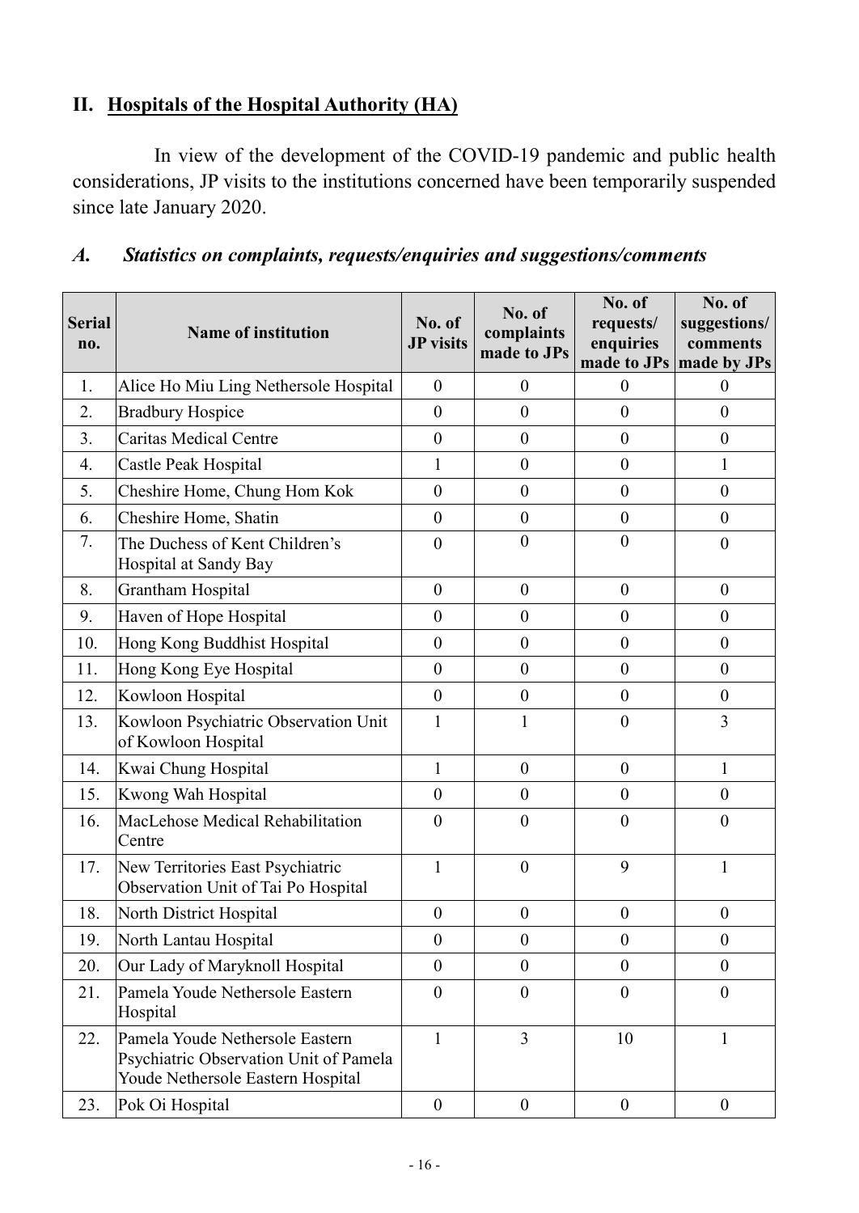## II. Hospitals of the Hospital Authority (HA)

In view of the development of the COVID-19 pandemic and public health considerations, JP visits to the institutions concerned have been temporarily suspended since late January 2020.

### *A. Statistics on complaints, requests/enquiries and suggestions/comments*

| Serial no. | Name of institution | No. of JP visits | No. of complaints made to JPs | No. of requests/ enquiries made to JPs | No. of suggestions/ comments made by JPs |
|---|---|---|---|---|---|
| 1. | Alice Ho Miu Ling Nethersole Hospital | 0 | 0 | 0 | 0 |
| 2. | Bradbury Hospice | 0 | 0 | 0 | 0 |
| 3. | Caritas Medical Centre | 0 | 0 | 0 | 0 |
| 4. | Castle Peak Hospital | 1 | 0 | 0 | 1 |
| 5. | Cheshire Home, Chung Hom Kok | 0 | 0 | 0 | 0 |
| 6. | Cheshire Home, Shatin | 0 | 0 | 0 | 0 |
| 7. | The Duchess of Kent Children's Hospital at Sandy Bay | 0 | 0 | 0 | 0 |
| 8. | Grantham Hospital | 0 | 0 | 0 | 0 |
| 9. | Haven of Hope Hospital | 0 | 0 | 0 | 0 |
| 10. | Hong Kong Buddhist Hospital | 0 | 0 | 0 | 0 |
| 11. | Hong Kong Eye Hospital | 0 | 0 | 0 | 0 |
| 12. | Kowloon Hospital | 0 | 0 | 0 | 0 |
| 13. | Kowloon Psychiatric Observation Unit of Kowloon Hospital | 1 | 1 | 0 | 3 |
| 14. | Kwai Chung Hospital | 1 | 0 | 0 | 1 |
| 15. | Kwong Wah Hospital | 0 | 0 | 0 | 0 |
| 16. | MacLehose Medical Rehabilitation Centre | 0 | 0 | 0 | 0 |
| 17. | New Territories East Psychiatric Observation Unit of Tai Po Hospital | 1 | 0 | 9 | 1 |
| 18. | North District Hospital | 0 | 0 | 0 | 0 |
| 19. | North Lantau Hospital | 0 | 0 | 0 | 0 |
| 20. | Our Lady of Maryknoll Hospital | 0 | 0 | 0 | 0 |
| 21. | Pamela Youde Nethersole Eastern Hospital | 0 | 0 | 0 | 0 |
| 22. | Pamela Youde Nethersole Eastern Psychiatric Observation Unit of Pamela Youde Nethersole Eastern Hospital | 1 | 3 | 10 | 1 |
| 23. | Pok Oi Hospital | 0 | 0 | 0 | 0 |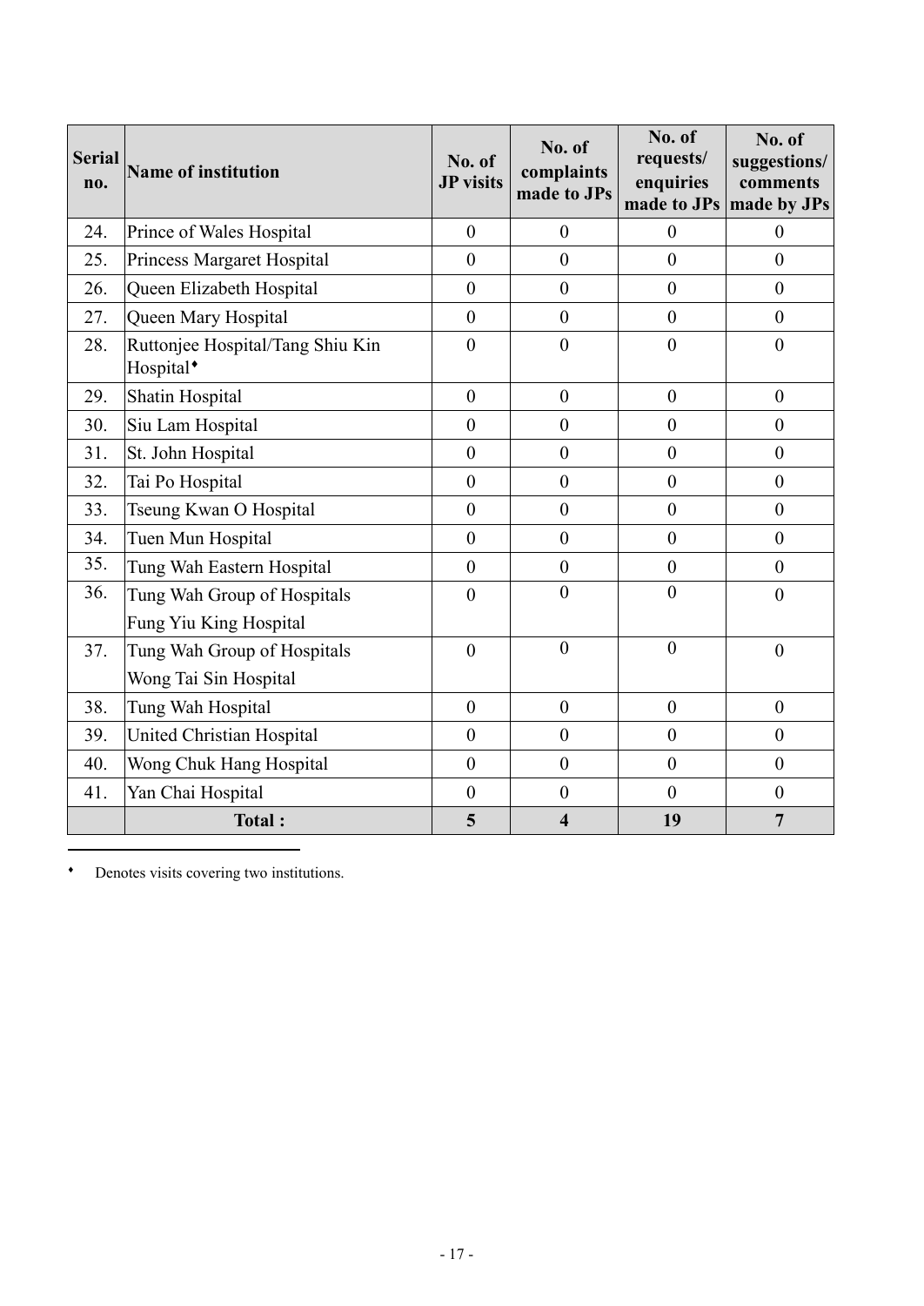| Serial no. | Name of institution | No. of JP visits | No. of complaints made to JPs | No. of requests/ enquiries made to JPs | No. of suggestions/ comments made by JPs |
|---|---|---|---|---|---|
| 24. | Prince of Wales Hospital | 0 | 0 | 0 | 0 |
| 25. | Princess Margaret Hospital | 0 | 0 | 0 | 0 |
| 26. | Queen Elizabeth Hospital | 0 | 0 | 0 | 0 |
| 27. | Queen Mary Hospital | 0 | 0 | 0 | 0 |
| 28. | Ruttonjee Hospital/Tang Shiu Kin Hospital♦ | 0 | 0 | 0 | 0 |
| 29. | Shatin Hospital | 0 | 0 | 0 | 0 |
| 30. | Siu Lam Hospital | 0 | 0 | 0 | 0 |
| 31. | St. John Hospital | 0 | 0 | 0 | 0 |
| 32. | Tai Po Hospital | 0 | 0 | 0 | 0 |
| 33. | Tseung Kwan O Hospital | 0 | 0 | 0 | 0 |
| 34. | Tuen Mun Hospital | 0 | 0 | 0 | 0 |
| 35. | Tung Wah Eastern Hospital | 0 | 0 | 0 | 0 |
| 36. | Tung Wah Group of Hospitals Fung Yiu King Hospital | 0 | 0 | 0 | 0 |
| 37. | Tung Wah Group of Hospitals Wong Tai Sin Hospital | 0 | 0 | 0 | 0 |
| 38. | Tung Wah Hospital | 0 | 0 | 0 | 0 |
| 39. | United Christian Hospital | 0 | 0 | 0 | 0 |
| 40. | Wong Chuk Hang Hospital | 0 | 0 | 0 | 0 |
| 41. | Yan Chai Hospital | 0 | 0 | 0 | 0 |
| | **Total :** | **5** | **4** | **19** | **7** |

♦ Denotes visits covering two institutions.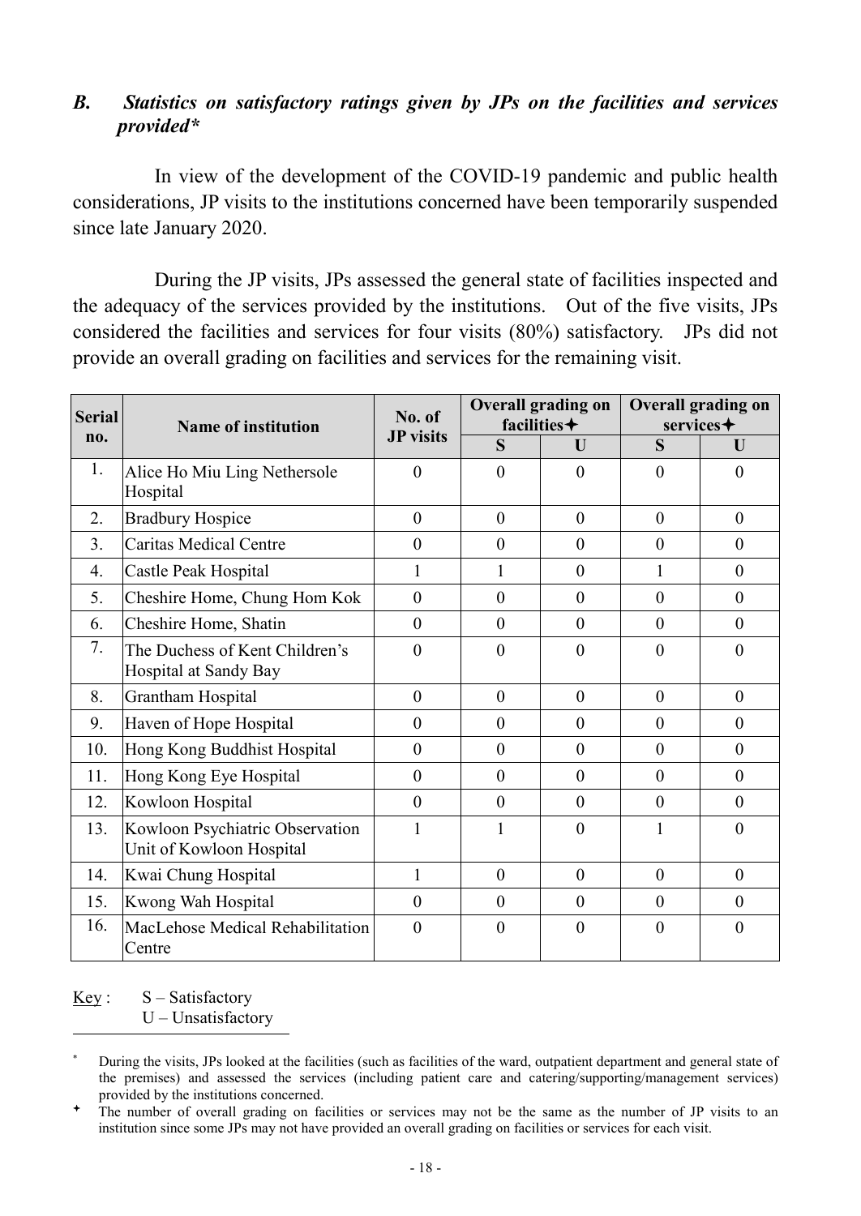### *B. Statistics on satisfactory ratings given by JPs on the facilities and services provided**

In view of the development of the COVID-19 pandemic and public health considerations, JP visits to the institutions concerned have been temporarily suspended since late January 2020.

During the JP visits, JPs assessed the general state of facilities inspected and the adequacy of the services provided by the institutions. Out of the five visits, JPs considered the facilities and services for four visits (80%) satisfactory. JPs did not provide an overall grading on facilities and services for the remaining visit.

| Serial no. | Name of institution | No. of JP visits | Overall grading on facilities✦ | | Overall grading on services✦ | |
|---|---|---|---|---|---|---|
| | | | S | U | S | U |
| 1. | Alice Ho Miu Ling Nethersole Hospital | 0 | 0 | 0 | 0 | 0 |
| 2. | Bradbury Hospice | 0 | 0 | 0 | 0 | 0 |
| 3. | Caritas Medical Centre | 0 | 0 | 0 | 0 | 0 |
| 4. | Castle Peak Hospital | 1 | 1 | 0 | 1 | 0 |
| 5. | Cheshire Home, Chung Hom Kok | 0 | 0 | 0 | 0 | 0 |
| 6. | Cheshire Home, Shatin | 0 | 0 | 0 | 0 | 0 |
| 7. | The Duchess of Kent Children's Hospital at Sandy Bay | 0 | 0 | 0 | 0 | 0 |
| 8. | Grantham Hospital | 0 | 0 | 0 | 0 | 0 |
| 9. | Haven of Hope Hospital | 0 | 0 | 0 | 0 | 0 |
| 10. | Hong Kong Buddhist Hospital | 0 | 0 | 0 | 0 | 0 |
| 11. | Hong Kong Eye Hospital | 0 | 0 | 0 | 0 | 0 |
| 12. | Kowloon Hospital | 0 | 0 | 0 | 0 | 0 |
| 13. | Kowloon Psychiatric Observation Unit of Kowloon Hospital | 1 | 1 | 0 | 1 | 0 |
| 14. | Kwai Chung Hospital | 1 | 0 | 0 | 0 | 0 |
| 15. | Kwong Wah Hospital | 0 | 0 | 0 | 0 | 0 |
| 16. | MacLehose Medical Rehabilitation Centre | 0 | 0 | 0 | 0 | 0 |

Key : S – Satisfactory
U – Unsatisfactory

* During the visits, JPs looked at the facilities (such as facilities of the ward, outpatient department and general state of the premises) and assessed the services (including patient care and catering/supporting/management services) provided by the institutions concerned.

✦ The number of overall grading on facilities or services may not be the same as the number of JP visits to an institution since some JPs may not have provided an overall grading on facilities or services for each visit.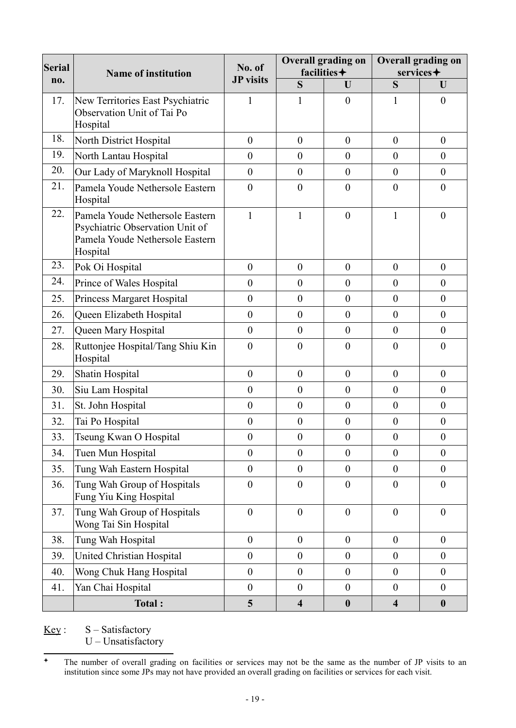| Serial no. | Name of institution | No. of JP visits | Overall grading on facilities✦ | | Overall grading on services✦ | |
|---|---|---|---|---|---|---|
| | | | S | U | S | U |
| 17. | New Territories East Psychiatric Observation Unit of Tai Po Hospital | 1 | 1 | 0 | 1 | 0 |
| 18. | North District Hospital | 0 | 0 | 0 | 0 | 0 |
| 19. | North Lantau Hospital | 0 | 0 | 0 | 0 | 0 |
| 20. | Our Lady of Maryknoll Hospital | 0 | 0 | 0 | 0 | 0 |
| 21. | Pamela Youde Nethersole Eastern Hospital | 0 | 0 | 0 | 0 | 0 |
| 22. | Pamela Youde Nethersole Eastern Psychiatric Observation Unit of Pamela Youde Nethersole Eastern Hospital | 1 | 1 | 0 | 1 | 0 |
| 23. | Pok Oi Hospital | 0 | 0 | 0 | 0 | 0 |
| 24. | Prince of Wales Hospital | 0 | 0 | 0 | 0 | 0 |
| 25. | Princess Margaret Hospital | 0 | 0 | 0 | 0 | 0 |
| 26. | Queen Elizabeth Hospital | 0 | 0 | 0 | 0 | 0 |
| 27. | Queen Mary Hospital | 0 | 0 | 0 | 0 | 0 |
| 28. | Ruttonjee Hospital/Tang Shiu Kin Hospital | 0 | 0 | 0 | 0 | 0 |
| 29. | Shatin Hospital | 0 | 0 | 0 | 0 | 0 |
| 30. | Siu Lam Hospital | 0 | 0 | 0 | 0 | 0 |
| 31. | St. John Hospital | 0 | 0 | 0 | 0 | 0 |
| 32. | Tai Po Hospital | 0 | 0 | 0 | 0 | 0 |
| 33. | Tseung Kwan O Hospital | 0 | 0 | 0 | 0 | 0 |
| 34. | Tuen Mun Hospital | 0 | 0 | 0 | 0 | 0 |
| 35. | Tung Wah Eastern Hospital | 0 | 0 | 0 | 0 | 0 |
| 36. | Tung Wah Group of Hospitals Fung Yiu King Hospital | 0 | 0 | 0 | 0 | 0 |
| 37. | Tung Wah Group of Hospitals Wong Tai Sin Hospital | 0 | 0 | 0 | 0 | 0 |
| 38. | Tung Wah Hospital | 0 | 0 | 0 | 0 | 0 |
| 39. | United Christian Hospital | 0 | 0 | 0 | 0 | 0 |
| 40. | Wong Chuk Hang Hospital | 0 | 0 | 0 | 0 | 0 |
| 41. | Yan Chai Hospital | 0 | 0 | 0 | 0 | 0 |
| | **Total :** | **5** | **4** | **0** | **4** | **0** |

Key : S – Satisfactory
U – Unsatisfactory

✦ The number of overall grading on facilities or services may not be the same as the number of JP visits to an institution since some JPs may not have provided an overall grading on facilities or services for each visit.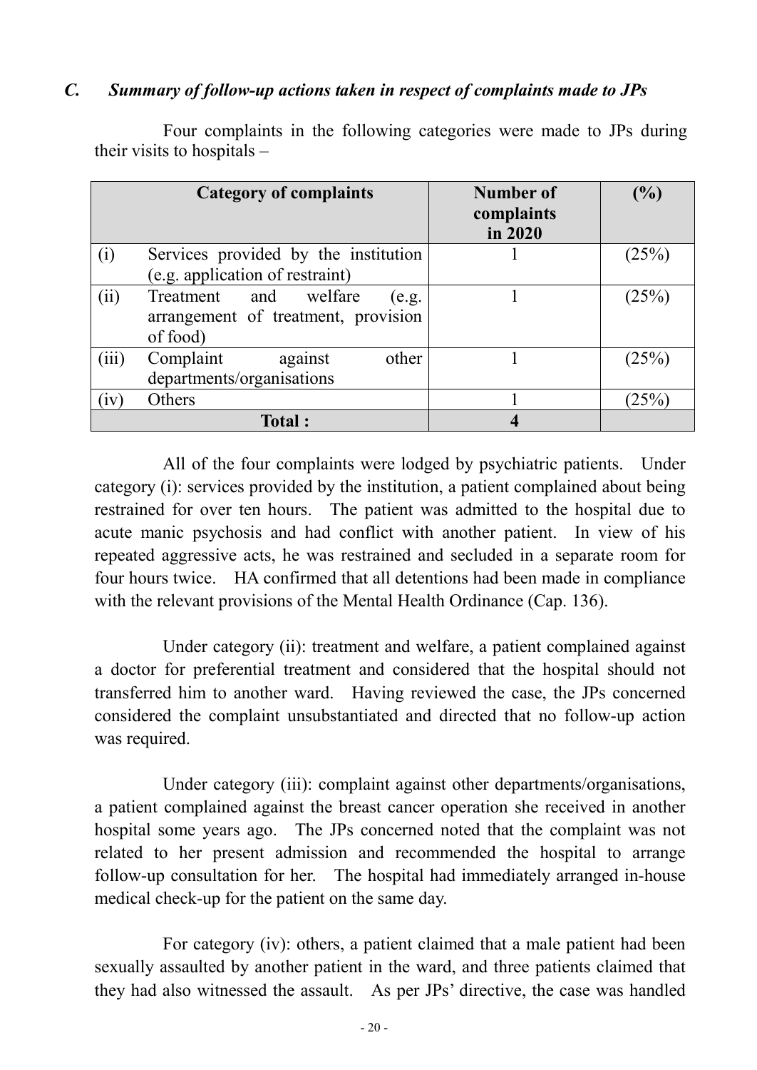### *C. Summary of follow-up actions taken in respect of complaints made to JPs*

Four complaints in the following categories were made to JPs during their visits to hospitals –

| | Category of complaints | Number of complaints in 2020 | (%) |
|---|---|---|---|
| (i) | Services provided by the institution (e.g. application of restraint) | 1 | (25%) |
| (ii) | Treatment and welfare (e.g. arrangement of treatment, provision of food) | 1 | (25%) |
| (iii) | Complaint against other departments/organisations | 1 | (25%) |
| (iv) | Others | 1 | (25%) |
| | **Total :** | **4** | |

All of the four complaints were lodged by psychiatric patients. Under category (i): services provided by the institution, a patient complained about being restrained for over ten hours. The patient was admitted to the hospital due to acute manic psychosis and had conflict with another patient. In view of his repeated aggressive acts, he was restrained and secluded in a separate room for four hours twice. HA confirmed that all detentions had been made in compliance with the relevant provisions of the Mental Health Ordinance (Cap. 136).

Under category (ii): treatment and welfare, a patient complained against a doctor for preferential treatment and considered that the hospital should not transferred him to another ward. Having reviewed the case, the JPs concerned considered the complaint unsubstantiated and directed that no follow-up action was required.

Under category (iii): complaint against other departments/organisations, a patient complained against the breast cancer operation she received in another hospital some years ago. The JPs concerned noted that the complaint was not related to her present admission and recommended the hospital to arrange follow-up consultation for her. The hospital had immediately arranged in-house medical check-up for the patient on the same day.

For category (iv): others, a patient claimed that a male patient had been sexually assaulted by another patient in the ward, and three patients claimed that they had also witnessed the assault. As per JPs' directive, the case was handled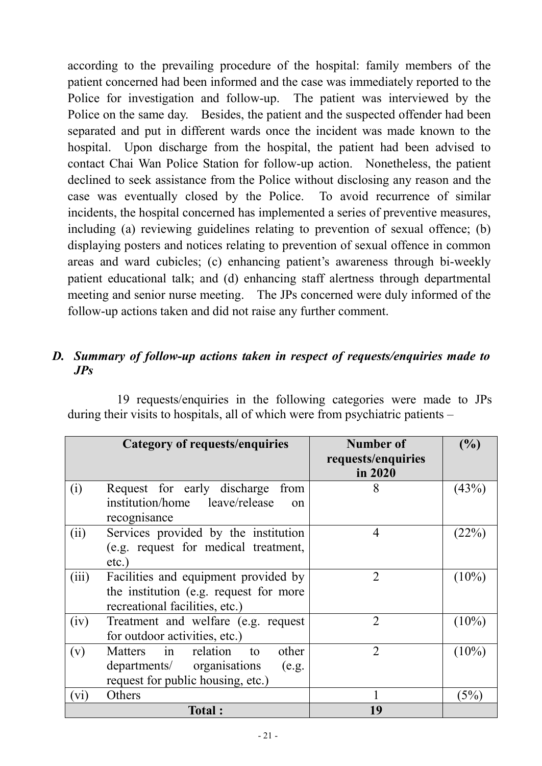according to the prevailing procedure of the hospital: family members of the patient concerned had been informed and the case was immediately reported to the Police for investigation and follow-up. The patient was interviewed by the Police on the same day. Besides, the patient and the suspected offender had been separated and put in different wards once the incident was made known to the hospital. Upon discharge from the hospital, the patient had been advised to contact Chai Wan Police Station for follow-up action. Nonetheless, the patient declined to seek assistance from the Police without disclosing any reason and the case was eventually closed by the Police. To avoid recurrence of similar incidents, the hospital concerned has implemented a series of preventive measures, including (a) reviewing guidelines relating to prevention of sexual offence; (b) displaying posters and notices relating to prevention of sexual offence in common areas and ward cubicles; (c) enhancing patient's awareness through bi-weekly patient educational talk; and (d) enhancing staff alertness through departmental meeting and senior nurse meeting. The JPs concerned were duly informed of the follow-up actions taken and did not raise any further comment.

## *D. Summary of follow-up actions taken in respect of requests/enquiries made to JPs*

19 requests/enquiries in the following categories were made to JPs during their visits to hospitals, all of which were from psychiatric patients –

| | **Category of requests/enquiries** | **Number of requests/enquiries in 2020** | **(%)** |
|---|---|---|---|
| (i) | Request for early discharge from institution/home leave/release on recognisance | 8 | (43%) |
| (ii) | Services provided by the institution (e.g. request for medical treatment, etc.) | 4 | (22%) |
| (iii) | Facilities and equipment provided by the institution (e.g. request for more recreational facilities, etc.) | 2 | (10%) |
| (iv) | Treatment and welfare (e.g. request for outdoor activities, etc.) | 2 | (10%) |
| (v) | Matters in relation to other departments/ organisations (e.g. request for public housing, etc.) | 2 | (10%) |
| (vi) | Others | 1 | (5%) |
| | **Total :** | **19** | |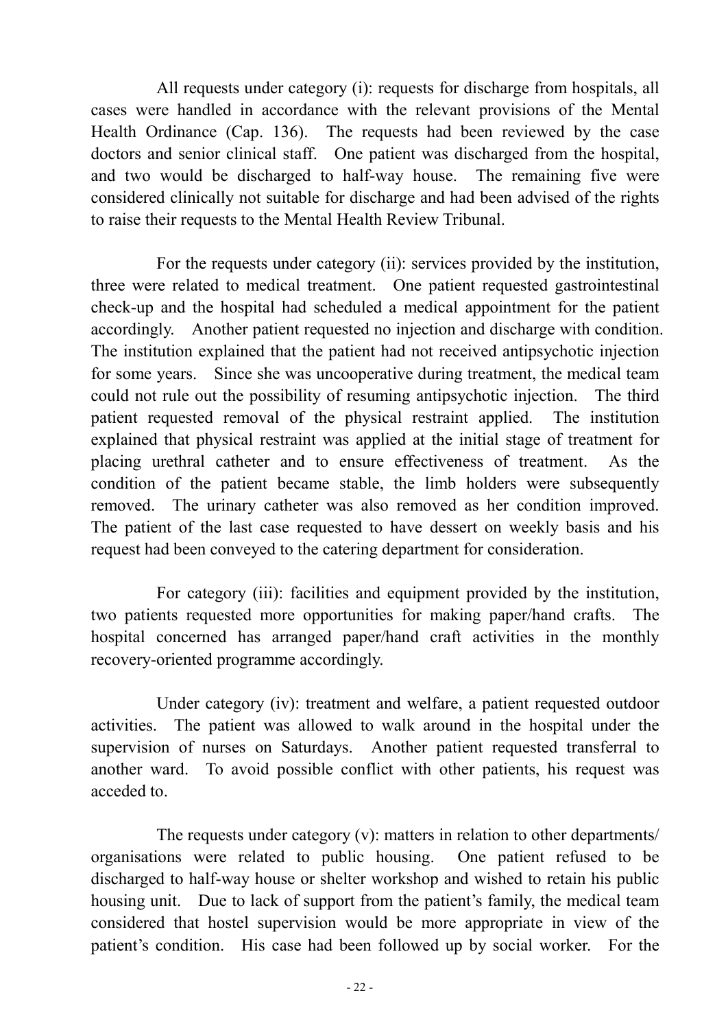All requests under category (i): requests for discharge from hospitals, all cases were handled in accordance with the relevant provisions of the Mental Health Ordinance (Cap. 136). The requests had been reviewed by the case doctors and senior clinical staff. One patient was discharged from the hospital, and two would be discharged to half-way house. The remaining five were considered clinically not suitable for discharge and had been advised of the rights to raise their requests to the Mental Health Review Tribunal.

For the requests under category (ii): services provided by the institution, three were related to medical treatment. One patient requested gastrointestinal check-up and the hospital had scheduled a medical appointment for the patient accordingly. Another patient requested no injection and discharge with condition. The institution explained that the patient had not received antipsychotic injection for some years. Since she was uncooperative during treatment, the medical team could not rule out the possibility of resuming antipsychotic injection. The third patient requested removal of the physical restraint applied. The institution explained that physical restraint was applied at the initial stage of treatment for placing urethral catheter and to ensure effectiveness of treatment. As the condition of the patient became stable, the limb holders were subsequently removed. The urinary catheter was also removed as her condition improved. The patient of the last case requested to have dessert on weekly basis and his request had been conveyed to the catering department for consideration.

For category (iii): facilities and equipment provided by the institution, two patients requested more opportunities for making paper/hand crafts. The hospital concerned has arranged paper/hand craft activities in the monthly recovery-oriented programme accordingly.

Under category (iv): treatment and welfare, a patient requested outdoor activities. The patient was allowed to walk around in the hospital under the supervision of nurses on Saturdays. Another patient requested transferral to another ward. To avoid possible conflict with other patients, his request was acceded to.

The requests under category (v): matters in relation to other departments/ organisations were related to public housing. One patient refused to be discharged to half-way house or shelter workshop and wished to retain his public housing unit. Due to lack of support from the patient's family, the medical team considered that hostel supervision would be more appropriate in view of the patient's condition. His case had been followed up by social worker. For the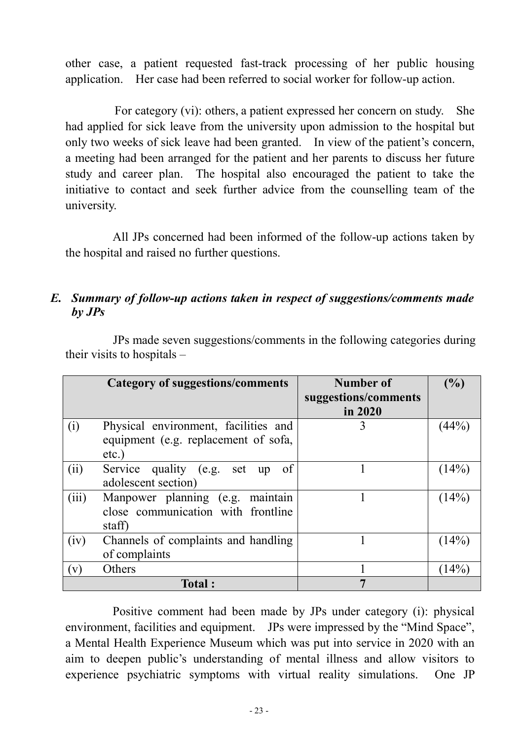other case, a patient requested fast-track processing of her public housing application. Her case had been referred to social worker for follow-up action.

For category (vi): others, a patient expressed her concern on study. She had applied for sick leave from the university upon admission to the hospital but only two weeks of sick leave had been granted. In view of the patient's concern, a meeting had been arranged for the patient and her parents to discuss her future study and career plan. The hospital also encouraged the patient to take the initiative to contact and seek further advice from the counselling team of the university.

All JPs concerned had been informed of the follow-up actions taken by the hospital and raised no further questions.

## *E. Summary of follow-up actions taken in respect of suggestions/comments made by JPs*

JPs made seven suggestions/comments in the following categories during their visits to hospitals –

| | Category of suggestions/comments | Number of suggestions/comments in 2020 | (%) |
|---|---|---|---|
| (i) | Physical environment, facilities and equipment (e.g. replacement of sofa, etc.) | 3 | (44%) |
| (ii) | Service quality (e.g. set up of adolescent section) | 1 | (14%) |
| (iii) | Manpower planning (e.g. maintain close communication with frontline staff) | 1 | (14%) |
| (iv) | Channels of complaints and handling of complaints | 1 | (14%) |
| (v) | Others | 1 | (14%) |
| | **Total :** | **7** | |

Positive comment had been made by JPs under category (i): physical environment, facilities and equipment. JPs were impressed by the "Mind Space", a Mental Health Experience Museum which was put into service in 2020 with an aim to deepen public's understanding of mental illness and allow visitors to experience psychiatric symptoms with virtual reality simulations. One JP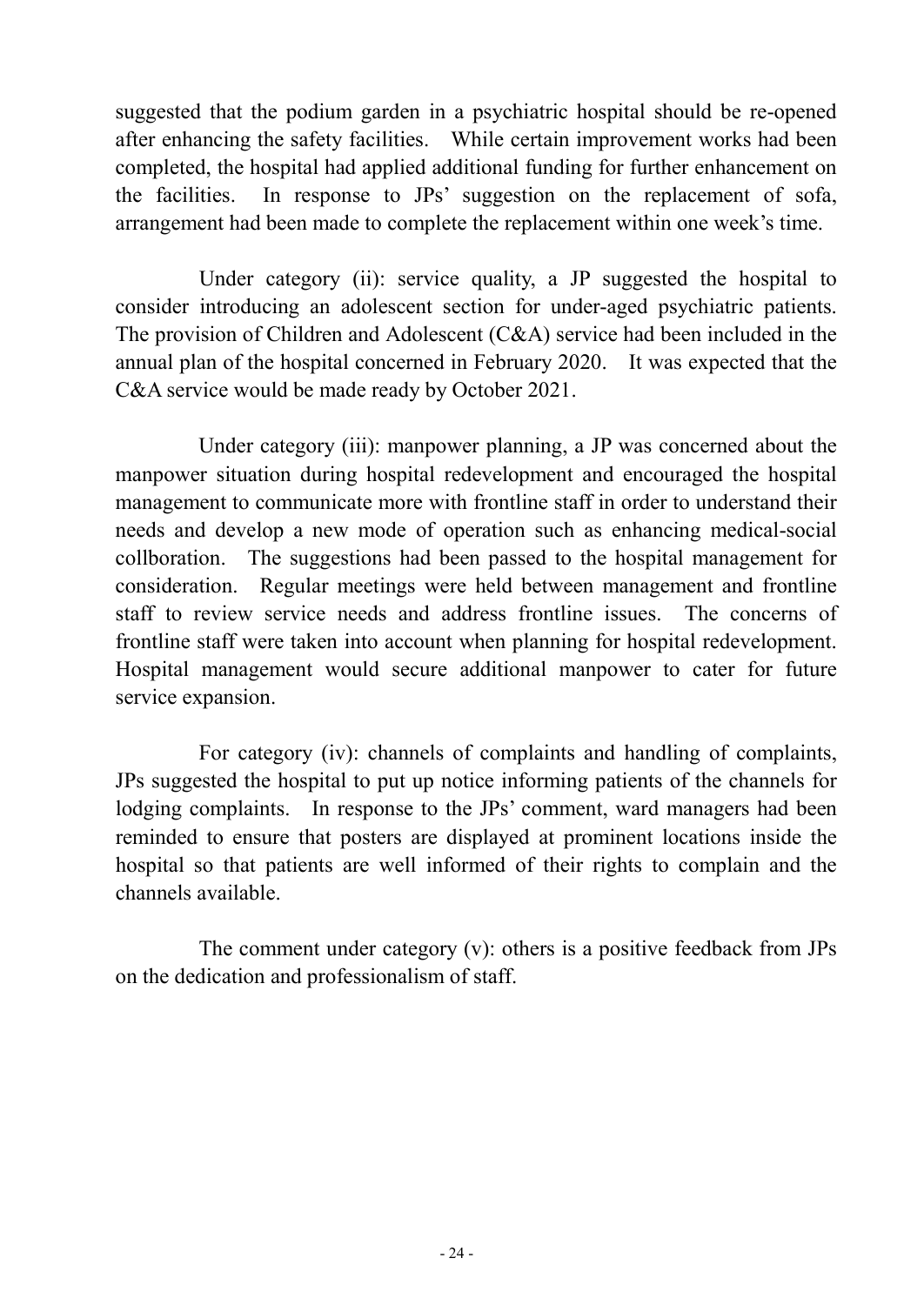suggested that the podium garden in a psychiatric hospital should be re-opened after enhancing the safety facilities. While certain improvement works had been completed, the hospital had applied additional funding for further enhancement on the facilities. In response to JPs' suggestion on the replacement of sofa, arrangement had been made to complete the replacement within one week's time.

Under category (ii): service quality, a JP suggested the hospital to consider introducing an adolescent section for under-aged psychiatric patients. The provision of Children and Adolescent (C&A) service had been included in the annual plan of the hospital concerned in February 2020. It was expected that the C&A service would be made ready by October 2021.

Under category (iii): manpower planning, a JP was concerned about the manpower situation during hospital redevelopment and encouraged the hospital management to communicate more with frontline staff in order to understand their needs and develop a new mode of operation such as enhancing medical-social collboration. The suggestions had been passed to the hospital management for consideration. Regular meetings were held between management and frontline staff to review service needs and address frontline issues. The concerns of frontline staff were taken into account when planning for hospital redevelopment. Hospital management would secure additional manpower to cater for future service expansion.

For category (iv): channels of complaints and handling of complaints, JPs suggested the hospital to put up notice informing patients of the channels for lodging complaints. In response to the JPs' comment, ward managers had been reminded to ensure that posters are displayed at prominent locations inside the hospital so that patients are well informed of their rights to complain and the channels available.

The comment under category (v): others is a positive feedback from JPs on the dedication and professionalism of staff.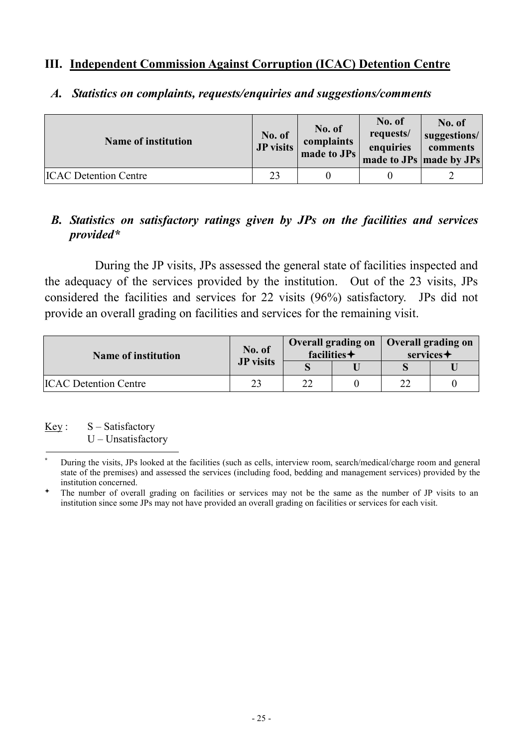## III. Independent Commission Against Corruption (ICAC) Detention Centre

### *A. Statistics on complaints, requests/enquiries and suggestions/comments*

| Name of institution | No. of JP visits | No. of complaints made to JPs | No. of requests/ enquiries made to JPs | No. of suggestions/ comments made by JPs |
|---|---|---|---|---|
| ICAC Detention Centre | 23 | 0 | 0 | 2 |

### *B. Statistics on satisfactory ratings given by JPs on the facilities and services provided\**

During the JP visits, JPs assessed the general state of facilities inspected and the adequacy of the services provided by the institution. Out of the 23 visits, JPs considered the facilities and services for 22 visits (96%) satisfactory. JPs did not provide an overall grading on facilities and services for the remaining visit.

| Name of institution | No. of JP visits | Overall grading on facilities✦ | | Overall grading on services✦ | |
|---|---|---|---|---|---|
| | | S | U | S | U |
| ICAC Detention Centre | 23 | 22 | 0 | 22 | 0 |

Key : S – Satisfactory
U – Unsatisfactory

\* During the visits, JPs looked at the facilities (such as cells, interview room, search/medical/charge room and general state of the premises) and assessed the services (including food, bedding and management services) provided by the institution concerned.

✦ The number of overall grading on facilities or services may not be the same as the number of JP visits to an institution since some JPs may not have provided an overall grading on facilities or services for each visit.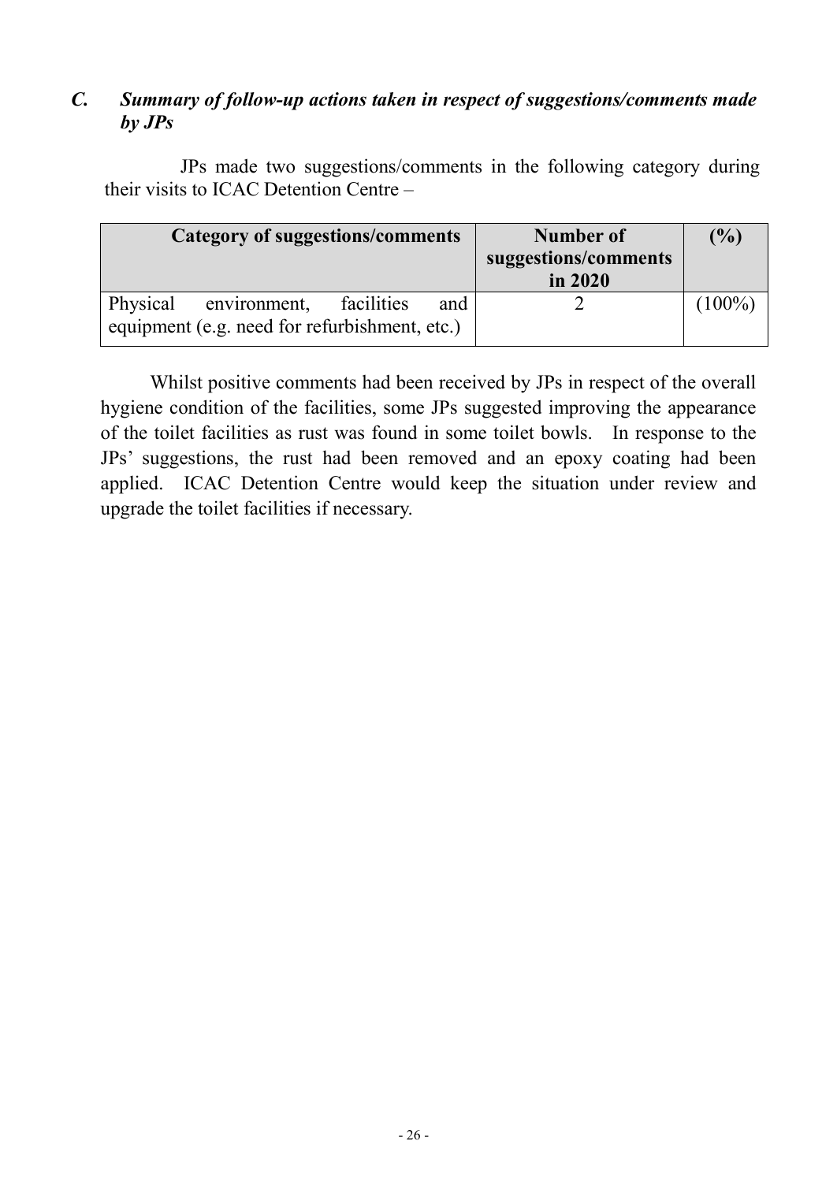## *C. Summary of follow-up actions taken in respect of suggestions/comments made by JPs*

JPs made two suggestions/comments in the following category during their visits to ICAC Detention Centre –

| Category of suggestions/comments | Number of suggestions/comments in 2020 | (%) |
| --- | --- | --- |
| Physical environment, facilities and equipment (e.g. need for refurbishment, etc.) | 2 | (100%) |

Whilst positive comments had been received by JPs in respect of the overall hygiene condition of the facilities, some JPs suggested improving the appearance of the toilet facilities as rust was found in some toilet bowls. In response to the JPs' suggestions, the rust had been removed and an epoxy coating had been applied. ICAC Detention Centre would keep the situation under review and upgrade the toilet facilities if necessary.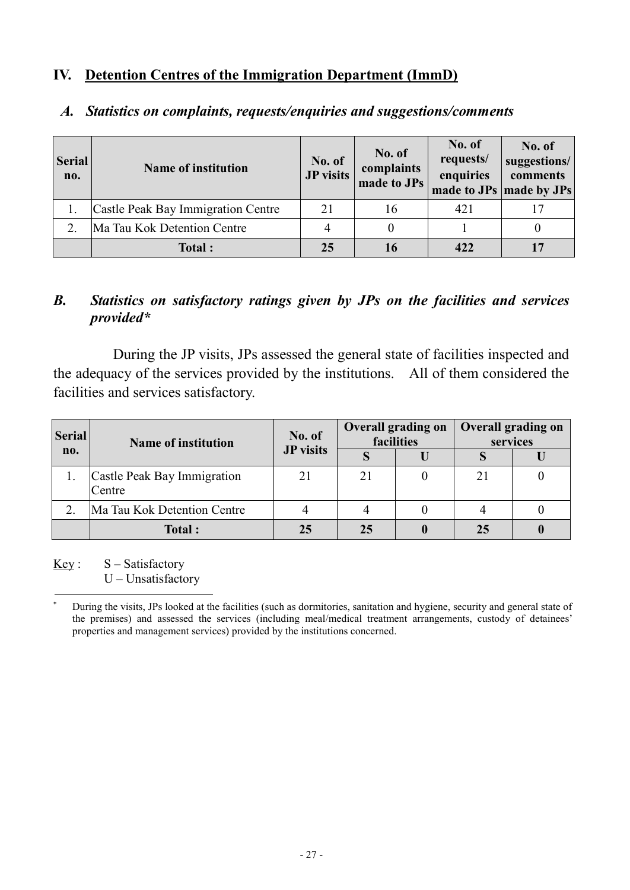## IV. Detention Centres of the Immigration Department (ImmD)

### *A. Statistics on complaints, requests/enquiries and suggestions/comments*

| Serial no. | Name of institution | No. of JP visits | No. of complaints made to JPs | No. of requests/ enquiries made to JPs | No. of suggestions/ comments made by JPs |
|---|---|---|---|---|---|
| 1. | Castle Peak Bay Immigration Centre | 21 | 16 | 421 | 17 |
| 2. | Ma Tau Kok Detention Centre | 4 | 0 | 1 | 0 |
| | **Total :** | **25** | **16** | **422** | **17** |

### *B. Statistics on satisfactory ratings given by JPs on the facilities and services provided\**

During the JP visits, JPs assessed the general state of facilities inspected and the adequacy of the services provided by the institutions. All of them considered the facilities and services satisfactory.

| Serial no. | Name of institution | No. of JP visits | Overall grading on facilities | | Overall grading on services | |
|---|---|---|---|---|---|---|
| | | | S | U | S | U |
| 1. | Castle Peak Bay Immigration Centre | 21 | 21 | 0 | 21 | 0 |
| 2. | Ma Tau Kok Detention Centre | 4 | 4 | 0 | 4 | 0 |
| | **Total :** | **25** | **25** | **0** | **25** | **0** |

Key : S – Satisfactory
U – Unsatisfactory

\* During the visits, JPs looked at the facilities (such as dormitories, sanitation and hygiene, security and general state of the premises) and assessed the services (including meal/medical treatment arrangements, custody of detainees' properties and management services) provided by the institutions concerned.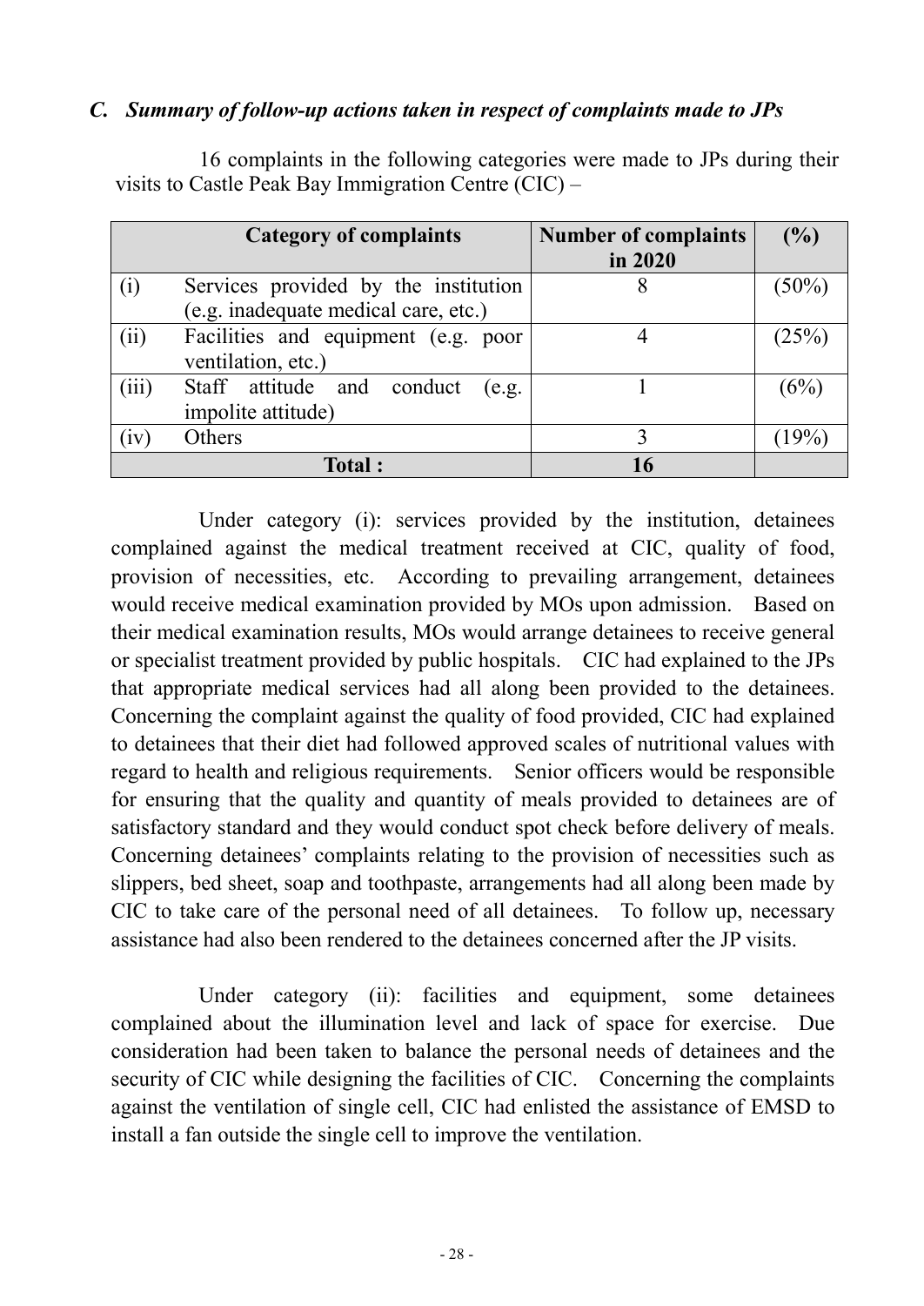### *C. Summary of follow-up actions taken in respect of complaints made to JPs*

16 complaints in the following categories were made to JPs during their visits to Castle Peak Bay Immigration Centre (CIC) –

| | Category of complaints | Number of complaints in 2020 | (%) |
|---|---|---|---|
| (i) | Services provided by the institution (e.g. inadequate medical care, etc.) | 8 | (50%) |
| (ii) | Facilities and equipment (e.g. poor ventilation, etc.) | 4 | (25%) |
| (iii) | Staff attitude and conduct (e.g. impolite attitude) | 1 | (6%) |
| (iv) | Others | 3 | (19%) |
| | **Total :** | **16** | |

Under category (i): services provided by the institution, detainees complained against the medical treatment received at CIC, quality of food, provision of necessities, etc. According to prevailing arrangement, detainees would receive medical examination provided by MOs upon admission. Based on their medical examination results, MOs would arrange detainees to receive general or specialist treatment provided by public hospitals. CIC had explained to the JPs that appropriate medical services had all along been provided to the detainees. Concerning the complaint against the quality of food provided, CIC had explained to detainees that their diet had followed approved scales of nutritional values with regard to health and religious requirements. Senior officers would be responsible for ensuring that the quality and quantity of meals provided to detainees are of satisfactory standard and they would conduct spot check before delivery of meals. Concerning detainees' complaints relating to the provision of necessities such as slippers, bed sheet, soap and toothpaste, arrangements had all along been made by CIC to take care of the personal need of all detainees. To follow up, necessary assistance had also been rendered to the detainees concerned after the JP visits.

Under category (ii): facilities and equipment, some detainees complained about the illumination level and lack of space for exercise. Due consideration had been taken to balance the personal needs of detainees and the security of CIC while designing the facilities of CIC. Concerning the complaints against the ventilation of single cell, CIC had enlisted the assistance of EMSD to install a fan outside the single cell to improve the ventilation.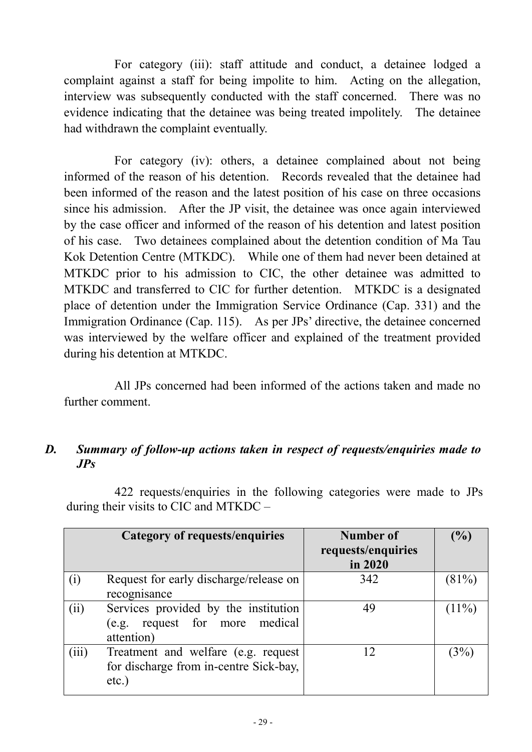For category (iii): staff attitude and conduct, a detainee lodged a complaint against a staff for being impolite to him. Acting on the allegation, interview was subsequently conducted with the staff concerned. There was no evidence indicating that the detainee was being treated impolitely. The detainee had withdrawn the complaint eventually.

For category (iv): others, a detainee complained about not being informed of the reason of his detention. Records revealed that the detainee had been informed of the reason and the latest position of his case on three occasions since his admission. After the JP visit, the detainee was once again interviewed by the case officer and informed of the reason of his detention and latest position of his case. Two detainees complained about the detention condition of Ma Tau Kok Detention Centre (MTKDC). While one of them had never been detained at MTKDC prior to his admission to CIC, the other detainee was admitted to MTKDC and transferred to CIC for further detention. MTKDC is a designated place of detention under the Immigration Service Ordinance (Cap. 331) and the Immigration Ordinance (Cap. 115). As per JPs' directive, the detainee concerned was interviewed by the welfare officer and explained of the treatment provided during his detention at MTKDC.

All JPs concerned had been informed of the actions taken and made no further comment.

## *D. Summary of follow-up actions taken in respect of requests/enquiries made to JPs*

422 requests/enquiries in the following categories were made to JPs during their visits to CIC and MTKDC –

| | Category of requests/enquiries | Number of requests/enquiries in 2020 | (%) |
|---|---|---|---|
| (i) | Request for early discharge/release on recognisance | 342 | (81%) |
| (ii) | Services provided by the institution (e.g. request for more medical attention) | 49 | (11%) |
| (iii) | Treatment and welfare (e.g. request for discharge from in-centre Sick-bay, etc.) | 12 | (3%) |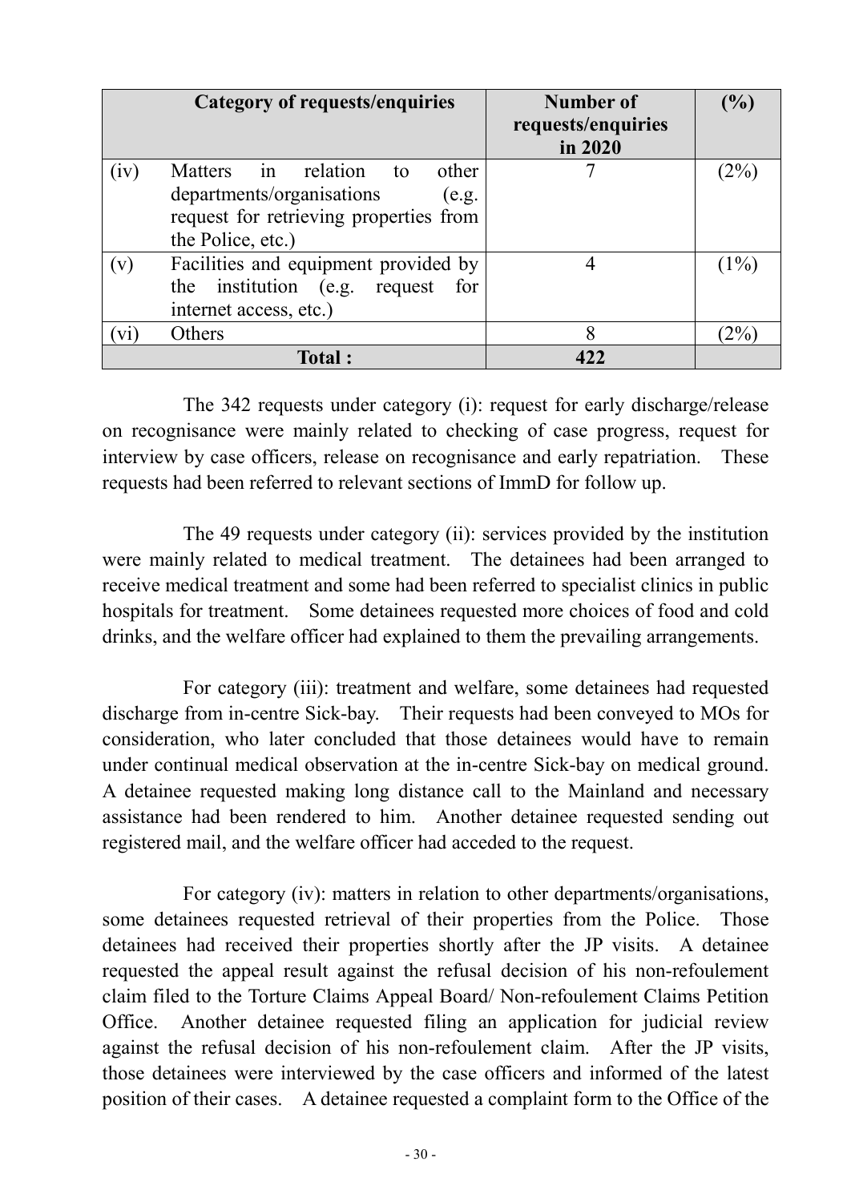| | Category of requests/enquiries | Number of requests/enquiries in 2020 | (%) |
|---|---|---|---|
| (iv) | Matters in relation to other departments/organisations (e.g. request for retrieving properties from the Police, etc.) | 7 | (2%) |
| (v) | Facilities and equipment provided by the institution (e.g. request for internet access, etc.) | 4 | (1%) |
| (vi) | Others | 8 | (2%) |
| | **Total :** | **422** | |

The 342 requests under category (i): request for early discharge/release on recognisance were mainly related to checking of case progress, request for interview by case officers, release on recognisance and early repatriation. These requests had been referred to relevant sections of ImmD for follow up.

The 49 requests under category (ii): services provided by the institution were mainly related to medical treatment. The detainees had been arranged to receive medical treatment and some had been referred to specialist clinics in public hospitals for treatment. Some detainees requested more choices of food and cold drinks, and the welfare officer had explained to them the prevailing arrangements.

For category (iii): treatment and welfare, some detainees had requested discharge from in-centre Sick-bay. Their requests had been conveyed to MOs for consideration, who later concluded that those detainees would have to remain under continual medical observation at the in-centre Sick-bay on medical ground. A detainee requested making long distance call to the Mainland and necessary assistance had been rendered to him. Another detainee requested sending out registered mail, and the welfare officer had acceded to the request.

For category (iv): matters in relation to other departments/organisations, some detainees requested retrieval of their properties from the Police. Those detainees had received their properties shortly after the JP visits. A detainee requested the appeal result against the refusal decision of his non-refoulement claim filed to the Torture Claims Appeal Board/ Non-refoulement Claims Petition Office. Another detainee requested filing an application for judicial review against the refusal decision of his non-refoulement claim. After the JP visits, those detainees were interviewed by the case officers and informed of the latest position of their cases. A detainee requested a complaint form to the Office of the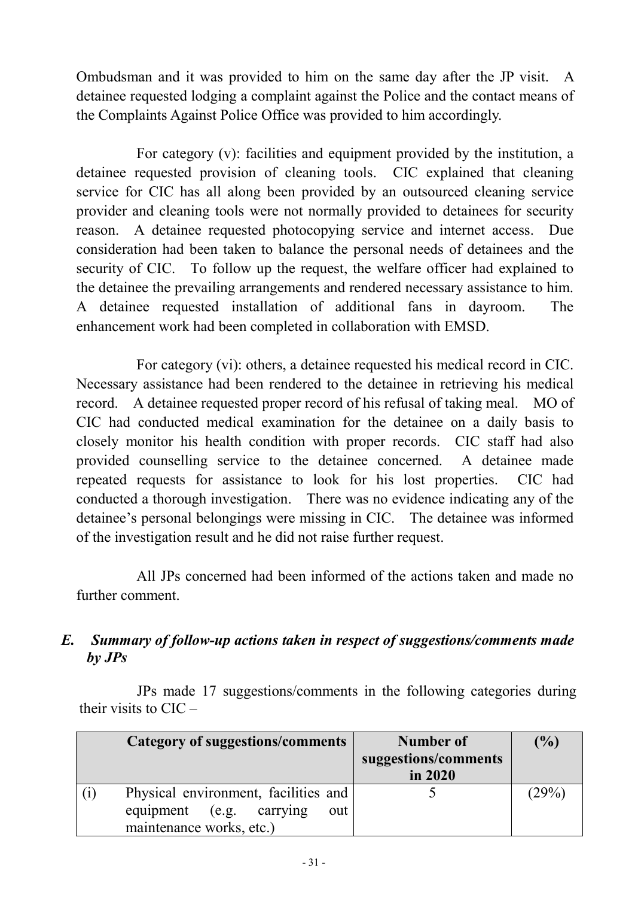Ombudsman and it was provided to him on the same day after the JP visit. A detainee requested lodging a complaint against the Police and the contact means of the Complaints Against Police Office was provided to him accordingly.

For category (v): facilities and equipment provided by the institution, a detainee requested provision of cleaning tools. CIC explained that cleaning service for CIC has all along been provided by an outsourced cleaning service provider and cleaning tools were not normally provided to detainees for security reason. A detainee requested photocopying service and internet access. Due consideration had been taken to balance the personal needs of detainees and the security of CIC. To follow up the request, the welfare officer had explained to the detainee the prevailing arrangements and rendered necessary assistance to him. A detainee requested installation of additional fans in dayroom. The enhancement work had been completed in collaboration with EMSD.

For category (vi): others, a detainee requested his medical record in CIC. Necessary assistance had been rendered to the detainee in retrieving his medical record. A detainee requested proper record of his refusal of taking meal. MO of CIC had conducted medical examination for the detainee on a daily basis to closely monitor his health condition with proper records. CIC staff had also provided counselling service to the detainee concerned. A detainee made repeated requests for assistance to look for his lost properties. CIC had conducted a thorough investigation. There was no evidence indicating any of the detainee's personal belongings were missing in CIC. The detainee was informed of the investigation result and he did not raise further request.

All JPs concerned had been informed of the actions taken and made no further comment.

## *E. Summary of follow-up actions taken in respect of suggestions/comments made by JPs*

JPs made 17 suggestions/comments in the following categories during their visits to CIC –

| | Category of suggestions/comments | Number of suggestions/comments in 2020 | (%) |
|---|---|---|---|
| (i) | Physical environment, facilities and equipment (e.g. carrying out maintenance works, etc.) | 5 | (29%) |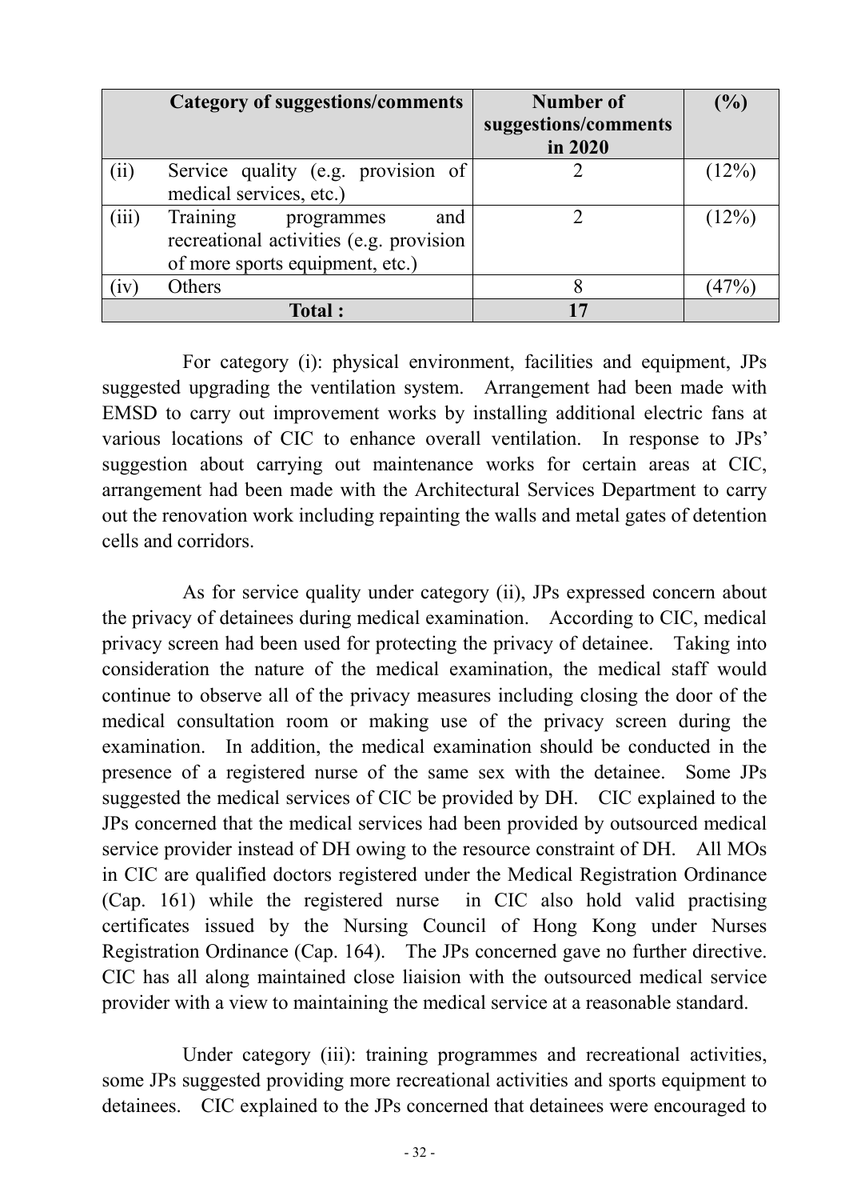| | Category of suggestions/comments | Number of suggestions/comments in 2020 | (%) |
|---|---|---|---|
| (ii) | Service quality (e.g. provision of medical services, etc.) | 2 | (12%) |
| (iii) | Training programmes and recreational activities (e.g. provision of more sports equipment, etc.) | 2 | (12%) |
| (iv) | Others | 8 | (47%) |
| | **Total :** | **17** | |

For category (i): physical environment, facilities and equipment, JPs suggested upgrading the ventilation system. Arrangement had been made with EMSD to carry out improvement works by installing additional electric fans at various locations of CIC to enhance overall ventilation. In response to JPs' suggestion about carrying out maintenance works for certain areas at CIC, arrangement had been made with the Architectural Services Department to carry out the renovation work including repainting the walls and metal gates of detention cells and corridors.

As for service quality under category (ii), JPs expressed concern about the privacy of detainees during medical examination. According to CIC, medical privacy screen had been used for protecting the privacy of detainee. Taking into consideration the nature of the medical examination, the medical staff would continue to observe all of the privacy measures including closing the door of the medical consultation room or making use of the privacy screen during the examination. In addition, the medical examination should be conducted in the presence of a registered nurse of the same sex with the detainee. Some JPs suggested the medical services of CIC be provided by DH. CIC explained to the JPs concerned that the medical services had been provided by outsourced medical service provider instead of DH owing to the resource constraint of DH. All MOs in CIC are qualified doctors registered under the Medical Registration Ordinance (Cap. 161) while the registered nurse in CIC also hold valid practising certificates issued by the Nursing Council of Hong Kong under Nurses Registration Ordinance (Cap. 164). The JPs concerned gave no further directive. CIC has all along maintained close liaision with the outsourced medical service provider with a view to maintaining the medical service at a reasonable standard.

Under category (iii): training programmes and recreational activities, some JPs suggested providing more recreational activities and sports equipment to detainees. CIC explained to the JPs concerned that detainees were encouraged to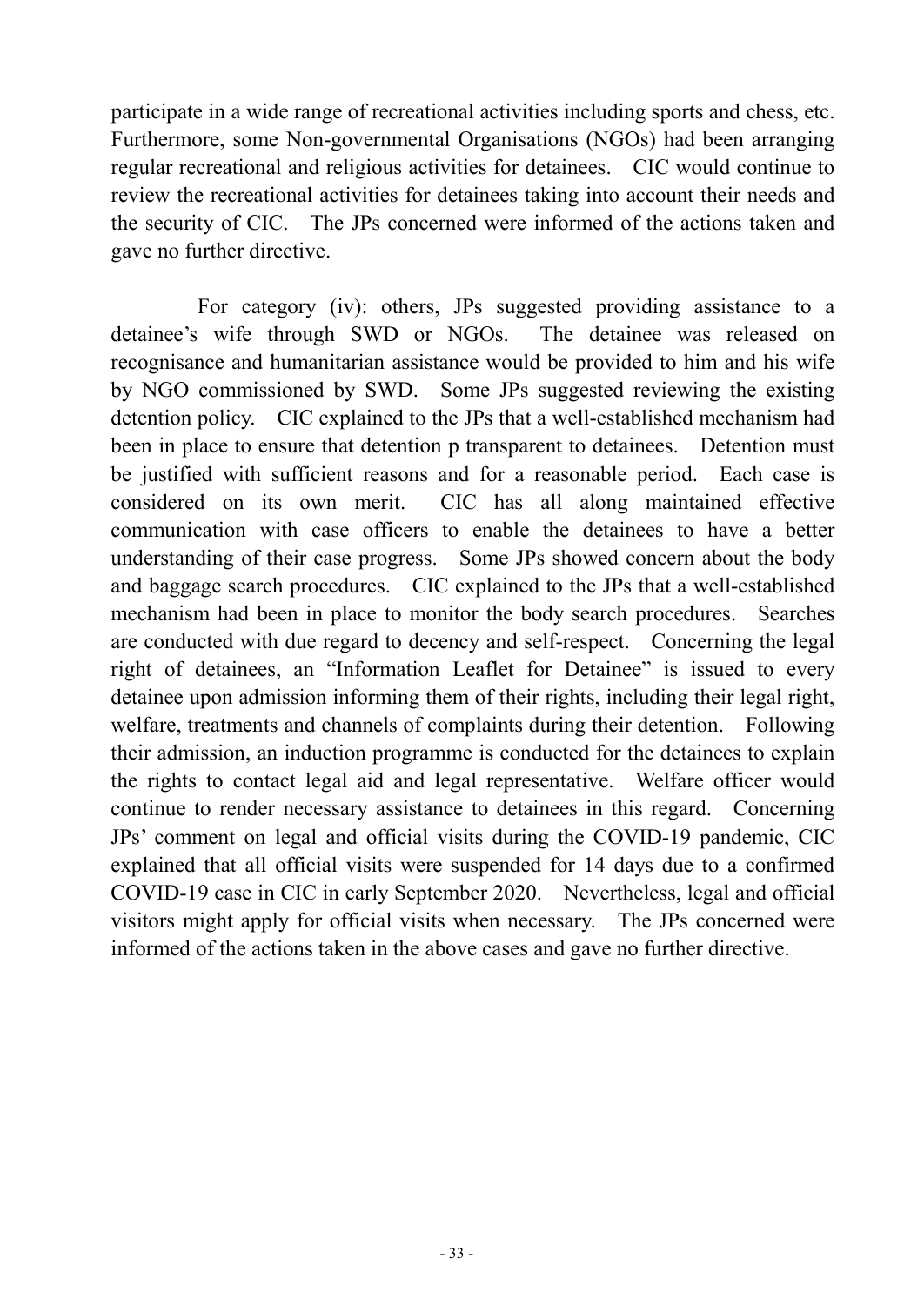participate in a wide range of recreational activities including sports and chess, etc. Furthermore, some Non-governmental Organisations (NGOs) had been arranging regular recreational and religious activities for detainees. CIC would continue to review the recreational activities for detainees taking into account their needs and the security of CIC. The JPs concerned were informed of the actions taken and gave no further directive.

For category (iv): others, JPs suggested providing assistance to a detainee's wife through SWD or NGOs. The detainee was released on recognisance and humanitarian assistance would be provided to him and his wife by NGO commissioned by SWD. Some JPs suggested reviewing the existing detention policy. CIC explained to the JPs that a well-established mechanism had been in place to ensure that detention p transparent to detainees. Detention must be justified with sufficient reasons and for a reasonable period. Each case is considered on its own merit. CIC has all along maintained effective communication with case officers to enable the detainees to have a better understanding of their case progress. Some JPs showed concern about the body and baggage search procedures. CIC explained to the JPs that a well-established mechanism had been in place to monitor the body search procedures. Searches are conducted with due regard to decency and self-respect. Concerning the legal right of detainees, an "Information Leaflet for Detainee" is issued to every detainee upon admission informing them of their rights, including their legal right, welfare, treatments and channels of complaints during their detention. Following their admission, an induction programme is conducted for the detainees to explain the rights to contact legal aid and legal representative. Welfare officer would continue to render necessary assistance to detainees in this regard. Concerning JPs' comment on legal and official visits during the COVID-19 pandemic, CIC explained that all official visits were suspended for 14 days due to a confirmed COVID-19 case in CIC in early September 2020. Nevertheless, legal and official visitors might apply for official visits when necessary. The JPs concerned were informed of the actions taken in the above cases and gave no further directive.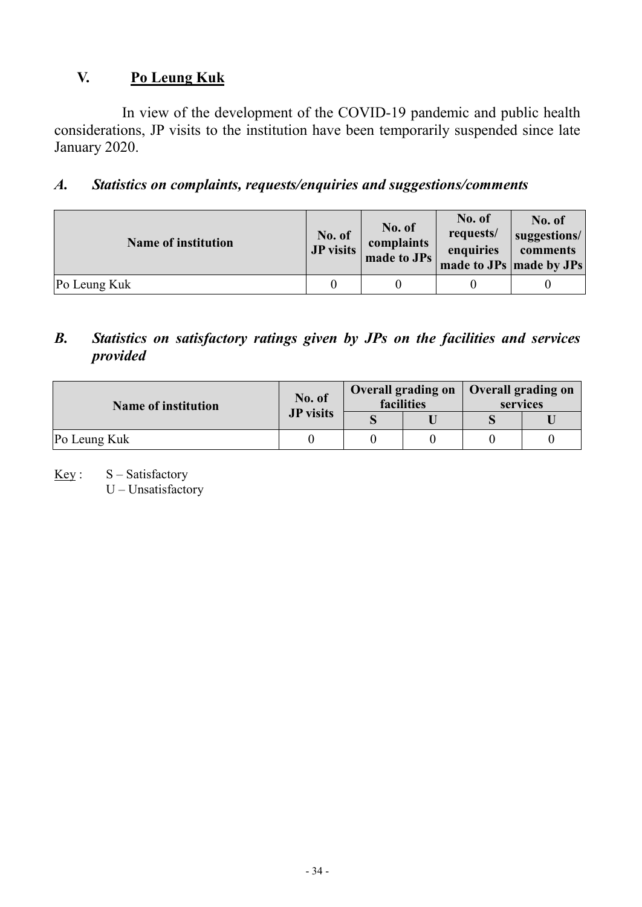## V. Po Leung Kuk

In view of the development of the COVID-19 pandemic and public health considerations, JP visits to the institution have been temporarily suspended since late January 2020.

### *A. Statistics on complaints, requests/enquiries and suggestions/comments*

| Name of institution | No. of JP visits | No. of complaints made to JPs | No. of requests/ enquiries made to JPs | No. of suggestions/ comments made by JPs |
|---|---|---|---|---|
| Po Leung Kuk | 0 | 0 | 0 | 0 |

### *B. Statistics on satisfactory ratings given by JPs on the facilities and services provided*

| Name of institution | No. of JP visits | Overall grading on facilities | | Overall grading on services | |
|---|---|---|---|---|---|
| | | S | U | S | U |
| Po Leung Kuk | 0 | 0 | 0 | 0 | 0 |

Key : S – Satisfactory
U – Unsatisfactory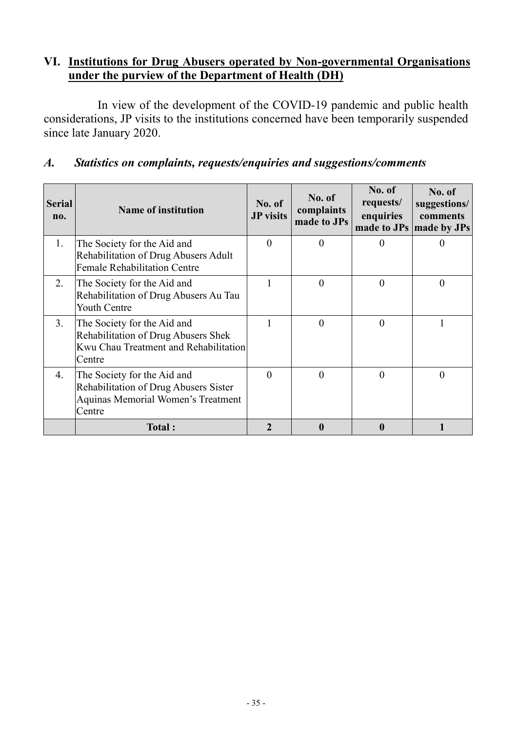## VI. Institutions for Drug Abusers operated by Non-governmental Organisations under the purview of the Department of Health (DH)

In view of the development of the COVID-19 pandemic and public health considerations, JP visits to the institutions concerned have been temporarily suspended since late January 2020.

### *A. Statistics on complaints, requests/enquiries and suggestions/comments*

| Serial no. | Name of institution | No. of JP visits | No. of complaints made to JPs | No. of requests/ enquiries made to JPs | No. of suggestions/ comments made by JPs |
|---|---|---|---|---|---|
| 1. | The Society for the Aid and Rehabilitation of Drug Abusers Adult Female Rehabilitation Centre | 0 | 0 | 0 | 0 |
| 2. | The Society for the Aid and Rehabilitation of Drug Abusers Au Tau Youth Centre | 1 | 0 | 0 | 0 |
| 3. | The Society for the Aid and Rehabilitation of Drug Abusers Shek Kwu Chau Treatment and Rehabilitation Centre | 1 | 0 | 0 | 1 |
| 4. | The Society for the Aid and Rehabilitation of Drug Abusers Sister Aquinas Memorial Women's Treatment Centre | 0 | 0 | 0 | 0 |
| | **Total :** | **2** | **0** | **0** | **1** |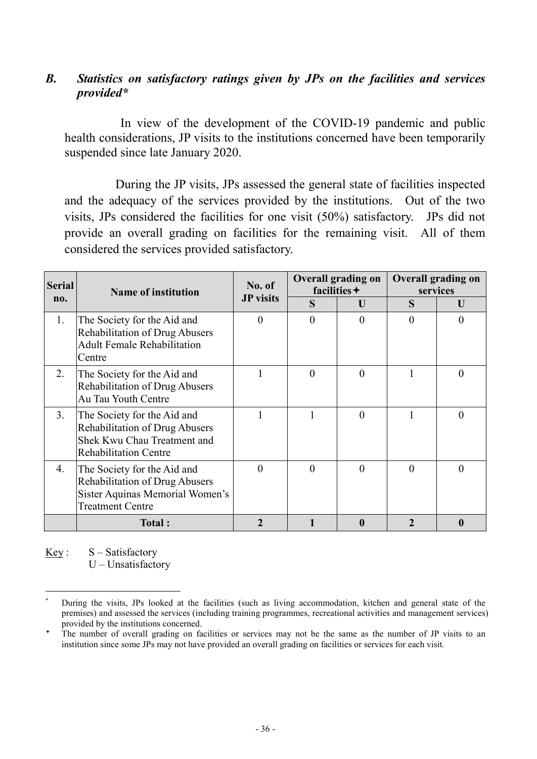## *B. Statistics on satisfactory ratings given by JPs on the facilities and services provided**

In view of the development of the COVID-19 pandemic and public health considerations, JP visits to the institutions concerned have been temporarily suspended since late January 2020.

During the JP visits, JPs assessed the general state of facilities inspected and the adequacy of the services provided by the institutions. Out of the two visits, JPs considered the facilities for one visit (50%) satisfactory. JPs did not provide an overall grading on facilities for the remaining visit. All of them considered the services provided satisfactory.

| Serial no. | Name of institution | No. of JP visits | Overall grading on facilities✦ | | Overall grading on services | |
|---|---|---|---|---|---|---|
| | | | S | U | S | U |
| 1. | The Society for the Aid and Rehabilitation of Drug Abusers Adult Female Rehabilitation Centre | 0 | 0 | 0 | 0 | 0 |
| 2. | The Society for the Aid and Rehabilitation of Drug Abusers Au Tau Youth Centre | 1 | 0 | 0 | 1 | 0 |
| 3. | The Society for the Aid and Rehabilitation of Drug Abusers Shek Kwu Chau Treatment and Rehabilitation Centre | 1 | 1 | 0 | 1 | 0 |
| 4. | The Society for the Aid and Rehabilitation of Drug Abusers Sister Aquinas Memorial Women's Treatment Centre | 0 | 0 | 0 | 0 | 0 |
| | **Total :** | **2** | **1** | **0** | **2** | **0** |

Key : S – Satisfactory
U – Unsatisfactory

* During the visits, JPs looked at the facilities (such as living accommodation, kitchen and general state of the premises) and assessed the services (including training programmes, recreational activities and management services) provided by the institutions concerned.

✦ The number of overall grading on facilities or services may not be the same as the number of JP visits to an institution since some JPs may not have provided an overall grading on facilities or services for each visit.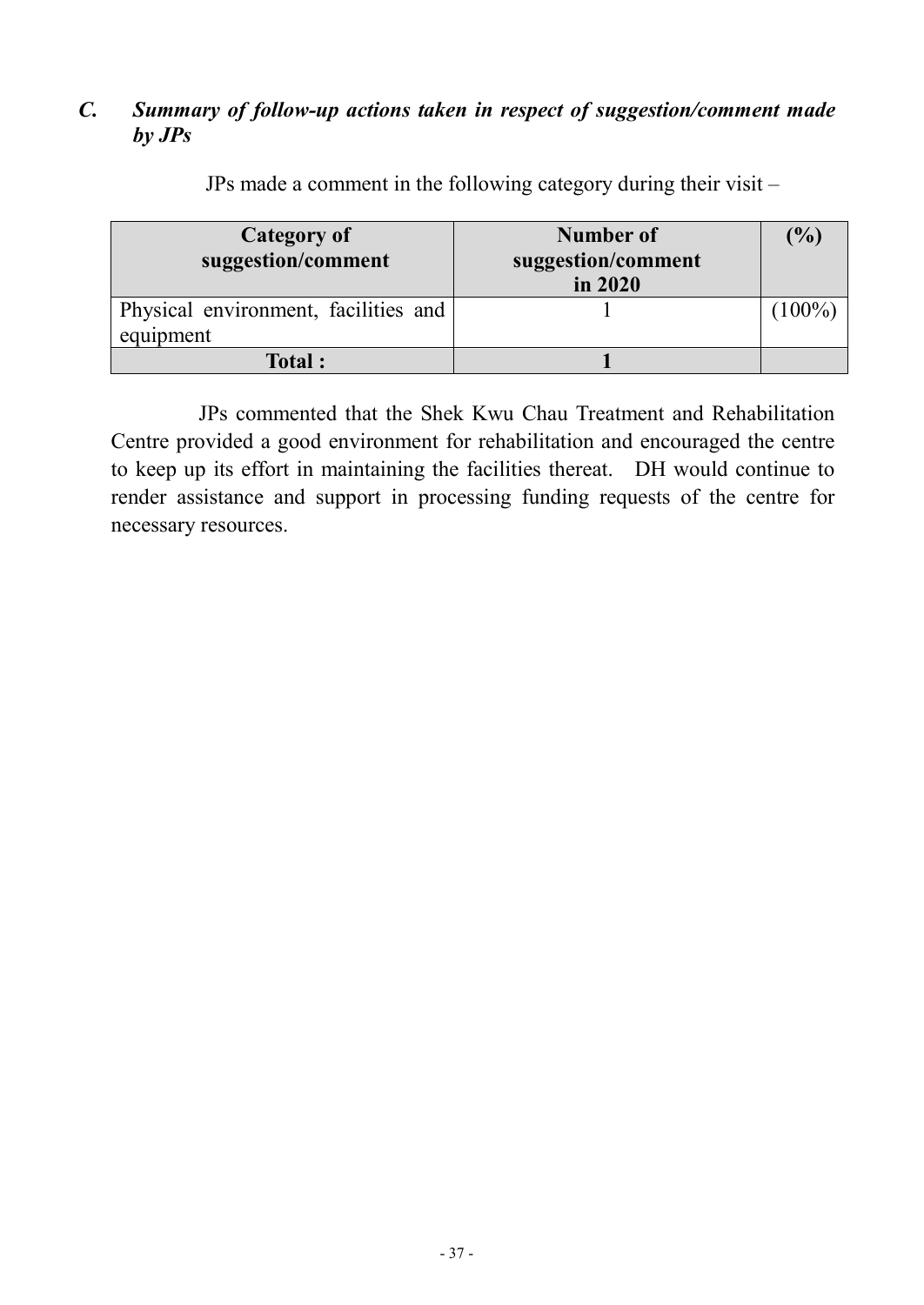### *C. Summary of follow-up actions taken in respect of suggestion/comment made by JPs*

JPs made a comment in the following category during their visit –

| Category of suggestion/comment | Number of suggestion/comment in 2020 | (%) |
|---|---|---|
| Physical environment, facilities and equipment | 1 | (100%) |
| **Total :** | **1** | |

JPs commented that the Shek Kwu Chau Treatment and Rehabilitation Centre provided a good environment for rehabilitation and encouraged the centre to keep up its effort in maintaining the facilities thereat. DH would continue to render assistance and support in processing funding requests of the centre for necessary resources.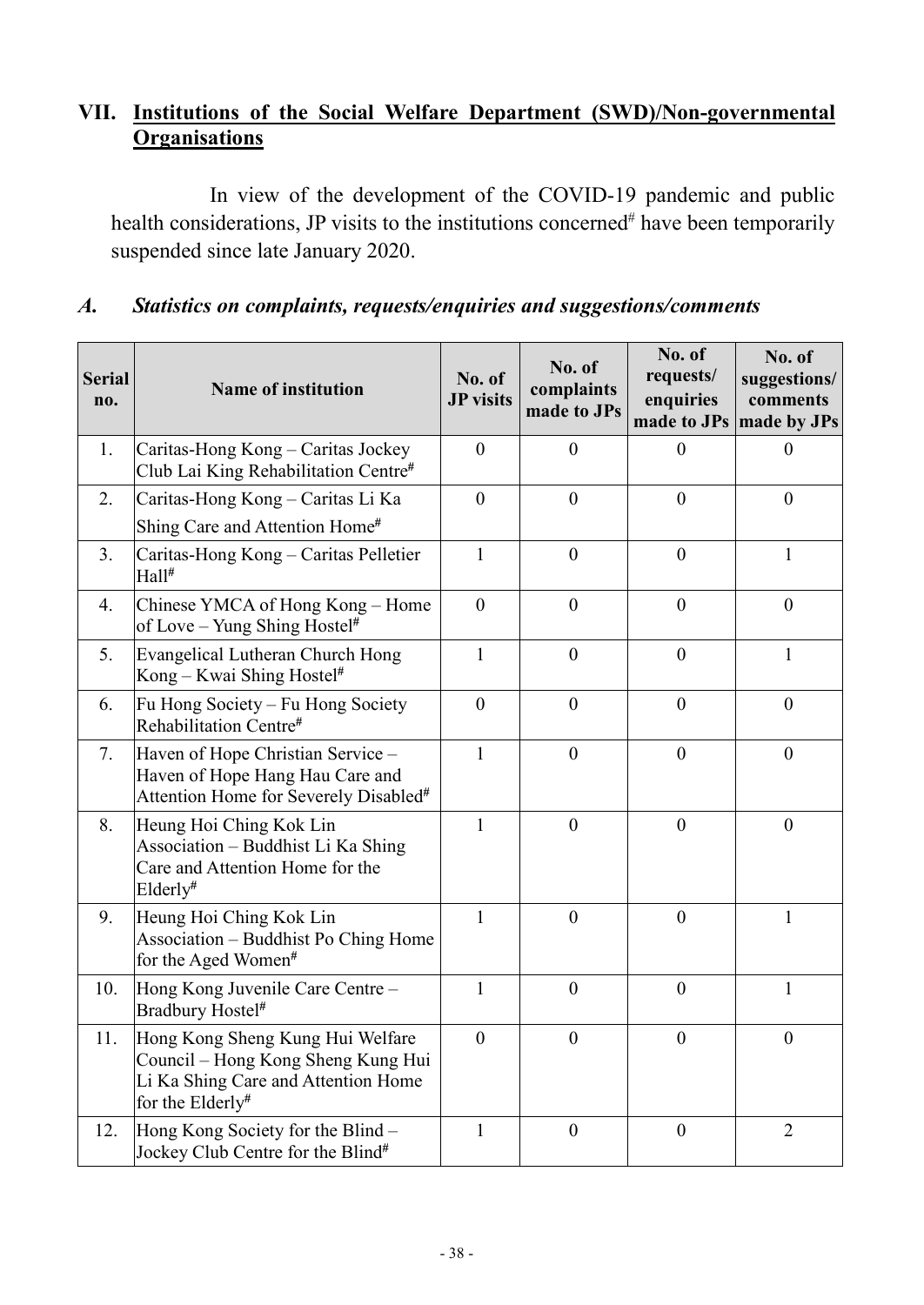## VII. Institutions of the Social Welfare Department (SWD)/Non-governmental Organisations

In view of the development of the COVID-19 pandemic and public health considerations, JP visits to the institutions concerned# have been temporarily suspended since late January 2020.

### *A. Statistics on complaints, requests/enquiries and suggestions/comments*

| Serial no. | Name of institution | No. of JP visits | No. of complaints made to JPs | No. of requests/ enquiries made to JPs | No. of suggestions/ comments made by JPs |
|---|---|---|---|---|---|
| 1. | Caritas-Hong Kong – Caritas Jockey Club Lai King Rehabilitation Centre# | 0 | 0 | 0 | 0 |
| 2. | Caritas-Hong Kong – Caritas Li Ka Shing Care and Attention Home# | 0 | 0 | 0 | 0 |
| 3. | Caritas-Hong Kong – Caritas Pelletier Hall# | 1 | 0 | 0 | 1 |
| 4. | Chinese YMCA of Hong Kong – Home of Love – Yung Shing Hostel# | 0 | 0 | 0 | 0 |
| 5. | Evangelical Lutheran Church Hong Kong – Kwai Shing Hostel# | 1 | 0 | 0 | 1 |
| 6. | Fu Hong Society – Fu Hong Society Rehabilitation Centre# | 0 | 0 | 0 | 0 |
| 7. | Haven of Hope Christian Service – Haven of Hope Hang Hau Care and Attention Home for Severely Disabled# | 1 | 0 | 0 | 0 |
| 8. | Heung Hoi Ching Kok Lin Association – Buddhist Li Ka Shing Care and Attention Home for the Elderly# | 1 | 0 | 0 | 0 |
| 9. | Heung Hoi Ching Kok Lin Association – Buddhist Po Ching Home for the Aged Women# | 1 | 0 | 0 | 1 |
| 10. | Hong Kong Juvenile Care Centre – Bradbury Hostel# | 1 | 0 | 0 | 1 |
| 11. | Hong Kong Sheng Kung Hui Welfare Council – Hong Kong Sheng Kung Hui Li Ka Shing Care and Attention Home for the Elderly# | 0 | 0 | 0 | 0 |
| 12. | Hong Kong Society for the Blind – Jockey Club Centre for the Blind# | 1 | 0 | 0 | 2 |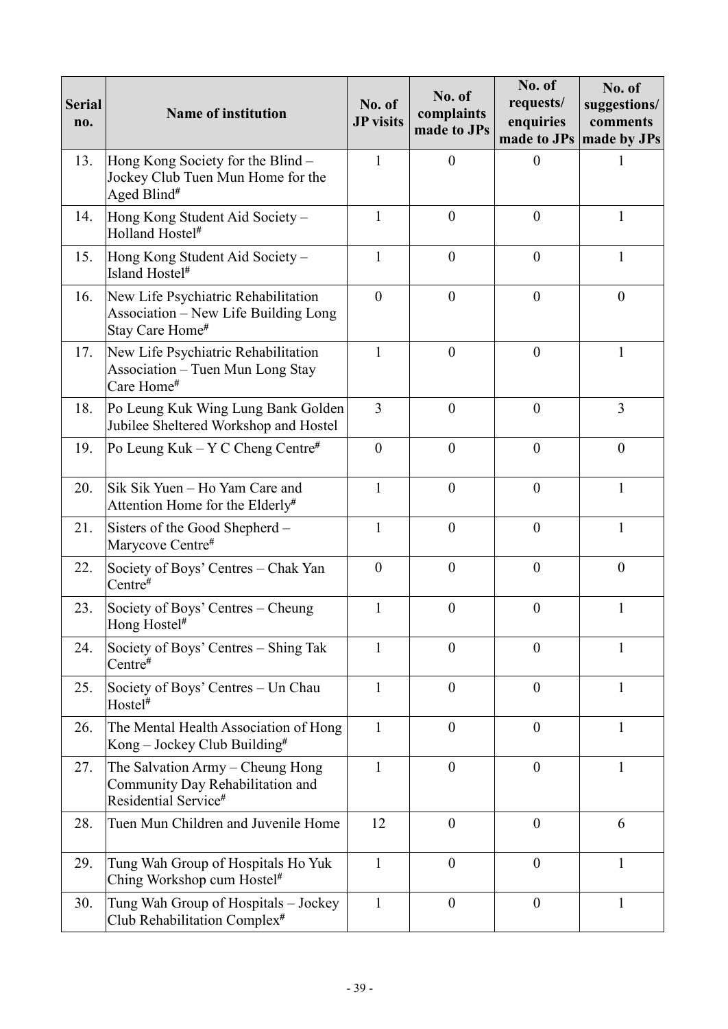| Serial no. | Name of institution | No. of JP visits | No. of complaints made to JPs | No. of requests/ enquiries made to JPs | No. of suggestions/ comments made by JPs |
|---|---|---|---|---|---|
| 13. | Hong Kong Society for the Blind – Jockey Club Tuen Mun Home for the Aged Blind# | 1 | 0 | 0 | 1 |
| 14. | Hong Kong Student Aid Society – Holland Hostel# | 1 | 0 | 0 | 1 |
| 15. | Hong Kong Student Aid Society – Island Hostel# | 1 | 0 | 0 | 1 |
| 16. | New Life Psychiatric Rehabilitation Association – New Life Building Long Stay Care Home# | 0 | 0 | 0 | 0 |
| 17. | New Life Psychiatric Rehabilitation Association – Tuen Mun Long Stay Care Home# | 1 | 0 | 0 | 1 |
| 18. | Po Leung Kuk Wing Lung Bank Golden Jubilee Sheltered Workshop and Hostel | 3 | 0 | 0 | 3 |
| 19. | Po Leung Kuk – Y C Cheng Centre# | 0 | 0 | 0 | 0 |
| 20. | Sik Sik Yuen – Ho Yam Care and Attention Home for the Elderly# | 1 | 0 | 0 | 1 |
| 21. | Sisters of the Good Shepherd – Marycove Centre# | 1 | 0 | 0 | 1 |
| 22. | Society of Boys' Centres – Chak Yan Centre# | 0 | 0 | 0 | 0 |
| 23. | Society of Boys' Centres – Cheung Hong Hostel# | 1 | 0 | 0 | 1 |
| 24. | Society of Boys' Centres – Shing Tak Centre# | 1 | 0 | 0 | 1 |
| 25. | Society of Boys' Centres – Un Chau Hostel# | 1 | 0 | 0 | 1 |
| 26. | The Mental Health Association of Hong Kong – Jockey Club Building# | 1 | 0 | 0 | 1 |
| 27. | The Salvation Army – Cheung Hong Community Day Rehabilitation and Residential Service# | 1 | 0 | 0 | 1 |
| 28. | Tuen Mun Children and Juvenile Home | 12 | 0 | 0 | 6 |
| 29. | Tung Wah Group of Hospitals Ho Yuk Ching Workshop cum Hostel# | 1 | 0 | 0 | 1 |
| 30. | Tung Wah Group of Hospitals – Jockey Club Rehabilitation Complex# | 1 | 0 | 0 | 1 |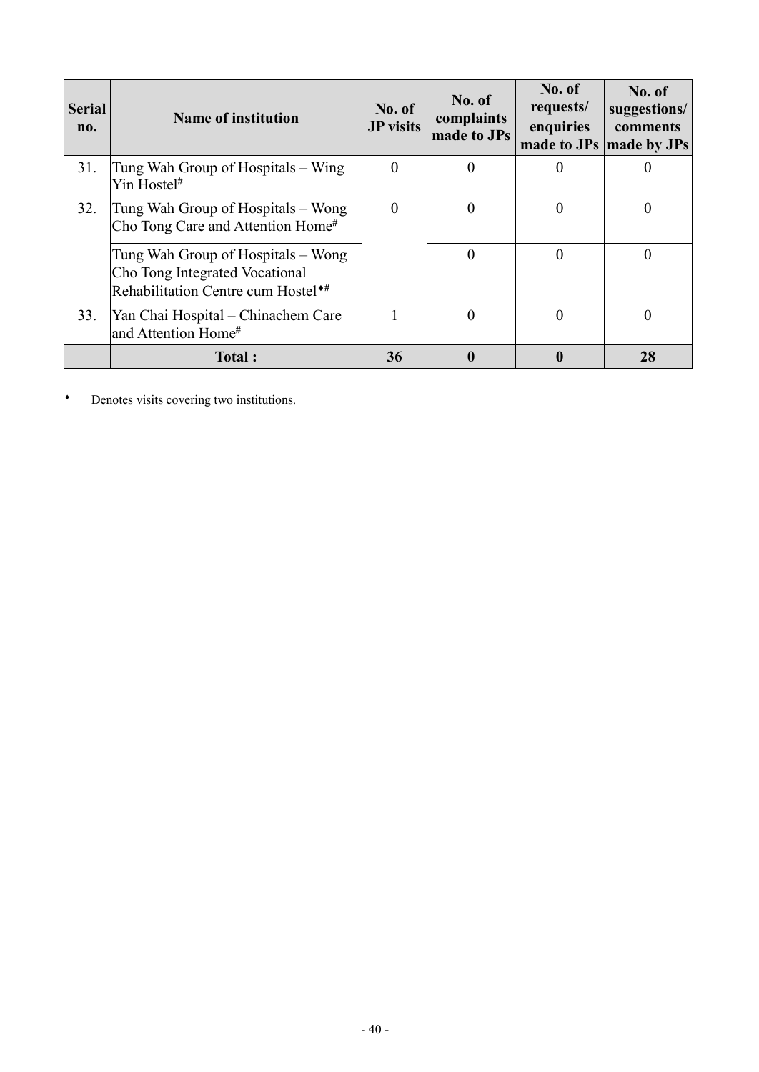| Serial no. | Name of institution | No. of JP visits | No. of complaints made to JPs | No. of requests/ enquiries made to JPs | No. of suggestions/ comments made by JPs |
|---|---|---|---|---|---|
| 31. | Tung Wah Group of Hospitals – Wing Yin Hostel# | 0 | 0 | 0 | 0 |
| 32. | Tung Wah Group of Hospitals – Wong Cho Tong Care and Attention Home# | 0 | 0 | 0 | 0 |
| | Tung Wah Group of Hospitals – Wong Cho Tong Integrated Vocational Rehabilitation Centre cum Hostel♦# | | 0 | 0 | 0 |
| 33. | Yan Chai Hospital – Chinachem Care and Attention Home# | 1 | 0 | 0 | 0 |
| | **Total :** | **36** | **0** | **0** | **28** |

♦ Denotes visits covering two institutions.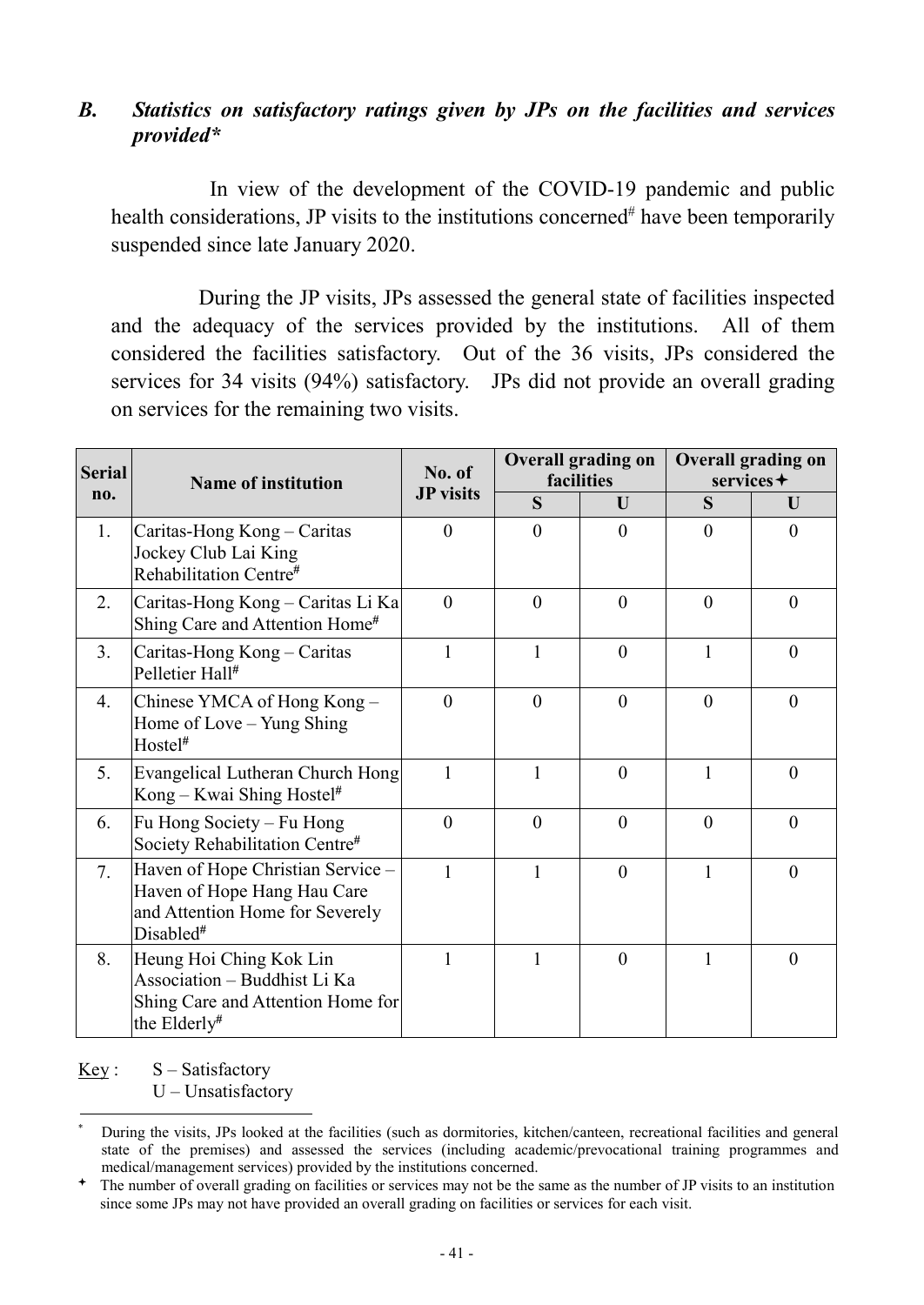## *B. Statistics on satisfactory ratings given by JPs on the facilities and services provided**

In view of the development of the COVID-19 pandemic and public health considerations, JP visits to the institutions concerned# have been temporarily suspended since late January 2020.

During the JP visits, JPs assessed the general state of facilities inspected and the adequacy of the services provided by the institutions. All of them considered the facilities satisfactory. Out of the 36 visits, JPs considered the services for 34 visits (94%) satisfactory. JPs did not provide an overall grading on services for the remaining two visits.

| Serial no. | Name of institution | No. of JP visits | Overall grading on facilities | | Overall grading on services✦ | |
|---|---|---|---|---|---|---|
| | | | S | U | S | U |
| 1. | Caritas-Hong Kong – Caritas Jockey Club Lai King Rehabilitation Centre# | 0 | 0 | 0 | 0 | 0 |
| 2. | Caritas-Hong Kong – Caritas Li Ka Shing Care and Attention Home# | 0 | 0 | 0 | 0 | 0 |
| 3. | Caritas-Hong Kong – Caritas Pelletier Hall# | 1 | 1 | 0 | 1 | 0 |
| 4. | Chinese YMCA of Hong Kong – Home of Love – Yung Shing Hostel# | 0 | 0 | 0 | 0 | 0 |
| 5. | Evangelical Lutheran Church Hong Kong – Kwai Shing Hostel# | 1 | 1 | 0 | 1 | 0 |
| 6. | Fu Hong Society – Fu Hong Society Rehabilitation Centre# | 0 | 0 | 0 | 0 | 0 |
| 7. | Haven of Hope Christian Service – Haven of Hope Hang Hau Care and Attention Home for Severely Disabled# | 1 | 1 | 0 | 1 | 0 |
| 8. | Heung Hoi Ching Kok Lin Association – Buddhist Li Ka Shing Care and Attention Home for the Elderly# | 1 | 1 | 0 | 1 | 0 |

Key : S – Satisfactory
U – Unsatisfactory

* During the visits, JPs looked at the facilities (such as dormitories, kitchen/canteen, recreational facilities and general state of the premises) and assessed the services (including academic/prevocational training programmes and medical/management services) provided by the institutions concerned.

✦ The number of overall grading on facilities or services may not be the same as the number of JP visits to an institution since some JPs may not have provided an overall grading on facilities or services for each visit.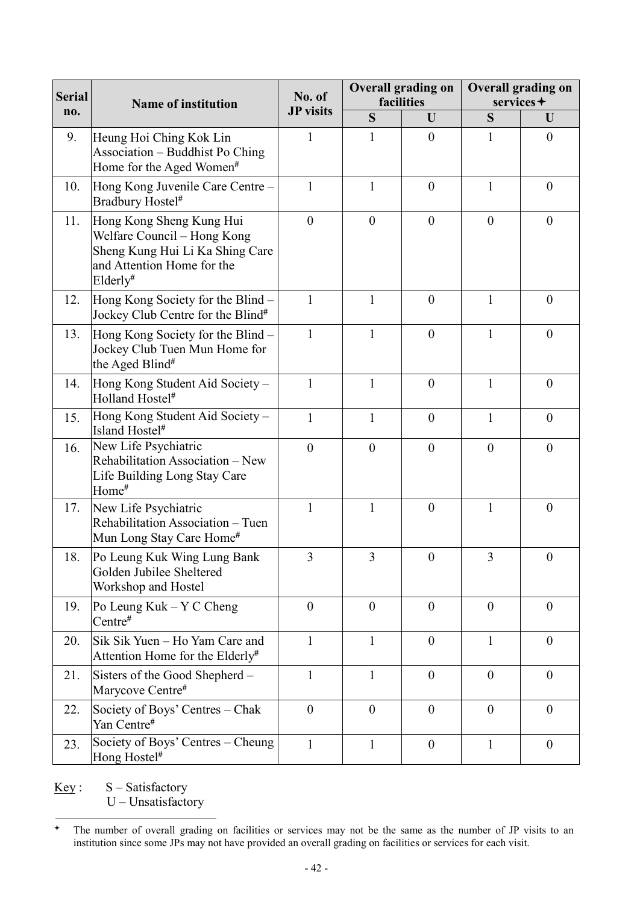| Serial no. | Name of institution | No. of JP visits | Overall grading on facilities | | Overall grading on services✦ | |
|---|---|---|---|---|---|---|
| | | | S | U | S | U |
| 9. | Heung Hoi Ching Kok Lin Association – Buddhist Po Ching Home for the Aged Women# | 1 | 1 | 0 | 1 | 0 |
| 10. | Hong Kong Juvenile Care Centre – Bradbury Hostel# | 1 | 1 | 0 | 1 | 0 |
| 11. | Hong Kong Sheng Kung Hui Welfare Council – Hong Kong Sheng Kung Hui Li Ka Shing Care and Attention Home for the Elderly# | 0 | 0 | 0 | 0 | 0 |
| 12. | Hong Kong Society for the Blind – Jockey Club Centre for the Blind# | 1 | 1 | 0 | 1 | 0 |
| 13. | Hong Kong Society for the Blind – Jockey Club Tuen Mun Home for the Aged Blind# | 1 | 1 | 0 | 1 | 0 |
| 14. | Hong Kong Student Aid Society – Holland Hostel# | 1 | 1 | 0 | 1 | 0 |
| 15. | Hong Kong Student Aid Society – Island Hostel# | 1 | 1 | 0 | 1 | 0 |
| 16. | New Life Psychiatric Rehabilitation Association – New Life Building Long Stay Care Home# | 0 | 0 | 0 | 0 | 0 |
| 17. | New Life Psychiatric Rehabilitation Association – Tuen Mun Long Stay Care Home# | 1 | 1 | 0 | 1 | 0 |
| 18. | Po Leung Kuk Wing Lung Bank Golden Jubilee Sheltered Workshop and Hostel | 3 | 3 | 0 | 3 | 0 |
| 19. | Po Leung Kuk – Y C Cheng Centre# | 0 | 0 | 0 | 0 | 0 |
| 20. | Sik Sik Yuen – Ho Yam Care and Attention Home for the Elderly# | 1 | 1 | 0 | 1 | 0 |
| 21. | Sisters of the Good Shepherd – Marycove Centre# | 1 | 1 | 0 | 0 | 0 |
| 22. | Society of Boys' Centres – Chak Yan Centre# | 0 | 0 | 0 | 0 | 0 |
| 23. | Society of Boys' Centres – Cheung Hong Hostel# | 1 | 1 | 0 | 1 | 0 |

Key : S – Satisfactory
U – Unsatisfactory

✦ The number of overall grading on facilities or services may not be the same as the number of JP visits to an institution since some JPs may not have provided an overall grading on facilities or services for each visit.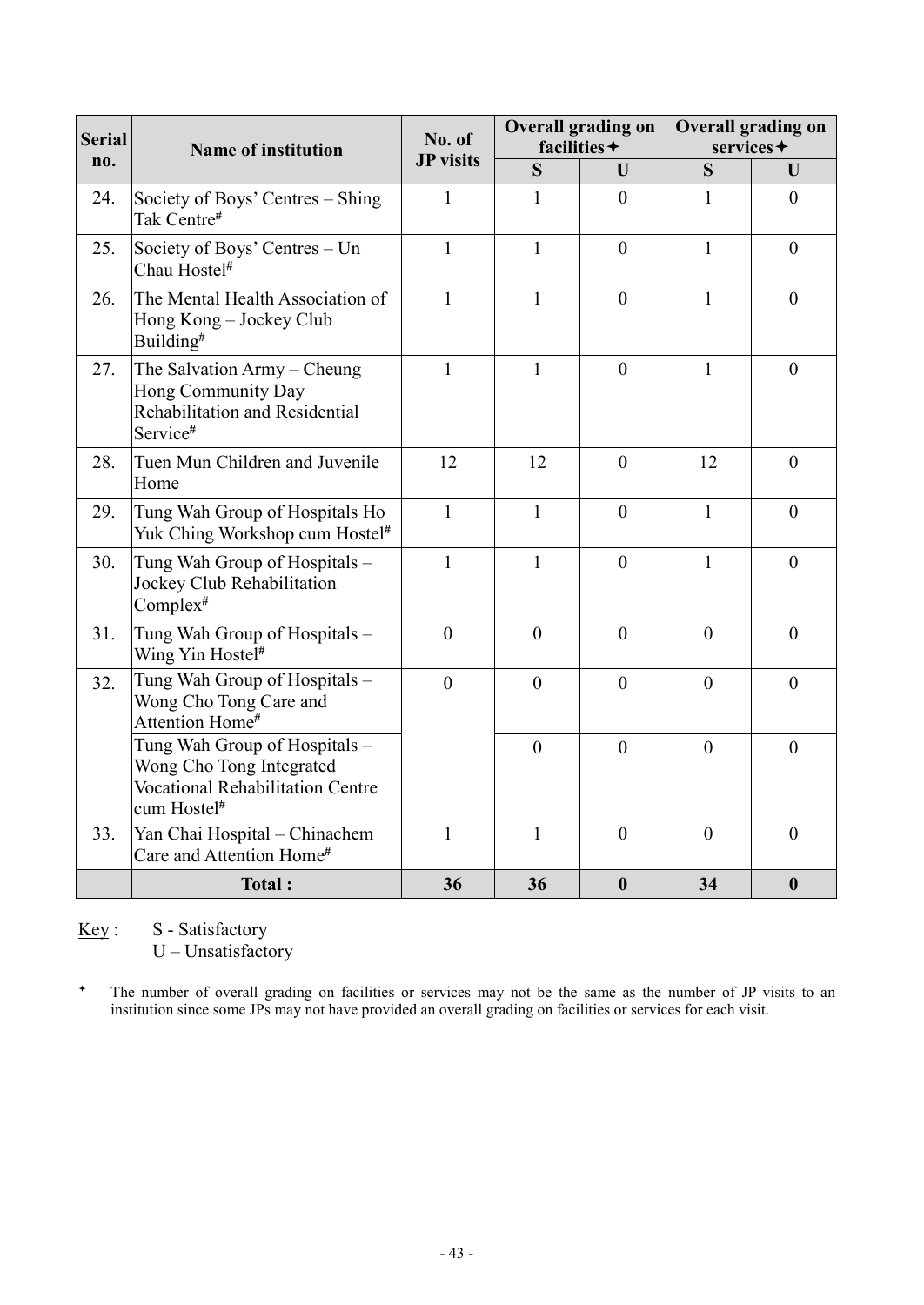| Serial no. | Name of institution | No. of JP visits | Overall grading on facilities✦ | | Overall grading on services✦ | |
|---|---|---|---|---|---|---|
| | | | S | U | S | U |
| 24. | Society of Boys' Centres – Shing Tak Centre# | 1 | 1 | 0 | 1 | 0 |
| 25. | Society of Boys' Centres – Un Chau Hostel# | 1 | 1 | 0 | 1 | 0 |
| 26. | The Mental Health Association of Hong Kong – Jockey Club Building# | 1 | 1 | 0 | 1 | 0 |
| 27. | The Salvation Army – Cheung Hong Community Day Rehabilitation and Residential Service# | 1 | 1 | 0 | 1 | 0 |
| 28. | Tuen Mun Children and Juvenile Home | 12 | 12 | 0 | 12 | 0 |
| 29. | Tung Wah Group of Hospitals Ho Yuk Ching Workshop cum Hostel# | 1 | 1 | 0 | 1 | 0 |
| 30. | Tung Wah Group of Hospitals – Jockey Club Rehabilitation Complex# | 1 | 1 | 0 | 1 | 0 |
| 31. | Tung Wah Group of Hospitals – Wing Yin Hostel# | 0 | 0 | 0 | 0 | 0 |
| 32. | Tung Wah Group of Hospitals – Wong Cho Tong Care and Attention Home# | 0 | 0 | 0 | 0 | 0 |
| | Tung Wah Group of Hospitals – Wong Cho Tong Integrated Vocational Rehabilitation Centre cum Hostel# | | 0 | 0 | 0 | 0 |
| 33. | Yan Chai Hospital – Chinachem Care and Attention Home# | 1 | 1 | 0 | 0 | 0 |
| | **Total :** | **36** | **36** | **0** | **34** | **0** |

Key : S - Satisfactory
U – Unsatisfactory

✦ The number of overall grading on facilities or services may not be the same as the number of JP visits to an institution since some JPs may not have provided an overall grading on facilities or services for each visit.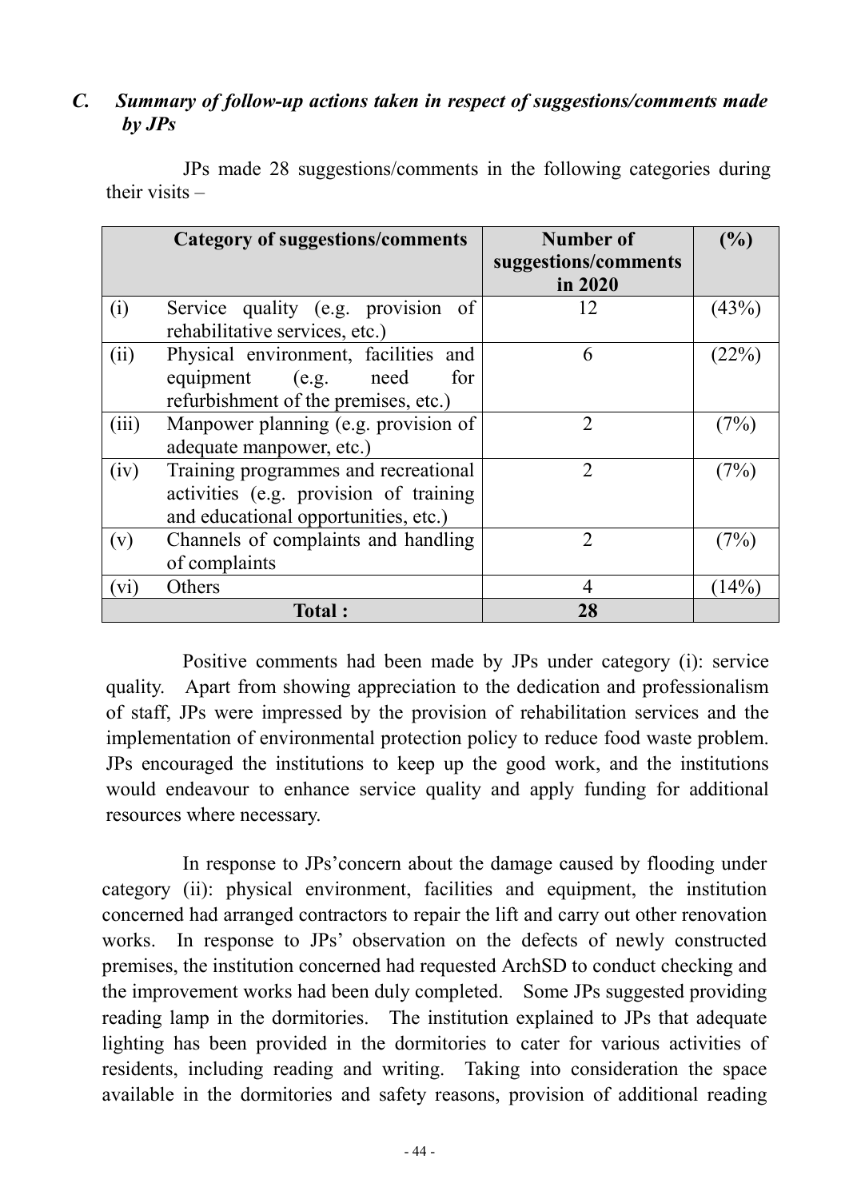### *C. Summary of follow-up actions taken in respect of suggestions/comments made by JPs*

JPs made 28 suggestions/comments in the following categories during their visits –

| | Category of suggestions/comments | Number of suggestions/comments in 2020 | (%) |
|---|---|---|---|
| (i) | Service quality (e.g. provision of rehabilitative services, etc.) | 12 | (43%) |
| (ii) | Physical environment, facilities and equipment (e.g. need for refurbishment of the premises, etc.) | 6 | (22%) |
| (iii) | Manpower planning (e.g. provision of adequate manpower, etc.) | 2 | (7%) |
| (iv) | Training programmes and recreational activities (e.g. provision of training and educational opportunities, etc.) | 2 | (7%) |
| (v) | Channels of complaints and handling of complaints | 2 | (7%) |
| (vi) | Others | 4 | (14%) |
| | **Total :** | **28** | |

Positive comments had been made by JPs under category (i): service quality. Apart from showing appreciation to the dedication and professionalism of staff, JPs were impressed by the provision of rehabilitation services and the implementation of environmental protection policy to reduce food waste problem. JPs encouraged the institutions to keep up the good work, and the institutions would endeavour to enhance service quality and apply funding for additional resources where necessary.

In response to JPs'concern about the damage caused by flooding under category (ii): physical environment, facilities and equipment, the institution concerned had arranged contractors to repair the lift and carry out other renovation works. In response to JPs' observation on the defects of newly constructed premises, the institution concerned had requested ArchSD to conduct checking and the improvement works had been duly completed. Some JPs suggested providing reading lamp in the dormitories. The institution explained to JPs that adequate lighting has been provided in the dormitories to cater for various activities of residents, including reading and writing. Taking into consideration the space available in the dormitories and safety reasons, provision of additional reading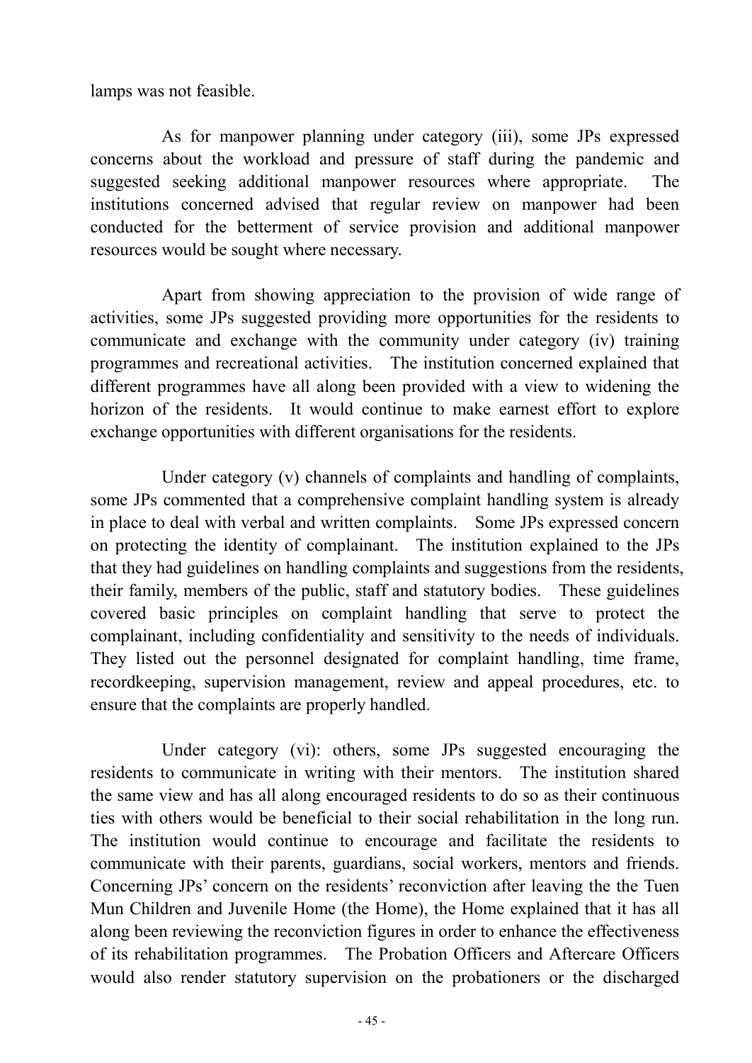lamps was not feasible.

As for manpower planning under category (iii), some JPs expressed concerns about the workload and pressure of staff during the pandemic and suggested seeking additional manpower resources where appropriate. The institutions concerned advised that regular review on manpower had been conducted for the betterment of service provision and additional manpower resources would be sought where necessary.

Apart from showing appreciation to the provision of wide range of activities, some JPs suggested providing more opportunities for the residents to communicate and exchange with the community under category (iv) training programmes and recreational activities. The institution concerned explained that different programmes have all along been provided with a view to widening the horizon of the residents. It would continue to make earnest effort to explore exchange opportunities with different organisations for the residents.

Under category (v) channels of complaints and handling of complaints, some JPs commented that a comprehensive complaint handling system is already in place to deal with verbal and written complaints. Some JPs expressed concern on protecting the identity of complainant. The institution explained to the JPs that they had guidelines on handling complaints and suggestions from the residents, their family, members of the public, staff and statutory bodies. These guidelines covered basic principles on complaint handling that serve to protect the complainant, including confidentiality and sensitivity to the needs of individuals. They listed out the personnel designated for complaint handling, time frame, recordkeeping, supervision management, review and appeal procedures, etc. to ensure that the complaints are properly handled.

Under category (vi): others, some JPs suggested encouraging the residents to communicate in writing with their mentors. The institution shared the same view and has all along encouraged residents to do so as their continuous ties with others would be beneficial to their social rehabilitation in the long run. The institution would continue to encourage and facilitate the residents to communicate with their parents, guardians, social workers, mentors and friends. Concerning JPs' concern on the residents' reconviction after leaving the the Tuen Mun Children and Juvenile Home (the Home), the Home explained that it has all along been reviewing the reconviction figures in order to enhance the effectiveness of its rehabilitation programmes. The Probation Officers and Aftercare Officers would also render statutory supervision on the probationers or the discharged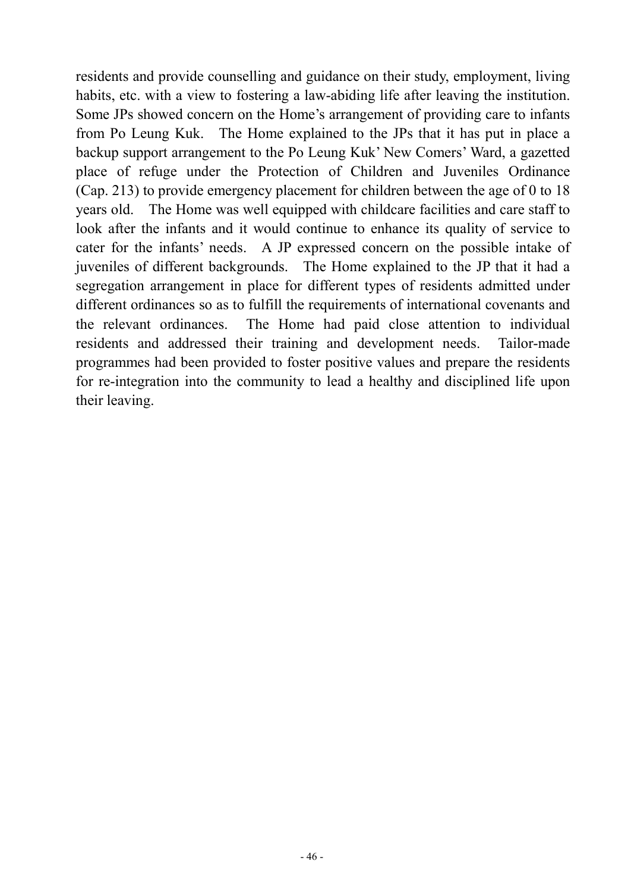residents and provide counselling and guidance on their study, employment, living habits, etc. with a view to fostering a law-abiding life after leaving the institution. Some JPs showed concern on the Home's arrangement of providing care to infants from Po Leung Kuk. The Home explained to the JPs that it has put in place a backup support arrangement to the Po Leung Kuk' New Comers' Ward, a gazetted place of refuge under the Protection of Children and Juveniles Ordinance (Cap. 213) to provide emergency placement for children between the age of 0 to 18 years old. The Home was well equipped with childcare facilities and care staff to look after the infants and it would continue to enhance its quality of service to cater for the infants' needs. A JP expressed concern on the possible intake of juveniles of different backgrounds. The Home explained to the JP that it had a segregation arrangement in place for different types of residents admitted under different ordinances so as to fulfill the requirements of international covenants and the relevant ordinances. The Home had paid close attention to individual residents and addressed their training and development needs. Tailor-made programmes had been provided to foster positive values and prepare the residents for re-integration into the community to lead a healthy and disciplined life upon their leaving.